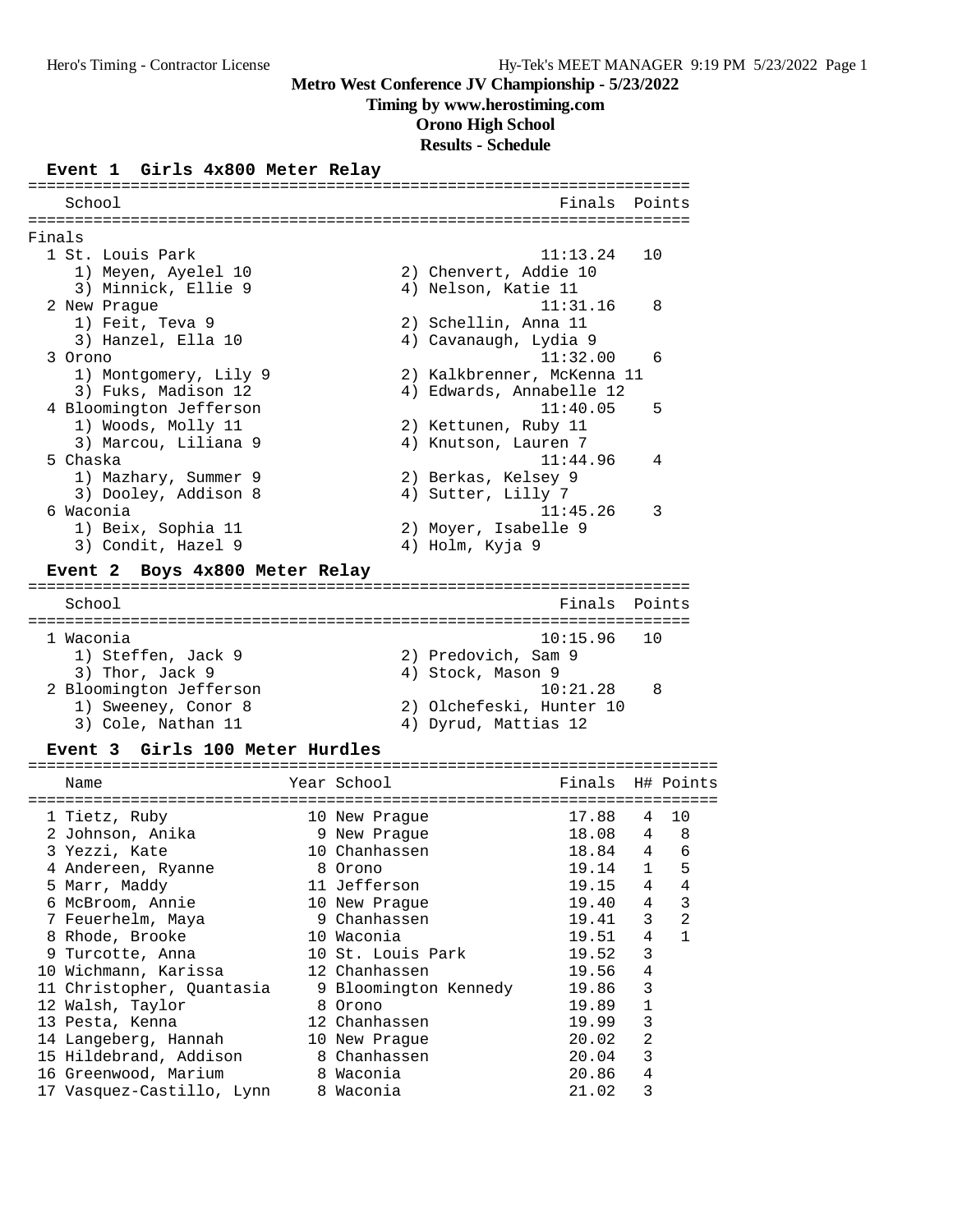# Metro West Conference JV Championship - 5/23/2022

**Timing by www.herostiming.com**

**Orono High School**

**Results - Schedule**

### Event 1 Girls 4x800 Meter Relay

Finals

| Place | School | Finals | Points |
|---|---|---|---|
| 1 | St. Louis Park | 11:13.24 | 10 |
| | 1) Meyen, Ayelel 10; 2) Chenvert, Addie 10; 3) Minnick, Ellie 9; 4) Nelson, Katie 11 | | |
| 2 | New Prague | 11:31.16 | 8 |
| | 1) Feit, Teva 9; 2) Schellin, Anna 11; 3) Hanzel, Ella 10; 4) Cavanaugh, Lydia 9 | | |
| 3 | Orono | 11:32.00 | 6 |
| | 1) Montgomery, Lily 9; 2) Kalkbrenner, McKenna 11; 3) Fuks, Madison 12; 4) Edwards, Annabelle 12 | | |
| 4 | Bloomington Jefferson | 11:40.05 | 5 |
| | 1) Woods, Molly 11; 2) Kettunen, Ruby 11; 3) Marcou, Liliana 9; 4) Knutson, Lauren 7 | | |
| 5 | Chaska | 11:44.96 | 4 |
| | 1) Mazhary, Summer 9; 2) Berkas, Kelsey 9; 3) Dooley, Addison 8; 4) Sutter, Lilly 7 | | |
| 6 | Waconia | 11:45.26 | 3 |
| | 1) Beix, Sophia 11; 2) Moyer, Isabelle 9; 3) Condit, Hazel 9; 4) Holm, Kyja 9 | | |

### Event 2 Boys 4x800 Meter Relay

| Place | School | Finals | Points |
|---|---|---|---|
| 1 | Waconia | 10:15.96 | 10 |
| | 1) Steffen, Jack 9; 2) Predovich, Sam 9; 3) Thor, Jack 9; 4) Stock, Mason 9 | | |
| 2 | Bloomington Jefferson | 10:21.28 | 8 |
| | 1) Sweeney, Conor 8; 2) Olchefeski, Hunter 10; 3) Cole, Nathan 11; 4) Dyrud, Mattias 12 | | |

### Event 3 Girls 100 Meter Hurdles

| Place | Name | Year | School | Finals | H# | Points |
|---|---|---|---|---|---|---|
| 1 | Tietz, Ruby | 10 | New Prague | 17.88 | 4 | 10 |
| 2 | Johnson, Anika | 9 | New Prague | 18.08 | 4 | 8 |
| 3 | Yezzi, Kate | 10 | Chanhassen | 18.84 | 4 | 6 |
| 4 | Andereen, Ryanne | 8 | Orono | 19.14 | 1 | 5 |
| 5 | Marr, Maddy | 11 | Jefferson | 19.15 | 4 | 4 |
| 6 | McBroom, Annie | 10 | New Prague | 19.40 | 4 | 3 |
| 7 | Feuerhelm, Maya | 9 | Chanhassen | 19.41 | 3 | 2 |
| 8 | Rhode, Brooke | 10 | Waconia | 19.51 | 4 | 1 |
| 9 | Turcotte, Anna | 10 | St. Louis Park | 19.52 | 3 | |
| 10 | Wichmann, Karissa | 12 | Chanhassen | 19.56 | 4 | |
| 11 | Christopher, Quantasia | 9 | Bloomington Kennedy | 19.86 | 3 | |
| 12 | Walsh, Taylor | 8 | Orono | 19.89 | 1 | |
| 13 | Pesta, Kenna | 12 | Chanhassen | 19.99 | 3 | |
| 14 | Langeberg, Hannah | 10 | New Prague | 20.02 | 2 | |
| 15 | Hildebrand, Addison | 8 | Chanhassen | 20.04 | 3 | |
| 16 | Greenwood, Marium | 8 | Waconia | 20.86 | 4 | |
| 17 | Vasquez-Castillo, Lynn | 8 | Waconia | 21.02 | 3 | |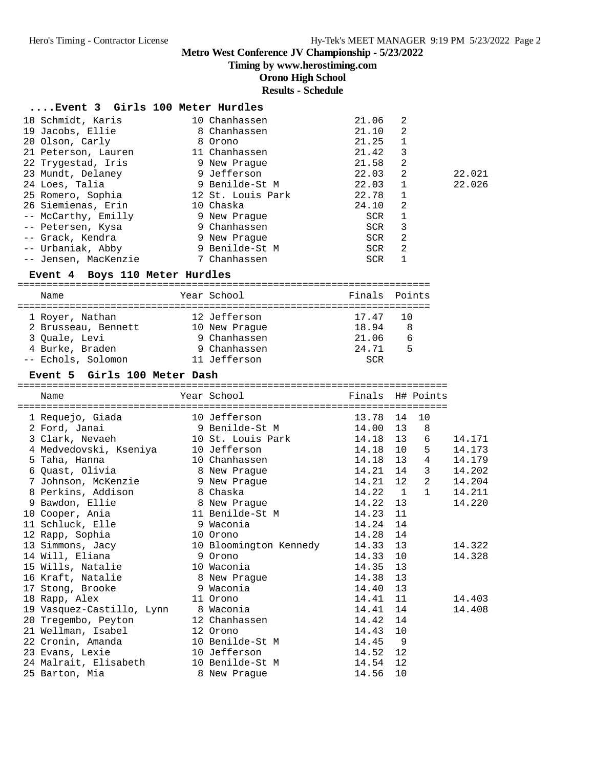# Metro West Conference JV Championship - 5/23/2022

**Timing by www.herostiming.com**

**Orono High School**

**Results - Schedule**

### ....Event 3 Girls 100 Meter Hurdles

| Place | Name | Year | School | Finals | H# | |
|---|---|---|---|---|---|---|
| 18 | Schmidt, Karis | 10 | Chanhassen | 21.06 | 2 | |
| 19 | Jacobs, Ellie | 8 | Chanhassen | 21.10 | 2 | |
| 20 | Olson, Carly | 8 | Orono | 21.25 | 1 | |
| 21 | Peterson, Lauren | 11 | Chanhassen | 21.42 | 3 | |
| 22 | Trygestad, Iris | 9 | New Prague | 21.58 | 2 | |
| 23 | Mundt, Delaney | 9 | Jefferson | 22.03 | 2 | 22.021 |
| 24 | Loes, Talia | 9 | Benilde-St M | 22.03 | 1 | 22.026 |
| 25 | Romero, Sophia | 12 | St. Louis Park | 22.78 | 1 | |
| 26 | Siemienas, Erin | 10 | Chaska | 24.10 | 2 | |
| -- | McCarthy, Emilly | 9 | New Prague | SCR | 1 | |
| -- | Petersen, Kysa | 9 | Chanhassen | SCR | 3 | |
| -- | Grack, Kendra | 9 | New Prague | SCR | 2 | |
| -- | Urbaniak, Abby | 9 | Benilde-St M | SCR | 2 | |
| -- | Jensen, MacKenzie | 7 | Chanhassen | SCR | 1 | |

### Event 4 Boys 110 Meter Hurdles

| Place | Name | Year | School | Finals | Points |
|---|---|---|---|---|---|
| 1 | Royer, Nathan | 12 | Jefferson | 17.47 | 10 |
| 2 | Brusseau, Bennett | 10 | New Prague | 18.94 | 8 |
| 3 | Quale, Levi | 9 | Chanhassen | 21.06 | 6 |
| 4 | Burke, Braden | 9 | Chanhassen | 24.71 | 5 |
| -- | Echols, Solomon | 11 | Jefferson | SCR | |

### Event 5 Girls 100 Meter Dash

| Place | Name | Year | School | Finals | H# | Points | |
|---|---|---|---|---|---|---|---|
| 1 | Requejo, Giada | 10 | Jefferson | 13.78 | 14 | 10 | |
| 2 | Ford, Janai | 9 | Benilde-St M | 14.00 | 13 | 8 | |
| 3 | Clark, Nevaeh | 10 | St. Louis Park | 14.18 | 13 | 6 | 14.171 |
| 4 | Medvedovski, Kseniya | 10 | Jefferson | 14.18 | 10 | 5 | 14.173 |
| 5 | Taha, Hanna | 10 | Chanhassen | 14.18 | 13 | 4 | 14.179 |
| 6 | Quast, Olivia | 8 | New Prague | 14.21 | 14 | 3 | 14.202 |
| 7 | Johnson, McKenzie | 9 | New Prague | 14.21 | 12 | 2 | 14.204 |
| 8 | Perkins, Addison | 8 | Chaska | 14.22 | 1 | 1 | 14.211 |
| 9 | Bawdon, Ellie | 8 | New Prague | 14.22 | 13 | | 14.220 |
| 10 | Cooper, Ania | 11 | Benilde-St M | 14.23 | 11 | | |
| 11 | Schluck, Elle | 9 | Waconia | 14.24 | 14 | | |
| 12 | Rapp, Sophia | 10 | Orono | 14.28 | 14 | | |
| 13 | Simmons, Jacy | 10 | Bloomington Kennedy | 14.33 | 13 | | 14.322 |
| 14 | Will, Eliana | 9 | Orono | 14.33 | 10 | | 14.328 |
| 15 | Wills, Natalie | 10 | Waconia | 14.35 | 13 | | |
| 16 | Kraft, Natalie | 8 | New Prague | 14.38 | 13 | | |
| 17 | Stong, Brooke | 9 | Waconia | 14.40 | 13 | | |
| 18 | Rapp, Alex | 11 | Orono | 14.41 | 11 | | 14.403 |
| 19 | Vasquez-Castillo, Lynn | 8 | Waconia | 14.41 | 14 | | 14.408 |
| 20 | Tregembo, Peyton | 12 | Chanhassen | 14.42 | 14 | | |
| 21 | Wellman, Isabel | 12 | Orono | 14.43 | 10 | | |
| 22 | Cronin, Amanda | 10 | Benilde-St M | 14.45 | 9 | | |
| 23 | Evans, Lexie | 10 | Jefferson | 14.52 | 12 | | |
| 24 | Malrait, Elisabeth | 10 | Benilde-St M | 14.54 | 12 | | |
| 25 | Barton, Mia | 8 | New Prague | 14.56 | 10 | | |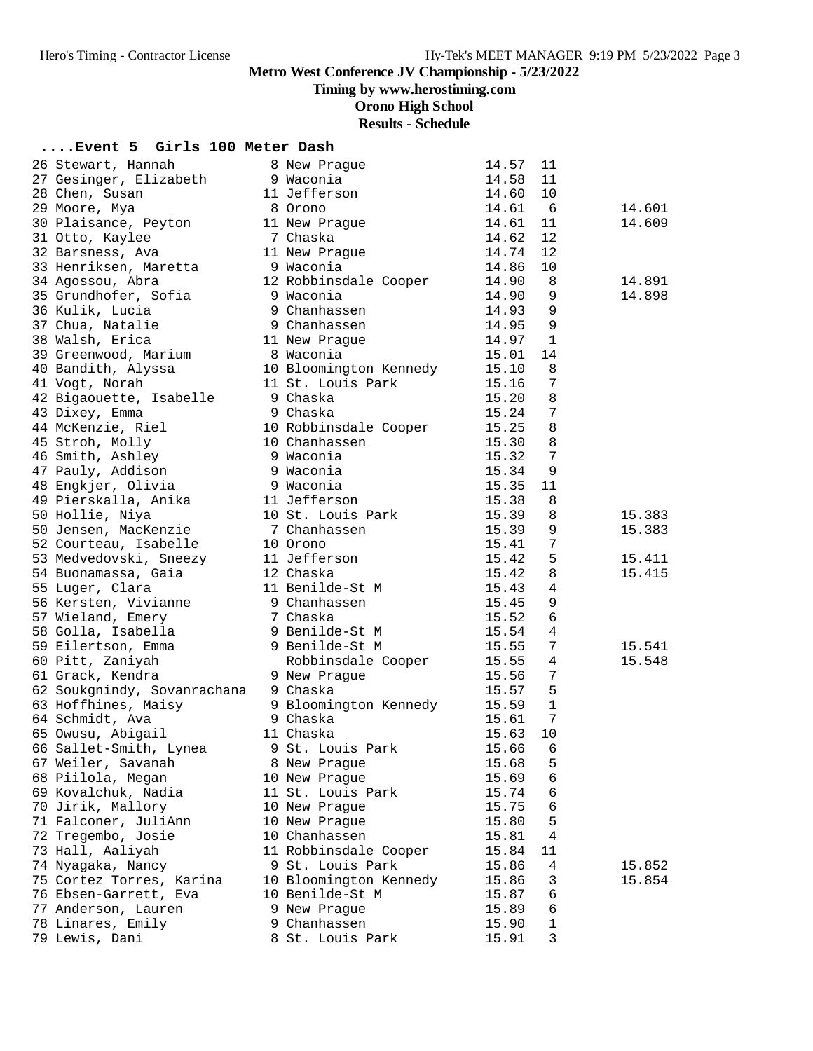# Metro West Conference JV Championship - 5/23/2022

**Timing by www.herostiming.com**

**Orono High School**

**Results - Schedule**

## ....Event 5 Girls 100 Meter Dash

| Place | Name | Year | School | Time | H | Tiebreak |
|---|---|---|---|---|---|---|
| 26 | Stewart, Hannah | 8 | New Prague | 14.57 | 11 | |
| 27 | Gesinger, Elizabeth | 9 | Waconia | 14.58 | 11 | |
| 28 | Chen, Susan | 11 | Jefferson | 14.60 | 10 | |
| 29 | Moore, Mya | 8 | Orono | 14.61 | 6 | 14.601 |
| 30 | Plaisance, Peyton | 11 | New Prague | 14.61 | 11 | 14.609 |
| 31 | Otto, Kaylee | 7 | Chaska | 14.62 | 12 | |
| 32 | Barsness, Ava | 11 | New Prague | 14.74 | 12 | |
| 33 | Henriksen, Maretta | 9 | Waconia | 14.86 | 10 | |
| 34 | Agossou, Abra | 12 | Robbinsdale Cooper | 14.90 | 8 | 14.891 |
| 35 | Grundhofer, Sofia | 9 | Waconia | 14.90 | 9 | 14.898 |
| 36 | Kulik, Lucia | 9 | Chanhassen | 14.93 | 9 | |
| 37 | Chua, Natalie | 9 | Chanhassen | 14.95 | 9 | |
| 38 | Walsh, Erica | 11 | New Prague | 14.97 | 1 | |
| 39 | Greenwood, Marium | 8 | Waconia | 15.01 | 14 | |
| 40 | Bandith, Alyssa | 10 | Bloomington Kennedy | 15.10 | 8 | |
| 41 | Vogt, Norah | 11 | St. Louis Park | 15.16 | 7 | |
| 42 | Bigaouette, Isabelle | 9 | Chaska | 15.20 | 8 | |
| 43 | Dixey, Emma | 9 | Chaska | 15.24 | 7 | |
| 44 | McKenzie, Riel | 10 | Robbinsdale Cooper | 15.25 | 8 | |
| 45 | Stroh, Molly | 10 | Chanhassen | 15.30 | 8 | |
| 46 | Smith, Ashley | 9 | Waconia | 15.32 | 7 | |
| 47 | Pauly, Addison | 9 | Waconia | 15.34 | 9 | |
| 48 | Engkjer, Olivia | 9 | Waconia | 15.35 | 11 | |
| 49 | Pierskalla, Anika | 11 | Jefferson | 15.38 | 8 | |
| 50 | Hollie, Niya | 10 | St. Louis Park | 15.39 | 8 | 15.383 |
| 50 | Jensen, MacKenzie | 7 | Chanhassen | 15.39 | 9 | 15.383 |
| 52 | Courteau, Isabelle | 10 | Orono | 15.41 | 7 | |
| 53 | Medvedovski, Sneezy | 11 | Jefferson | 15.42 | 5 | 15.411 |
| 54 | Buonamassa, Gaia | 12 | Chaska | 15.42 | 8 | 15.415 |
| 55 | Luger, Clara | 11 | Benilde-St M | 15.43 | 4 | |
| 56 | Kersten, Vivianne | 9 | Chanhassen | 15.45 | 9 | |
| 57 | Wieland, Emery | 7 | Chaska | 15.52 | 6 | |
| 58 | Golla, Isabella | 9 | Benilde-St M | 15.54 | 4 | |
| 59 | Eilertson, Emma | 9 | Benilde-St M | 15.55 | 7 | 15.541 |
| 60 | Pitt, Zaniyah | | Robbinsdale Cooper | 15.55 | 4 | 15.548 |
| 61 | Grack, Kendra | 9 | New Prague | 15.56 | 7 | |
| 62 | Soukgnindy, Sovanrachana | 9 | Chaska | 15.57 | 5 | |
| 63 | Hoffhines, Maisy | 9 | Bloomington Kennedy | 15.59 | 1 | |
| 64 | Schmidt, Ava | 9 | Chaska | 15.61 | 7 | |
| 65 | Owusu, Abigail | 11 | Chaska | 15.63 | 10 | |
| 66 | Sallet-Smith, Lynea | 9 | St. Louis Park | 15.66 | 6 | |
| 67 | Weiler, Savanah | 8 | New Prague | 15.68 | 5 | |
| 68 | Piilola, Megan | 10 | New Prague | 15.69 | 6 | |
| 69 | Kovalchuk, Nadia | 11 | St. Louis Park | 15.74 | 6 | |
| 70 | Jirik, Mallory | 10 | New Prague | 15.75 | 6 | |
| 71 | Falconer, JuliAnn | 10 | New Prague | 15.80 | 5 | |
| 72 | Tregembo, Josie | 10 | Chanhassen | 15.81 | 4 | |
| 73 | Hall, Aaliyah | 11 | Robbinsdale Cooper | 15.84 | 11 | |
| 74 | Nyagaka, Nancy | 9 | St. Louis Park | 15.86 | 4 | 15.852 |
| 75 | Cortez Torres, Karina | 10 | Bloomington Kennedy | 15.86 | 3 | 15.854 |
| 76 | Ebsen-Garrett, Eva | 10 | Benilde-St M | 15.87 | 6 | |
| 77 | Anderson, Lauren | 9 | New Prague | 15.89 | 6 | |
| 78 | Linares, Emily | 9 | Chanhassen | 15.90 | 1 | |
| 79 | Lewis, Dani | 8 | St. Louis Park | 15.91 | 3 | |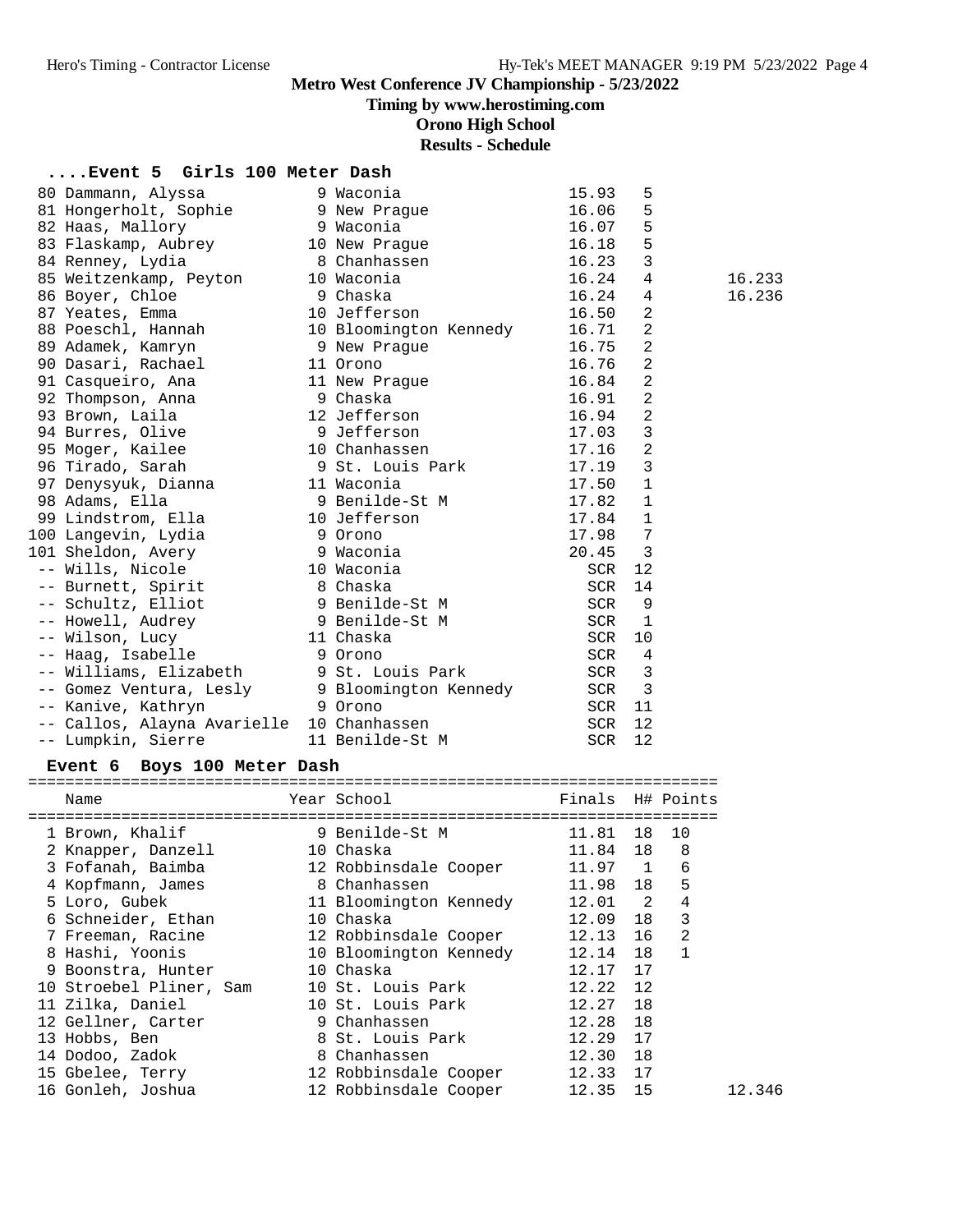# Metro West Conference JV Championship - 5/23/2022

## Timing by www.herostiming.com

## Orono High School

## Results - Schedule

### ....Event 5 Girls 100 Meter Dash

| Place | Name | Year | School | Finals | H# | |
|---|---|---|---|---|---|---|
| 80 | Dammann, Alyssa | 9 | Waconia | 15.93 | 5 | |
| 81 | Hongerholt, Sophie | 9 | New Prague | 16.06 | 5 | |
| 82 | Haas, Mallory | 9 | Waconia | 16.07 | 5 | |
| 83 | Flaskamp, Aubrey | 10 | New Prague | 16.18 | 5 | |
| 84 | Renney, Lydia | 8 | Chanhassen | 16.23 | 3 | |
| 85 | Weitzenkamp, Peyton | 10 | Waconia | 16.24 | 4 | 16.233 |
| 86 | Boyer, Chloe | 9 | Chaska | 16.24 | 4 | 16.236 |
| 87 | Yeates, Emma | 10 | Jefferson | 16.50 | 2 | |
| 88 | Poeschl, Hannah | 10 | Bloomington Kennedy | 16.71 | 2 | |
| 89 | Adamek, Kamryn | 9 | New Prague | 16.75 | 2 | |
| 90 | Dasari, Rachael | 11 | Orono | 16.76 | 2 | |
| 91 | Casqueiro, Ana | 11 | New Prague | 16.84 | 2 | |
| 92 | Thompson, Anna | 9 | Chaska | 16.91 | 2 | |
| 93 | Brown, Laila | 12 | Jefferson | 16.94 | 2 | |
| 94 | Burres, Olive | 9 | Jefferson | 17.03 | 3 | |
| 95 | Moger, Kailee | 10 | Chanhassen | 17.16 | 2 | |
| 96 | Tirado, Sarah | 9 | St. Louis Park | 17.19 | 3 | |
| 97 | Denysyuk, Dianna | 11 | Waconia | 17.50 | 1 | |
| 98 | Adams, Ella | 9 | Benilde-St M | 17.82 | 1 | |
| 99 | Lindstrom, Ella | 10 | Jefferson | 17.84 | 1 | |
| 100 | Langevin, Lydia | 9 | Orono | 17.98 | 7 | |
| 101 | Sheldon, Avery | 9 | Waconia | 20.45 | 3 | |
| -- | Wills, Nicole | 10 | Waconia | SCR | 12 | |
| -- | Burnett, Spirit | 8 | Chaska | SCR | 14 | |
| -- | Schultz, Elliot | 9 | Benilde-St M | SCR | 9 | |
| -- | Howell, Audrey | 9 | Benilde-St M | SCR | 1 | |
| -- | Wilson, Lucy | 11 | Chaska | SCR | 10 | |
| -- | Haag, Isabelle | 9 | Orono | SCR | 4 | |
| -- | Williams, Elizabeth | 9 | St. Louis Park | SCR | 3 | |
| -- | Gomez Ventura, Lesly | 9 | Bloomington Kennedy | SCR | 3 | |
| -- | Kanive, Kathryn | 9 | Orono | SCR | 11 | |
| -- | Callos, Alayna Avarielle | 10 | Chanhassen | SCR | 12 | |
| -- | Lumpkin, Sierre | 11 | Benilde-St M | SCR | 12 | |

### Event 6 Boys 100 Meter Dash

| Place | Name | Year | School | Finals | H# | Points | |
|---|---|---|---|---|---|---|---|
| 1 | Brown, Khalif | 9 | Benilde-St M | 11.81 | 18 | 10 | |
| 2 | Knapper, Danzell | 10 | Chaska | 11.84 | 18 | 8 | |
| 3 | Fofanah, Baimba | 12 | Robbinsdale Cooper | 11.97 | 1 | 6 | |
| 4 | Kopfmann, James | 8 | Chanhassen | 11.98 | 18 | 5 | |
| 5 | Loro, Gubek | 11 | Bloomington Kennedy | 12.01 | 2 | 4 | |
| 6 | Schneider, Ethan | 10 | Chaska | 12.09 | 18 | 3 | |
| 7 | Freeman, Racine | 12 | Robbinsdale Cooper | 12.13 | 16 | 2 | |
| 8 | Hashi, Yoonis | 10 | Bloomington Kennedy | 12.14 | 18 | 1 | |
| 9 | Boonstra, Hunter | 10 | Chaska | 12.17 | 17 | | |
| 10 | Stroebel Pliner, Sam | 10 | St. Louis Park | 12.22 | 12 | | |
| 11 | Zilka, Daniel | 10 | St. Louis Park | 12.27 | 18 | | |
| 12 | Gellner, Carter | 9 | Chanhassen | 12.28 | 18 | | |
| 13 | Hobbs, Ben | 8 | St. Louis Park | 12.29 | 17 | | |
| 14 | Dodoo, Zadok | 8 | Chanhassen | 12.30 | 18 | | |
| 15 | Gbelee, Terry | 12 | Robbinsdale Cooper | 12.33 | 17 | | |
| 16 | Gonleh, Joshua | 12 | Robbinsdale Cooper | 12.35 | 15 | | 12.346 |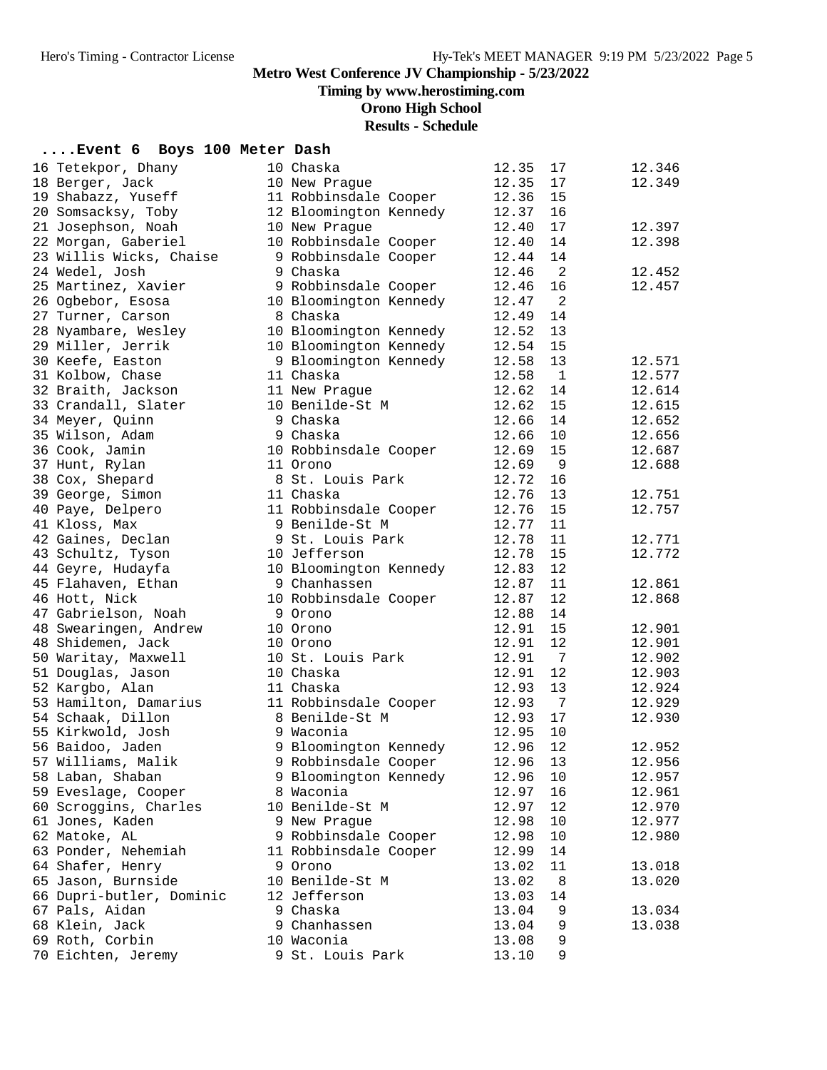# Metro West Conference JV Championship - 5/23/2022

**Timing by www.herostiming.com**

**Orono High School**

**Results - Schedule**

### ....Event 6 Boys 100 Meter Dash

| Place | Name | Yr | School | Time | Heat | Tiebreak |
|---|---|---|---|---|---|---|
| 16 | Tetekpor, Dhany | 10 | Chaska | 12.35 | 17 | 12.346 |
| 18 | Berger, Jack | 10 | New Prague | 12.35 | 17 | 12.349 |
| 19 | Shabazz, Yuseff | 11 | Robbinsdale Cooper | 12.36 | 15 | |
| 20 | Somsacksy, Toby | 12 | Bloomington Kennedy | 12.37 | 16 | |
| 21 | Josephson, Noah | 10 | New Prague | 12.40 | 17 | 12.397 |
| 22 | Morgan, Gaberiel | 10 | Robbinsdale Cooper | 12.40 | 14 | 12.398 |
| 23 | Willis Wicks, Chaise | 9 | Robbinsdale Cooper | 12.44 | 14 | |
| 24 | Wedel, Josh | 9 | Chaska | 12.46 | 2 | 12.452 |
| 25 | Martinez, Xavier | 9 | Robbinsdale Cooper | 12.46 | 16 | 12.457 |
| 26 | Ogbebor, Esosa | 10 | Bloomington Kennedy | 12.47 | 2 | |
| 27 | Turner, Carson | 8 | Chaska | 12.49 | 14 | |
| 28 | Nyambare, Wesley | 10 | Bloomington Kennedy | 12.52 | 13 | |
| 29 | Miller, Jerrik | 10 | Bloomington Kennedy | 12.54 | 15 | |
| 30 | Keefe, Easton | 9 | Bloomington Kennedy | 12.58 | 13 | 12.571 |
| 31 | Kolbow, Chase | 11 | Chaska | 12.58 | 1 | 12.577 |
| 32 | Braith, Jackson | 11 | New Prague | 12.62 | 14 | 12.614 |
| 33 | Crandall, Slater | 10 | Benilde-St M | 12.62 | 15 | 12.615 |
| 34 | Meyer, Quinn | 9 | Chaska | 12.66 | 14 | 12.652 |
| 35 | Wilson, Adam | 9 | Chaska | 12.66 | 10 | 12.656 |
| 36 | Cook, Jamin | 10 | Robbinsdale Cooper | 12.69 | 15 | 12.687 |
| 37 | Hunt, Rylan | 11 | Orono | 12.69 | 9 | 12.688 |
| 38 | Cox, Shepard | 8 | St. Louis Park | 12.72 | 16 | |
| 39 | George, Simon | 11 | Chaska | 12.76 | 13 | 12.751 |
| 40 | Paye, Delpero | 11 | Robbinsdale Cooper | 12.76 | 15 | 12.757 |
| 41 | Kloss, Max | 9 | Benilde-St M | 12.77 | 11 | |
| 42 | Gaines, Declan | 9 | St. Louis Park | 12.78 | 11 | 12.771 |
| 43 | Schultz, Tyson | 10 | Jefferson | 12.78 | 15 | 12.772 |
| 44 | Geyre, Hudayfa | 10 | Bloomington Kennedy | 12.83 | 12 | |
| 45 | Flahaven, Ethan | 9 | Chanhassen | 12.87 | 11 | 12.861 |
| 46 | Hott, Nick | 10 | Robbinsdale Cooper | 12.87 | 12 | 12.868 |
| 47 | Gabrielson, Noah | 9 | Orono | 12.88 | 14 | |
| 48 | Swearingen, Andrew | 10 | Orono | 12.91 | 15 | 12.901 |
| 48 | Shidemen, Jack | 10 | Orono | 12.91 | 12 | 12.901 |
| 50 | Waritay, Maxwell | 10 | St. Louis Park | 12.91 | 7 | 12.902 |
| 51 | Douglas, Jason | 10 | Chaska | 12.91 | 12 | 12.903 |
| 52 | Kargbo, Alan | 11 | Chaska | 12.93 | 13 | 12.924 |
| 53 | Hamilton, Damarius | 11 | Robbinsdale Cooper | 12.93 | 7 | 12.929 |
| 54 | Schaak, Dillon | 8 | Benilde-St M | 12.93 | 17 | 12.930 |
| 55 | Kirkwold, Josh | 9 | Waconia | 12.95 | 10 | |
| 56 | Baidoo, Jaden | 9 | Bloomington Kennedy | 12.96 | 12 | 12.952 |
| 57 | Williams, Malik | 9 | Robbinsdale Cooper | 12.96 | 13 | 12.956 |
| 58 | Laban, Shaban | 9 | Bloomington Kennedy | 12.96 | 10 | 12.957 |
| 59 | Eveslage, Cooper | 8 | Waconia | 12.97 | 16 | 12.961 |
| 60 | Scroggins, Charles | 10 | Benilde-St M | 12.97 | 12 | 12.970 |
| 61 | Jones, Kaden | 9 | New Prague | 12.98 | 10 | 12.977 |
| 62 | Matoke, AL | 9 | Robbinsdale Cooper | 12.98 | 10 | 12.980 |
| 63 | Ponder, Nehemiah | 11 | Robbinsdale Cooper | 12.99 | 14 | |
| 64 | Shafer, Henry | 9 | Orono | 13.02 | 11 | 13.018 |
| 65 | Jason, Burnside | 10 | Benilde-St M | 13.02 | 8 | 13.020 |
| 66 | Dupri-butler, Dominic | 12 | Jefferson | 13.03 | 14 | |
| 67 | Pals, Aidan | 9 | Chaska | 13.04 | 9 | 13.034 |
| 68 | Klein, Jack | 9 | Chanhassen | 13.04 | 9 | 13.038 |
| 69 | Roth, Corbin | 10 | Waconia | 13.08 | 9 | |
| 70 | Eichten, Jeremy | 9 | St. Louis Park | 13.10 | 9 | |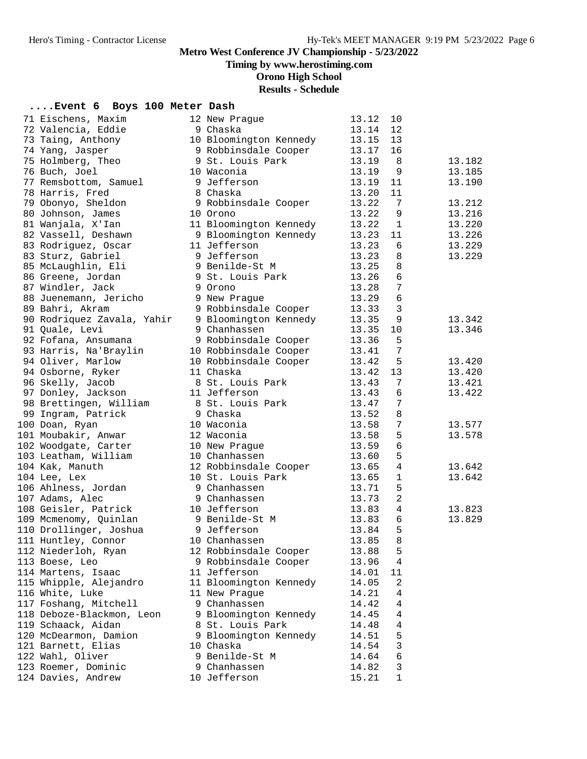# Metro West Conference JV Championship - 5/23/2022

**Timing by www.herostiming.com**

**Orono High School**

**Results - Schedule**

### ....Event 6 Boys 100 Meter Dash

| Place | Name | Yr | School | Time | H | Tiebreak |
|---|---|---|---|---|---|---|
| 71 | Eischens, Maxim | 12 | New Prague | 13.12 | 10 | |
| 72 | Valencia, Eddie | 9 | Chaska | 13.14 | 12 | |
| 73 | Taing, Anthony | 10 | Bloomington Kennedy | 13.15 | 13 | |
| 74 | Yang, Jasper | 9 | Robbinsdale Cooper | 13.17 | 16 | |
| 75 | Holmberg, Theo | 9 | St. Louis Park | 13.19 | 8 | 13.182 |
| 76 | Buch, Joel | 10 | Waconia | 13.19 | 9 | 13.185 |
| 77 | Remsbottom, Samuel | 9 | Jefferson | 13.19 | 11 | 13.190 |
| 78 | Harris, Fred | 8 | Chaska | 13.20 | 11 | |
| 79 | Obonyo, Sheldon | 9 | Robbinsdale Cooper | 13.22 | 7 | 13.212 |
| 80 | Johnson, James | 10 | Orono | 13.22 | 9 | 13.216 |
| 81 | Wanjala, X'Ian | 11 | Bloomington Kennedy | 13.22 | 1 | 13.220 |
| 82 | Vassell, Deshawn | 9 | Bloomington Kennedy | 13.23 | 11 | 13.226 |
| 83 | Rodriguez, Oscar | 11 | Jefferson | 13.23 | 6 | 13.229 |
| 83 | Sturz, Gabriel | 9 | Jefferson | 13.23 | 8 | 13.229 |
| 85 | McLaughlin, Eli | 9 | Benilde-St M | 13.25 | 8 | |
| 86 | Greene, Jordan | 9 | St. Louis Park | 13.26 | 6 | |
| 87 | Windler, Jack | 9 | Orono | 13.28 | 7 | |
| 88 | Juenemann, Jericho | 9 | New Prague | 13.29 | 6 | |
| 89 | Bahri, Akram | 9 | Robbinsdale Cooper | 13.33 | 3 | |
| 90 | Rodriquez Zavala, Yahir | 9 | Bloomington Kennedy | 13.35 | 9 | 13.342 |
| 91 | Quale, Levi | 9 | Chanhassen | 13.35 | 10 | 13.346 |
| 92 | Fofana, Ansumana | 9 | Robbinsdale Cooper | 13.36 | 5 | |
| 93 | Harris, Na'Braylin | 10 | Robbinsdale Cooper | 13.41 | 7 | |
| 94 | Oliver, Marlow | 10 | Robbinsdale Cooper | 13.42 | 5 | 13.420 |
| 94 | Osborne, Ryker | 11 | Chaska | 13.42 | 13 | 13.420 |
| 96 | Skelly, Jacob | 8 | St. Louis Park | 13.43 | 7 | 13.421 |
| 97 | Donley, Jackson | 11 | Jefferson | 13.43 | 6 | 13.422 |
| 98 | Brettingen, William | 8 | St. Louis Park | 13.47 | 7 | |
| 99 | Ingram, Patrick | 9 | Chaska | 13.52 | 8 | |
| 100 | Doan, Ryan | 10 | Waconia | 13.58 | 7 | 13.577 |
| 101 | Moubakir, Anwar | 12 | Waconia | 13.58 | 5 | 13.578 |
| 102 | Woodgate, Carter | 10 | New Prague | 13.59 | 6 | |
| 103 | Leatham, William | 10 | Chanhassen | 13.60 | 5 | |
| 104 | Kak, Manuth | 12 | Robbinsdale Cooper | 13.65 | 4 | 13.642 |
| 104 | Lee, Lex | 10 | St. Louis Park | 13.65 | 1 | 13.642 |
| 106 | Ahlness, Jordan | 9 | Chanhassen | 13.71 | 5 | |
| 107 | Adams, Alec | 9 | Chanhassen | 13.73 | 2 | |
| 108 | Geisler, Patrick | 10 | Jefferson | 13.83 | 4 | 13.823 |
| 109 | Mcmenomy, Quinlan | 9 | Benilde-St M | 13.83 | 6 | 13.829 |
| 110 | Drollinger, Joshua | 9 | Jefferson | 13.84 | 5 | |
| 111 | Huntley, Connor | 10 | Chanhassen | 13.85 | 8 | |
| 112 | Niederloh, Ryan | 12 | Robbinsdale Cooper | 13.88 | 5 | |
| 113 | Boese, Leo | 9 | Robbinsdale Cooper | 13.96 | 4 | |
| 114 | Martens, Isaac | 11 | Jefferson | 14.01 | 11 | |
| 115 | Whipple, Alejandro | 11 | Bloomington Kennedy | 14.05 | 2 | |
| 116 | White, Luke | 11 | New Prague | 14.21 | 4 | |
| 117 | Foshang, Mitchell | 9 | Chanhassen | 14.42 | 4 | |
| 118 | Deboze-Blackmon, Leon | 9 | Bloomington Kennedy | 14.45 | 4 | |
| 119 | Schaack, Aidan | 8 | St. Louis Park | 14.48 | 4 | |
| 120 | McDearmon, Damion | 9 | Bloomington Kennedy | 14.51 | 5 | |
| 121 | Barnett, Elias | 10 | Chaska | 14.54 | 3 | |
| 122 | Wahl, Oliver | 9 | Benilde-St M | 14.64 | 6 | |
| 123 | Roemer, Dominic | 9 | Chanhassen | 14.82 | 3 | |
| 124 | Davies, Andrew | 10 | Jefferson | 15.21 | 1 | |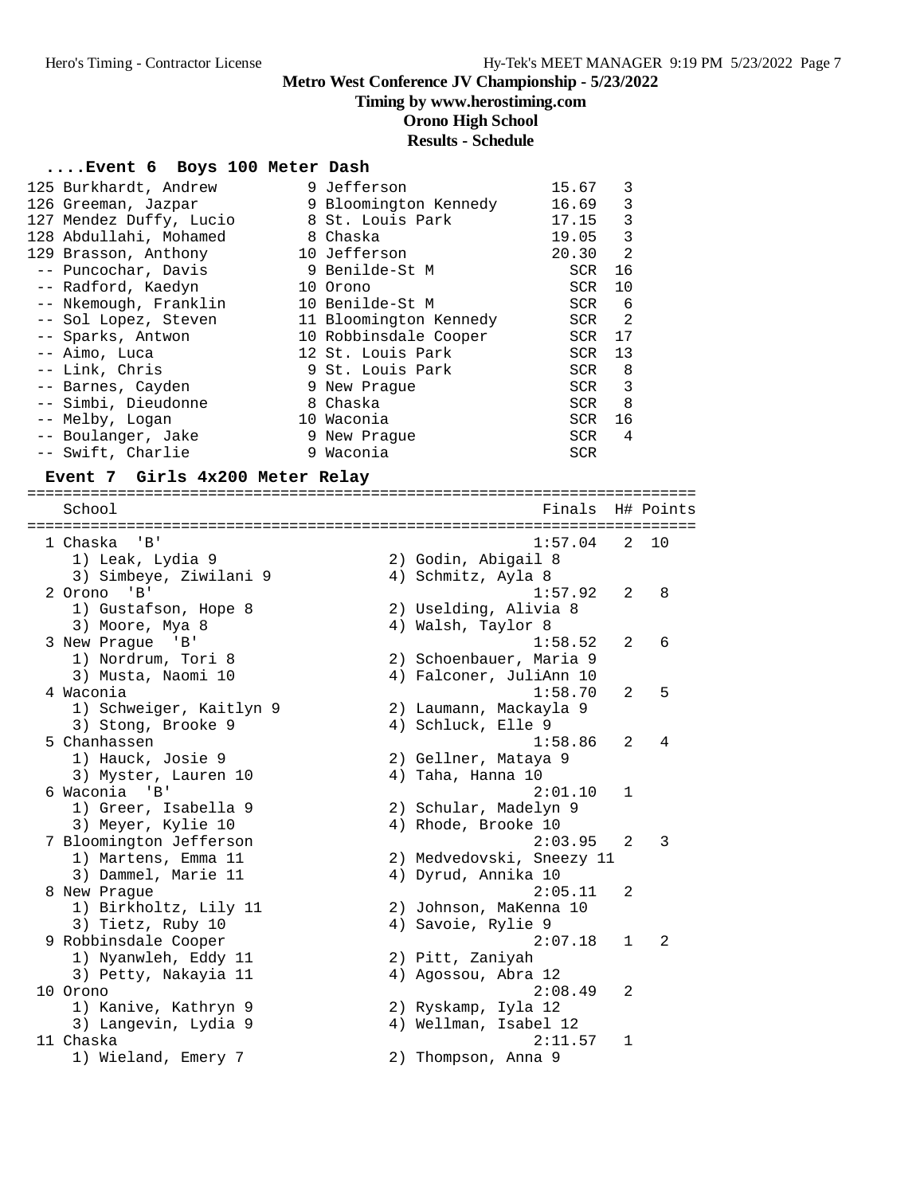# Metro West Conference JV Championship - 5/23/2022

**Timing by www.herostiming.com**

**Orono High School**

**Results - Schedule**

### ....Event 6 Boys 100 Meter Dash

| Place | Name | Yr | School | Finals | H# |
|---|---|---|---|---|---|
| 125 | Burkhardt, Andrew | 9 | Jefferson | 15.67 | 3 |
| 126 | Greeman, Jazpar | 9 | Bloomington Kennedy | 16.69 | 3 |
| 127 | Mendez Duffy, Lucio | 8 | St. Louis Park | 17.15 | 3 |
| 128 | Abdullahi, Mohamed | 8 | Chaska | 19.05 | 3 |
| 129 | Brasson, Anthony | 10 | Jefferson | 20.30 | 2 |
| -- | Puncochar, Davis | 9 | Benilde-St M | SCR | 16 |
| -- | Radford, Kaedyn | 10 | Orono | SCR | 10 |
| -- | Nkemough, Franklin | 10 | Benilde-St M | SCR | 6 |
| -- | Sol Lopez, Steven | 11 | Bloomington Kennedy | SCR | 2 |
| -- | Sparks, Antwon | 10 | Robbinsdale Cooper | SCR | 17 |
| -- | Aimo, Luca | 12 | St. Louis Park | SCR | 13 |
| -- | Link, Chris | 9 | St. Louis Park | SCR | 8 |
| -- | Barnes, Cayden | 9 | New Prague | SCR | 3 |
| -- | Simbi, Dieudonne | 8 | Chaska | SCR | 8 |
| -- | Melby, Logan | 10 | Waconia | SCR | 16 |
| -- | Boulanger, Jake | 9 | New Prague | SCR | 4 |
| -- | Swift, Charlie | 9 | Waconia | SCR | |

### Event 7 Girls 4x200 Meter Relay

| Place | School | Finals | H# | Points |
|---|---|---|---|---|
| 1 | Chaska 'B' | 1:57.04 | 2 | 10 |
| | 1) Leak, Lydia 9; 2) Godin, Abigail 8; 3) Simbeye, Ziwilani 9; 4) Schmitz, Ayla 8 | | | |
| 2 | Orono 'B' | 1:57.92 | 2 | 8 |
| | 1) Gustafson, Hope 8; 2) Uselding, Alivia 8; 3) Moore, Mya 8; 4) Walsh, Taylor 8 | | | |
| 3 | New Prague 'B' | 1:58.52 | 2 | 6 |
| | 1) Nordrum, Tori 8; 2) Schoenbauer, Maria 9; 3) Musta, Naomi 10; 4) Falconer, JuliAnn 10 | | | |
| 4 | Waconia | 1:58.70 | 2 | 5 |
| | 1) Schweiger, Kaitlyn 9; 2) Laumann, Mackayla 9; 3) Stong, Brooke 9; 4) Schluck, Elle 9 | | | |
| 5 | Chanhassen | 1:58.86 | 2 | 4 |
| | 1) Hauck, Josie 9; 2) Gellner, Mataya 9; 3) Myster, Lauren 10; 4) Taha, Hanna 10 | | | |
| 6 | Waconia 'B' | 2:01.10 | 1 | |
| | 1) Greer, Isabella 9; 2) Schular, Madelyn 9; 3) Meyer, Kylie 10; 4) Rhode, Brooke 10 | | | |
| 7 | Bloomington Jefferson | 2:03.95 | 2 | 3 |
| | 1) Martens, Emma 11; 2) Medvedovski, Sneezy 11; 3) Dammel, Marie 11; 4) Dyrud, Annika 10 | | | |
| 8 | New Prague | 2:05.11 | 2 | |
| | 1) Birkholtz, Lily 11; 2) Johnson, MaKenna 10; 3) Tietz, Ruby 10; 4) Savoie, Rylie 9 | | | |
| 9 | Robbinsdale Cooper | 2:07.18 | 1 | 2 |
| | 1) Nyanwleh, Eddy 11; 2) Pitt, Zaniyah; 3) Petty, Nakayia 11; 4) Agossou, Abra 12 | | | |
| 10 | Orono | 2:08.49 | 2 | |
| | 1) Kanive, Kathryn 9; 2) Ryskamp, Iyla 12; 3) Langevin, Lydia 9; 4) Wellman, Isabel 12 | | | |
| 11 | Chaska | 2:11.57 | 1 | |
| | 1) Wieland, Emery 7; 2) Thompson, Anna 9 | | | |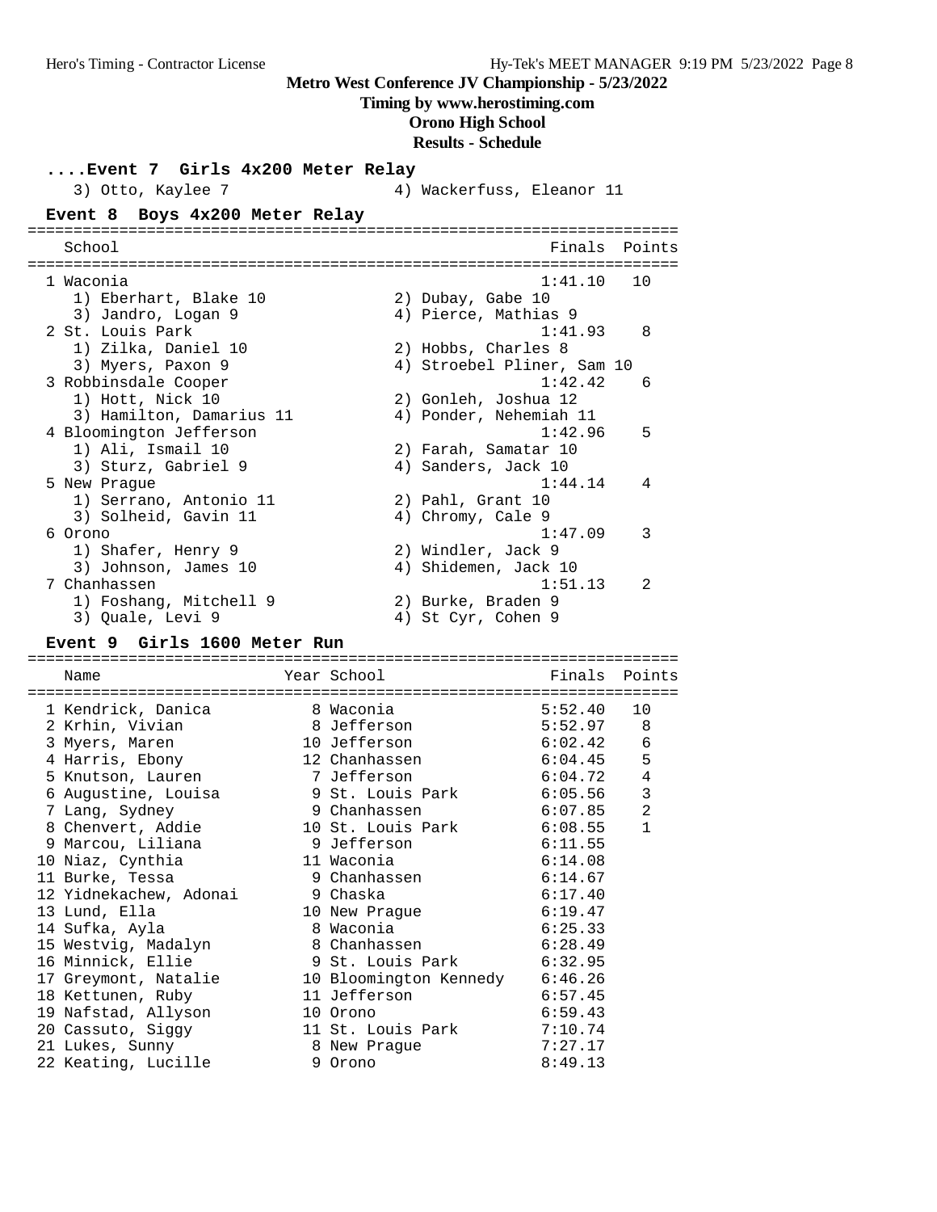# Metro West Conference JV Championship - 5/23/2022

**Timing by www.herostiming.com**

**Orono High School**

**Results - Schedule**

### ....Event 7 Girls 4x200 Meter Relay

3) Otto, Kaylee 7 — 4) Wackerfuss, Eleanor 11

### Event 8 Boys 4x200 Meter Relay

| | School | Finals | Points |
|---|---|---|---|
| 1 | Waconia | 1:41.10 | 10 |
| | 1) Eberhart, Blake 10; 2) Dubay, Gabe 10; 3) Jandro, Logan 9; 4) Pierce, Mathias 9 | | |
| 2 | St. Louis Park | 1:41.93 | 8 |
| | 1) Zilka, Daniel 10; 2) Hobbs, Charles 8; 3) Myers, Paxon 9; 4) Stroebel Pliner, Sam 10 | | |
| 3 | Robbinsdale Cooper | 1:42.42 | 6 |
| | 1) Hott, Nick 10; 2) Gonleh, Joshua 12; 3) Hamilton, Damarius 11; 4) Ponder, Nehemiah 11 | | |
| 4 | Bloomington Jefferson | 1:42.96 | 5 |
| | 1) Ali, Ismail 10; 2) Farah, Samatar 10; 3) Sturz, Gabriel 9; 4) Sanders, Jack 10 | | |
| 5 | New Prague | 1:44.14 | 4 |
| | 1) Serrano, Antonio 11; 2) Pahl, Grant 10; 3) Solheid, Gavin 11; 4) Chromy, Cale 9 | | |
| 6 | Orono | 1:47.09 | 3 |
| | 1) Shafer, Henry 9; 2) Windler, Jack 9; 3) Johnson, James 10; 4) Shidemen, Jack 10 | | |
| 7 | Chanhassen | 1:51.13 | 2 |
| | 1) Foshang, Mitchell 9; 2) Burke, Braden 9; 3) Quale, Levi 9; 4) St Cyr, Cohen 9 | | |

### Event 9 Girls 1600 Meter Run

| | Name | Year | School | Finals | Points |
|---|---|---|---|---|---|
| 1 | Kendrick, Danica | 8 | Waconia | 5:52.40 | 10 |
| 2 | Krhin, Vivian | 8 | Jefferson | 5:52.97 | 8 |
| 3 | Myers, Maren | 10 | Jefferson | 6:02.42 | 6 |
| 4 | Harris, Ebony | 12 | Chanhassen | 6:04.45 | 5 |
| 5 | Knutson, Lauren | 7 | Jefferson | 6:04.72 | 4 |
| 6 | Augustine, Louisa | 9 | St. Louis Park | 6:05.56 | 3 |
| 7 | Lang, Sydney | 9 | Chanhassen | 6:07.85 | 2 |
| 8 | Chenvert, Addie | 10 | St. Louis Park | 6:08.55 | 1 |
| 9 | Marcou, Liliana | 9 | Jefferson | 6:11.55 | |
| 10 | Niaz, Cynthia | 11 | Waconia | 6:14.08 | |
| 11 | Burke, Tessa | 9 | Chanhassen | 6:14.67 | |
| 12 | Yidnekachew, Adonai | 9 | Chaska | 6:17.40 | |
| 13 | Lund, Ella | 10 | New Prague | 6:19.47 | |
| 14 | Sufka, Ayla | 8 | Waconia | 6:25.33 | |
| 15 | Westvig, Madalyn | 8 | Chanhassen | 6:28.49 | |
| 16 | Minnick, Ellie | 9 | St. Louis Park | 6:32.95 | |
| 17 | Greymont, Natalie | 10 | Bloomington Kennedy | 6:46.26 | |
| 18 | Kettunen, Ruby | 11 | Jefferson | 6:57.45 | |
| 19 | Nafstad, Allyson | 10 | Orono | 6:59.43 | |
| 20 | Cassuto, Siggy | 11 | St. Louis Park | 7:10.74 | |
| 21 | Lukes, Sunny | 8 | New Prague | 7:27.17 | |
| 22 | Keating, Lucille | 9 | Orono | 8:49.13 | |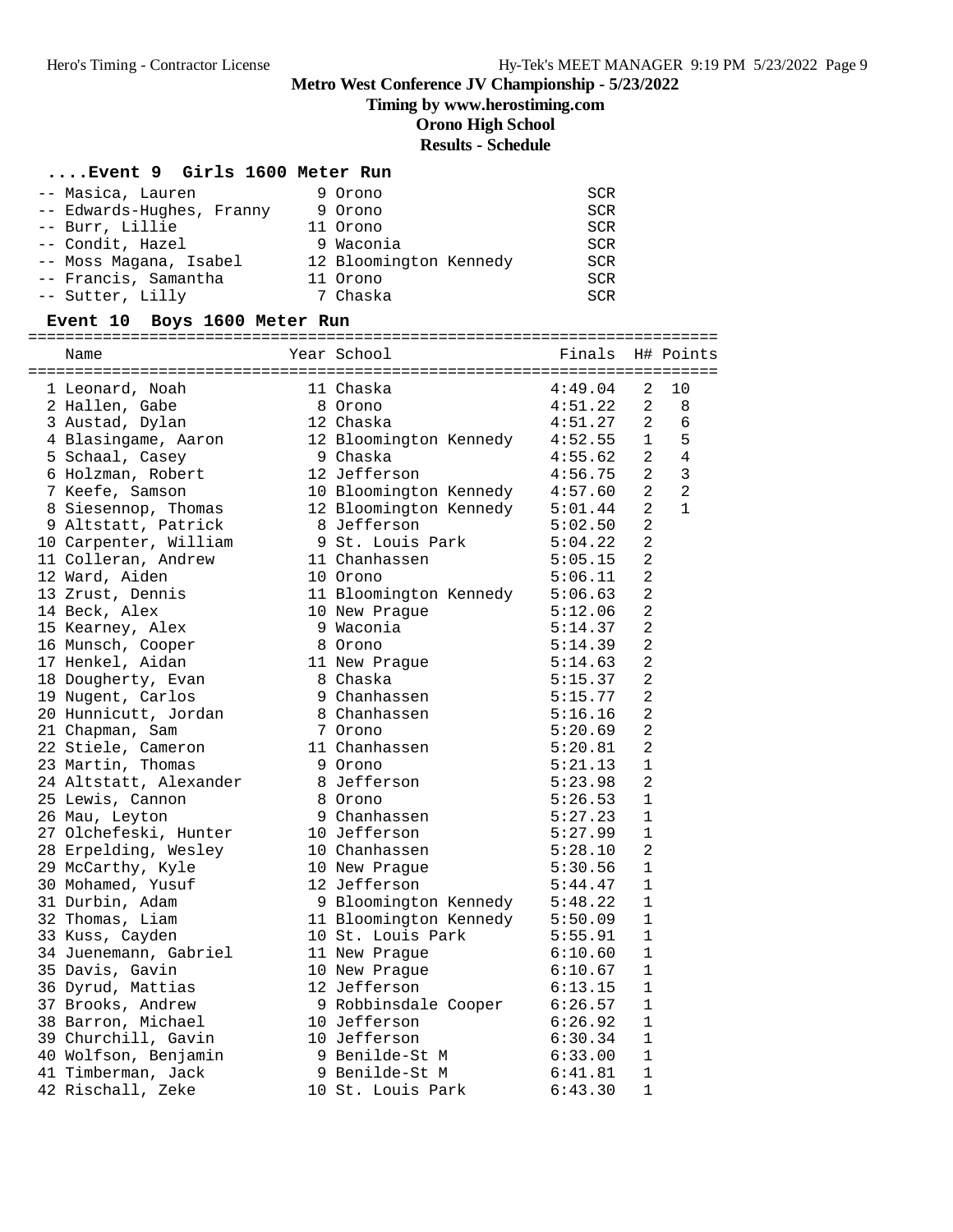## Metro West Conference JV Championship - 5/23/2022

**Timing by www.herostiming.com**

**Orono High School**

**Results - Schedule**

### ....Event 9 Girls 1600 Meter Run

| Place | Name | Year | School | Finals |
|---|---|---|---|---|
| -- | Masica, Lauren | 9 | Orono | SCR |
| -- | Edwards-Hughes, Franny | 9 | Orono | SCR |
| -- | Burr, Lillie | 11 | Orono | SCR |
| -- | Condit, Hazel | 9 | Waconia | SCR |
| -- | Moss Magana, Isabel | 12 | Bloomington Kennedy | SCR |
| -- | Francis, Samantha | 11 | Orono | SCR |
| -- | Sutter, Lilly | 7 | Chaska | SCR |

### Event 10 Boys 1600 Meter Run

| Place | Name | Year | School | Finals | H# | Points |
|---|---|---|---|---|---|---|
| 1 | Leonard, Noah | 11 | Chaska | 4:49.04 | 2 | 10 |
| 2 | Hallen, Gabe | 8 | Orono | 4:51.22 | 2 | 8 |
| 3 | Austad, Dylan | 12 | Chaska | 4:51.27 | 2 | 6 |
| 4 | Blasingame, Aaron | 12 | Bloomington Kennedy | 4:52.55 | 1 | 5 |
| 5 | Schaal, Casey | 9 | Chaska | 4:55.62 | 2 | 4 |
| 6 | Holzman, Robert | 12 | Jefferson | 4:56.75 | 2 | 3 |
| 7 | Keefe, Samson | 10 | Bloomington Kennedy | 4:57.60 | 2 | 2 |
| 8 | Siesennop, Thomas | 12 | Bloomington Kennedy | 5:01.44 | 2 | 1 |
| 9 | Altstatt, Patrick | 8 | Jefferson | 5:02.50 | 2 | |
| 10 | Carpenter, William | 9 | St. Louis Park | 5:04.22 | 2 | |
| 11 | Colleran, Andrew | 11 | Chanhassen | 5:05.15 | 2 | |
| 12 | Ward, Aiden | 10 | Orono | 5:06.11 | 2 | |
| 13 | Zrust, Dennis | 11 | Bloomington Kennedy | 5:06.63 | 2 | |
| 14 | Beck, Alex | 10 | New Prague | 5:12.06 | 2 | |
| 15 | Kearney, Alex | 9 | Waconia | 5:14.37 | 2 | |
| 16 | Munsch, Cooper | 8 | Orono | 5:14.39 | 2 | |
| 17 | Henkel, Aidan | 11 | New Prague | 5:14.63 | 2 | |
| 18 | Dougherty, Evan | 8 | Chaska | 5:15.37 | 2 | |
| 19 | Nugent, Carlos | 9 | Chanhassen | 5:15.77 | 2 | |
| 20 | Hunnicutt, Jordan | 8 | Chanhassen | 5:16.16 | 2 | |
| 21 | Chapman, Sam | 7 | Orono | 5:20.69 | 2 | |
| 22 | Stiele, Cameron | 11 | Chanhassen | 5:20.81 | 2 | |
| 23 | Martin, Thomas | 9 | Orono | 5:21.13 | 1 | |
| 24 | Altstatt, Alexander | 8 | Jefferson | 5:23.98 | 2 | |
| 25 | Lewis, Cannon | 8 | Orono | 5:26.53 | 1 | |
| 26 | Mau, Leyton | 9 | Chanhassen | 5:27.23 | 1 | |
| 27 | Olchefeski, Hunter | 10 | Jefferson | 5:27.99 | 1 | |
| 28 | Erpelding, Wesley | 10 | Chanhassen | 5:28.10 | 2 | |
| 29 | McCarthy, Kyle | 10 | New Prague | 5:30.56 | 1 | |
| 30 | Mohamed, Yusuf | 12 | Jefferson | 5:44.47 | 1 | |
| 31 | Durbin, Adam | 9 | Bloomington Kennedy | 5:48.22 | 1 | |
| 32 | Thomas, Liam | 11 | Bloomington Kennedy | 5:50.09 | 1 | |
| 33 | Kuss, Cayden | 10 | St. Louis Park | 5:55.91 | 1 | |
| 34 | Juenemann, Gabriel | 11 | New Prague | 6:10.60 | 1 | |
| 35 | Davis, Gavin | 10 | New Prague | 6:10.67 | 1 | |
| 36 | Dyrud, Mattias | 12 | Jefferson | 6:13.15 | 1 | |
| 37 | Brooks, Andrew | 9 | Robbinsdale Cooper | 6:26.57 | 1 | |
| 38 | Barron, Michael | 10 | Jefferson | 6:26.92 | 1 | |
| 39 | Churchill, Gavin | 10 | Jefferson | 6:30.34 | 1 | |
| 40 | Wolfson, Benjamin | 9 | Benilde-St M | 6:33.00 | 1 | |
| 41 | Timberman, Jack | 9 | Benilde-St M | 6:41.81 | 1 | |
| 42 | Rischall, Zeke | 10 | St. Louis Park | 6:43.30 | 1 | |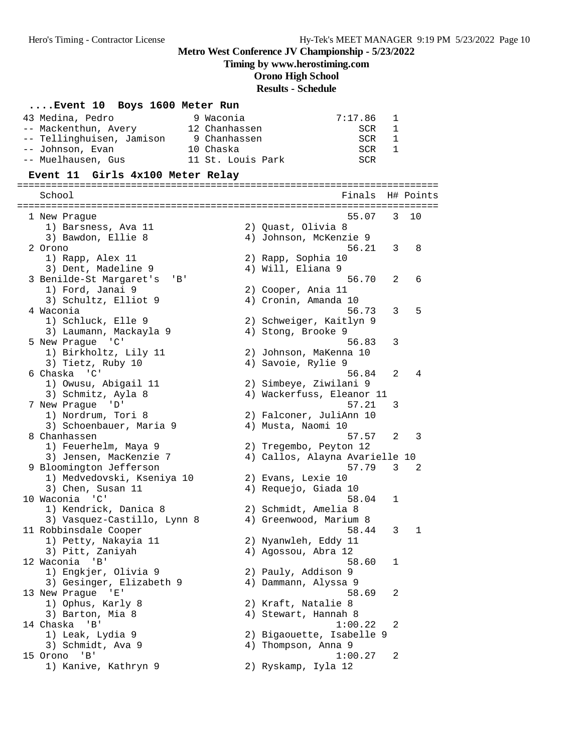**Metro West Conference JV Championship - 5/23/2022**

**Timing by www.herostiming.com**

**Orono High School**

**Results - Schedule**

### ....Event 10 Boys 1600 Meter Run

| Place | Name | Year | School | Finals | H# |
|---|---|---|---|---|---|
| 43 | Medina, Pedro | 9 | Waconia | 7:17.86 | 1 |
| -- | Mackenthun, Avery | 12 | Chanhassen | SCR | 1 |
| -- | Tellinghuisen, Jamison | 9 | Chanhassen | SCR | 1 |
| -- | Johnson, Evan | 10 | Chaska | SCR | 1 |
| -- | Muelhausen, Gus | 11 | St. Louis Park | SCR | |

### Event 11 Girls 4x100 Meter Relay

| Place | School | Finals | H# | Points |
|---|---|---|---|---|
| 1 | New Prague | 55.07 | 3 | 10 |
| | 1) Barsness, Ava 11; 2) Quast, Olivia 8; 3) Bawdon, Ellie 8; 4) Johnson, McKenzie 9 | | | |
| 2 | Orono | 56.21 | 3 | 8 |
| | 1) Rapp, Alex 11; 2) Rapp, Sophia 10; 3) Dent, Madeline 9; 4) Will, Eliana 9 | | | |
| 3 | Benilde-St Margaret's 'B' | 56.70 | 2 | 6 |
| | 1) Ford, Janai 9; 2) Cooper, Ania 11; 3) Schultz, Elliot 9; 4) Cronin, Amanda 10 | | | |
| 4 | Waconia | 56.73 | 3 | 5 |
| | 1) Schluck, Elle 9; 2) Schweiger, Kaitlyn 9; 3) Laumann, Mackayla 9; 4) Stong, Brooke 9 | | | |
| 5 | New Prague 'C' | 56.83 | 3 | |
| | 1) Birkholtz, Lily 11; 2) Johnson, MaKenna 10; 3) Tietz, Ruby 10; 4) Savoie, Rylie 9 | | | |
| 6 | Chaska 'C' | 56.84 | 2 | 4 |
| | 1) Owusu, Abigail 11; 2) Simbeye, Ziwilani 9; 3) Schmitz, Ayla 8; 4) Wackerfuss, Eleanor 11 | | | |
| 7 | New Prague 'D' | 57.21 | 3 | |
| | 1) Nordrum, Tori 8; 2) Falconer, JuliAnn 10; 3) Schoenbauer, Maria 9; 4) Musta, Naomi 10 | | | |
| 8 | Chanhassen | 57.57 | 2 | 3 |
| | 1) Feuerhelm, Maya 9; 2) Tregembo, Peyton 12; 3) Jensen, MacKenzie 7; 4) Callos, Alayna Avarielle 10 | | | |
| 9 | Bloomington Jefferson | 57.79 | 3 | 2 |
| | 1) Medvedovski, Kseniya 10; 2) Evans, Lexie 10; 3) Chen, Susan 11; 4) Requejo, Giada 10 | | | |
| 10 | Waconia 'C' | 58.04 | 1 | |
| | 1) Kendrick, Danica 8; 2) Schmidt, Amelia 8; 3) Vasquez-Castillo, Lynn 8; 4) Greenwood, Marium 8 | | | |
| 11 | Robbinsdale Cooper | 58.44 | 3 | 1 |
| | 1) Petty, Nakayia 11; 2) Nyanwleh, Eddy 11; 3) Pitt, Zaniyah; 4) Agossou, Abra 12 | | | |
| 12 | Waconia 'B' | 58.60 | 1 | |
| | 1) Engkjer, Olivia 9; 2) Pauly, Addison 9; 3) Gesinger, Elizabeth 9; 4) Dammann, Alyssa 9 | | | |
| 13 | New Prague 'E' | 58.69 | 2 | |
| | 1) Ophus, Karly 8; 2) Kraft, Natalie 8; 3) Barton, Mia 8; 4) Stewart, Hannah 8 | | | |
| 14 | Chaska 'B' | 1:00.22 | 2 | |
| | 1) Leak, Lydia 9; 2) Bigaouette, Isabelle 9; 3) Schmidt, Ava 9; 4) Thompson, Anna 9 | | | |
| 15 | Orono 'B' | 1:00.27 | 2 | |
| | 1) Kanive, Kathryn 9; 2) Ryskamp, Iyla 12 | | | |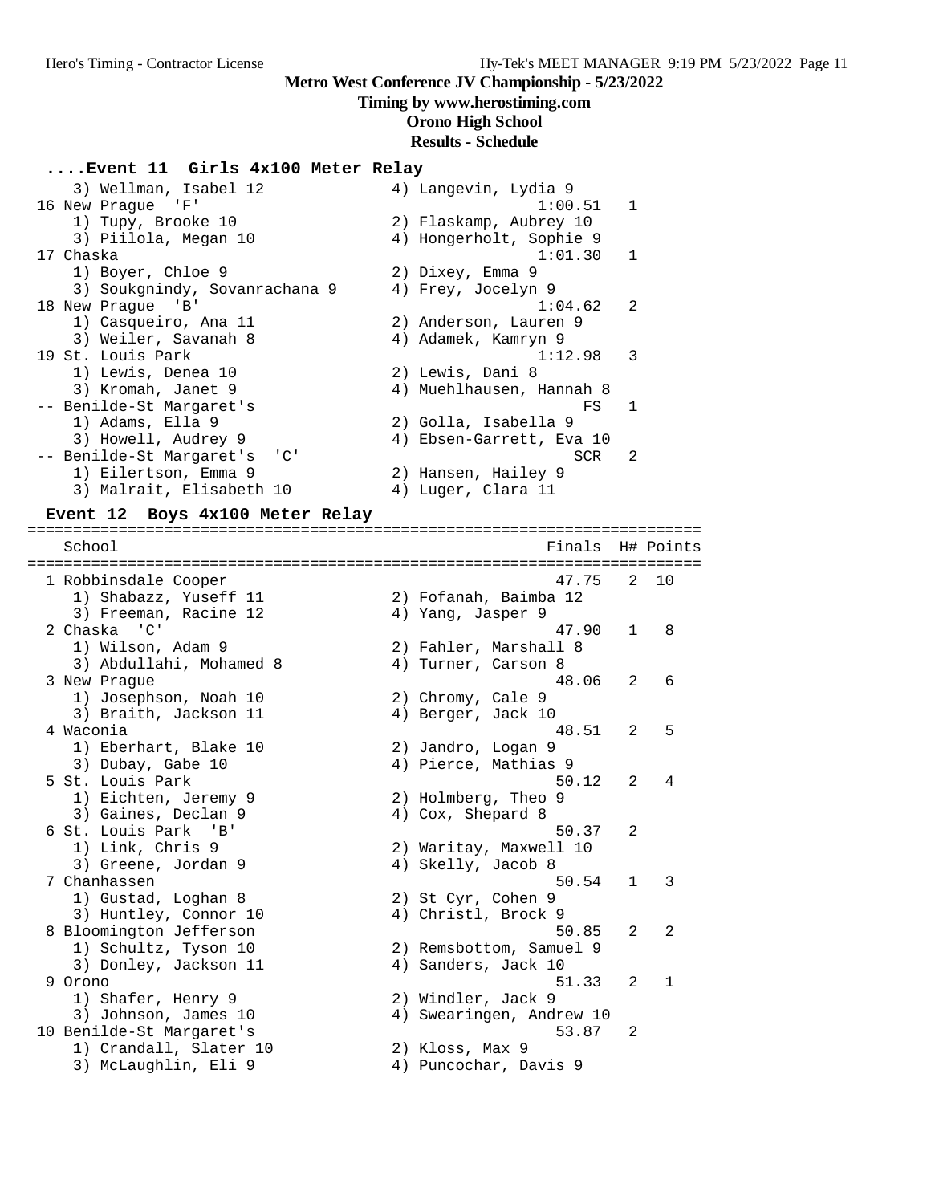Metro West Conference JV Championship - 5/23/2022

Timing by www.herostiming.com

Orono High School

Results - Schedule

### ....Event 11 Girls 4x100 Meter Relay

```
    3) Wellman, Isabel 12              4) Langevin, Lydia 9
 16 New Prague  'F'                               1:00.51   1
    1) Tupy, Brooke 10                 2) Flaskamp, Aubrey 10
    3) Piilola, Megan 10               4) Hongerholt, Sophie 9
 17 Chaska                                        1:01.30   1
    1) Boyer, Chloe 9                  2) Dixey, Emma 9
    3) Soukgnindy, Sovanrachana 9      4) Frey, Jocelyn 9
 18 New Prague  'B'                               1:04.62   2
    1) Casqueiro, Ana 11               2) Anderson, Lauren 9
    3) Weiler, Savanah 8               4) Adamek, Kamryn 9
 19 St. Louis Park                                1:12.98   3
    1) Lewis, Denea 10                 2) Lewis, Dani 8
    3) Kromah, Janet 9                 4) Muehlhausen, Hannah 8
 -- Benilde-St Margaret's                              FS   1
    1) Adams, Ella 9                   2) Golla, Isabella 9
    3) Howell, Audrey 9                4) Ebsen-Garrett, Eva 10
 -- Benilde-St Margaret's  'C'                        SCR   2
    1) Eilertson, Emma 9               2) Hansen, Hailey 9
    3) Malrait, Elisabeth 10           4) Luger, Clara 11
```

### Event 12 Boys 4x100 Meter Relay

```
=========================================================================
    School                                         Finals  H# Points
=========================================================================
  1 Robbinsdale Cooper                              47.75   2  10
    1) Shabazz, Yuseff 11              2) Fofanah, Baimba 12
    3) Freeman, Racine 12              4) Yang, Jasper 9
  2 Chaska  'C'                                     47.90   1   8
    1) Wilson, Adam 9                  2) Fahler, Marshall 8
    3) Abdullahi, Mohamed 8            4) Turner, Carson 8
  3 New Prague                                      48.06   2   6
    1) Josephson, Noah 10              2) Chromy, Cale 9
    3) Braith, Jackson 11              4) Berger, Jack 10
  4 Waconia                                         48.51   2   5
    1) Eberhart, Blake 10              2) Jandro, Logan 9
    3) Dubay, Gabe 10                  4) Pierce, Mathias 9
  5 St. Louis Park                                  50.12   2   4
    1) Eichten, Jeremy 9               2) Holmberg, Theo 9
    3) Gaines, Declan 9                4) Cox, Shepard 8
  6 St. Louis Park  'B'                             50.37   2
    1) Link, Chris 9                   2) Waritay, Maxwell 10
    3) Greene, Jordan 9                4) Skelly, Jacob 8
  7 Chanhassen                                      50.54   1   3
    1) Gustad, Loghan 8                2) St Cyr, Cohen 9
    3) Huntley, Connor 10              4) Christl, Brock 9
  8 Bloomington Jefferson                           50.85   2   2
    1) Schultz, Tyson 10               2) Remsbottom, Samuel 9
    3) Donley, Jackson 11              4) Sanders, Jack 10
  9 Orono                                           51.33   2   1
    1) Shafer, Henry 9                 2) Windler, Jack 9
    3) Johnson, James 10               4) Swearingen, Andrew 10
 10 Benilde-St Margaret's                           53.87   2
    1) Crandall, Slater 10             2) Kloss, Max 9
    3) McLaughlin, Eli 9               4) Puncochar, Davis 9
```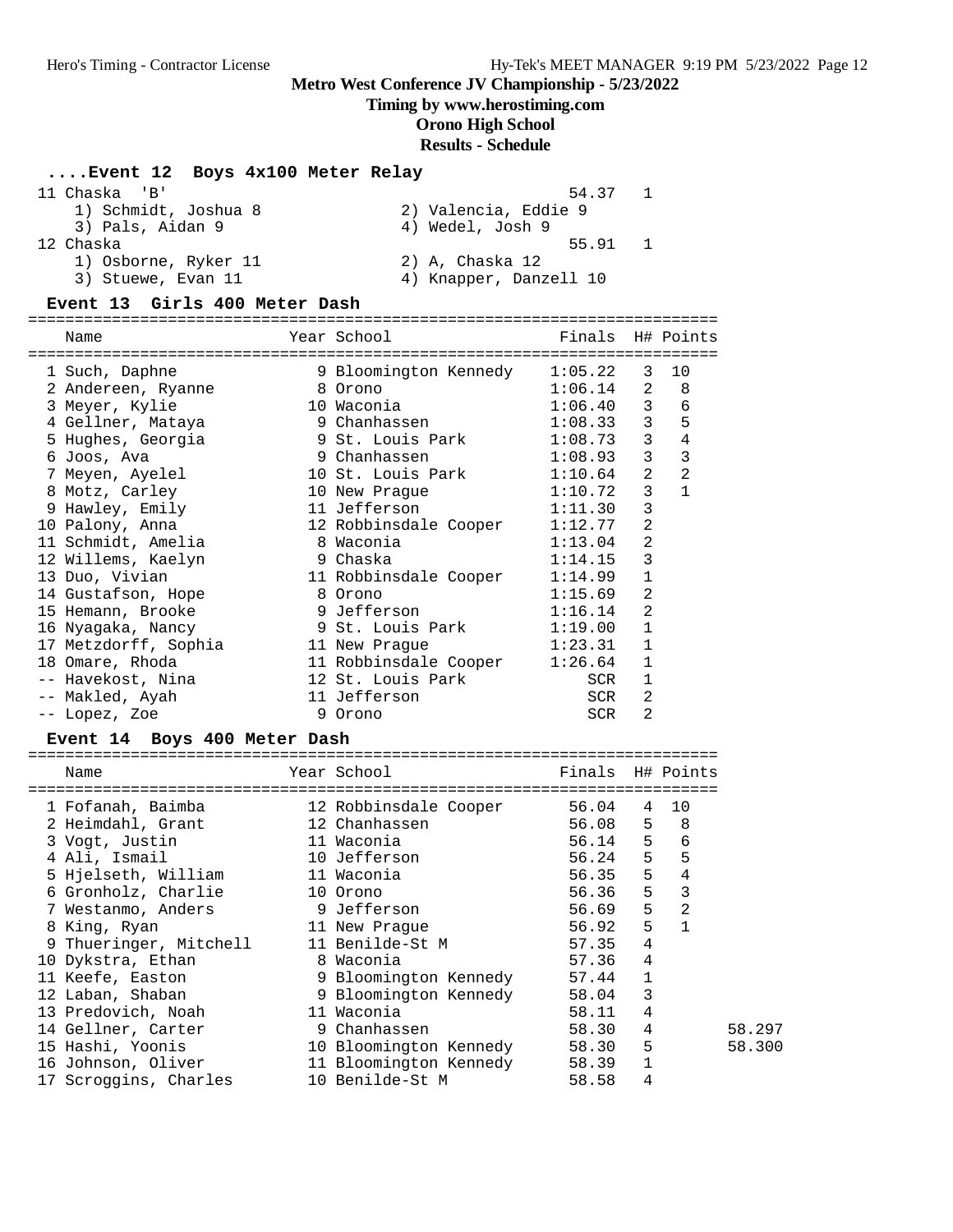## Metro West Conference JV Championship - 5/23/2022

**Timing by www.herostiming.com**

**Orono High School**

**Results - Schedule**

### ....Event 12 Boys 4x100 Meter Relay

| | Team | | Finals | H# |
|---|---|---|---|---|
| 11 | Chaska 'B' | | 54.37 | 1 |
| | 1) Schmidt, Joshua 8 | 2) Valencia, Eddie 9 | | |
| | 3) Pals, Aidan 9 | 4) Wedel, Josh 9 | | |
| 12 | Chaska | | 55.91 | 1 |
| | 1) Osborne, Ryker 11 | 2) A, Chaska 12 | | |
| | 3) Stuewe, Evan 11 | 4) Knapper, Danzell 10 | | |

### Event 13 Girls 400 Meter Dash

| | Name | Year | School | Finals | H# | Points |
|---|---|---|---|---|---|---|
| 1 | Such, Daphne | 9 | Bloomington Kennedy | 1:05.22 | 3 | 10 |
| 2 | Andereen, Ryanne | 8 | Orono | 1:06.14 | 2 | 8 |
| 3 | Meyer, Kylie | 10 | Waconia | 1:06.40 | 3 | 6 |
| 4 | Gellner, Mataya | 9 | Chanhassen | 1:08.33 | 3 | 5 |
| 5 | Hughes, Georgia | 9 | St. Louis Park | 1:08.73 | 3 | 4 |
| 6 | Joos, Ava | 9 | Chanhassen | 1:08.93 | 3 | 3 |
| 7 | Meyen, Ayelel | 10 | St. Louis Park | 1:10.64 | 2 | 2 |
| 8 | Motz, Carley | 10 | New Prague | 1:10.72 | 3 | 1 |
| 9 | Hawley, Emily | 11 | Jefferson | 1:11.30 | 3 | |
| 10 | Palony, Anna | 12 | Robbinsdale Cooper | 1:12.77 | 2 | |
| 11 | Schmidt, Amelia | 8 | Waconia | 1:13.04 | 2 | |
| 12 | Willems, Kaelyn | 9 | Chaska | 1:14.15 | 3 | |
| 13 | Duo, Vivian | 11 | Robbinsdale Cooper | 1:14.99 | 1 | |
| 14 | Gustafson, Hope | 8 | Orono | 1:15.69 | 2 | |
| 15 | Hemann, Brooke | 9 | Jefferson | 1:16.14 | 2 | |
| 16 | Nyagaka, Nancy | 9 | St. Louis Park | 1:19.00 | 1 | |
| 17 | Metzdorff, Sophia | 11 | New Prague | 1:23.31 | 1 | |
| 18 | Omare, Rhoda | 11 | Robbinsdale Cooper | 1:26.64 | 1 | |
| -- | Havekost, Nina | 12 | St. Louis Park | SCR | 1 | |
| -- | Makled, Ayah | 11 | Jefferson | SCR | 2 | |
| -- | Lopez, Zoe | 9 | Orono | SCR | 2 | |

### Event 14 Boys 400 Meter Dash

| | Name | Year | School | Finals | H# | Points | |
|---|---|---|---|---|---|---|---|
| 1 | Fofanah, Baimba | 12 | Robbinsdale Cooper | 56.04 | 4 | 10 | |
| 2 | Heimdahl, Grant | 12 | Chanhassen | 56.08 | 5 | 8 | |
| 3 | Vogt, Justin | 11 | Waconia | 56.14 | 5 | 6 | |
| 4 | Ali, Ismail | 10 | Jefferson | 56.24 | 5 | 5 | |
| 5 | Hjelseth, William | 11 | Waconia | 56.35 | 5 | 4 | |
| 6 | Gronholz, Charlie | 10 | Orono | 56.36 | 5 | 3 | |
| 7 | Westanmo, Anders | 9 | Jefferson | 56.69 | 5 | 2 | |
| 8 | King, Ryan | 11 | New Prague | 56.92 | 5 | 1 | |
| 9 | Thueringer, Mitchell | 11 | Benilde-St M | 57.35 | 4 | | |
| 10 | Dykstra, Ethan | 8 | Waconia | 57.36 | 4 | | |
| 11 | Keefe, Easton | 9 | Bloomington Kennedy | 57.44 | 1 | | |
| 12 | Laban, Shaban | 9 | Bloomington Kennedy | 58.04 | 3 | | |
| 13 | Predovich, Noah | 11 | Waconia | 58.11 | 4 | | |
| 14 | Gellner, Carter | 9 | Chanhassen | 58.30 | 4 | | 58.297 |
| 15 | Hashi, Yoonis | 10 | Bloomington Kennedy | 58.30 | 5 | | 58.300 |
| 16 | Johnson, Oliver | 11 | Bloomington Kennedy | 58.39 | 1 | | |
| 17 | Scroggins, Charles | 10 | Benilde-St M | 58.58 | 4 | | |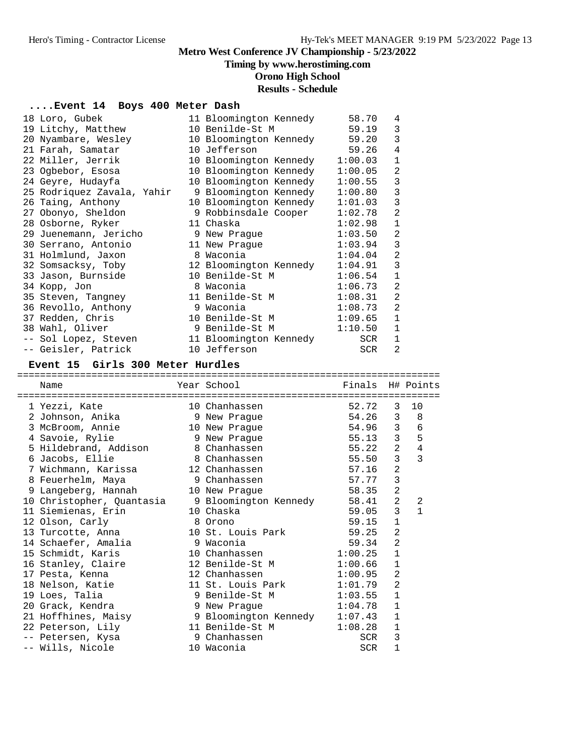# Metro West Conference JV Championship - 5/23/2022

**Timing by www.herostiming.com**

**Orono High School**

**Results - Schedule**

### ....Event 14 Boys 400 Meter Dash

| Place | Name | Year | School | Finals | H# |
|---|---|---|---|---|---|
| 18 | Loro, Gubek | 11 | Bloomington Kennedy | 58.70 | 4 |
| 19 | Litchy, Matthew | 10 | Benilde-St M | 59.19 | 3 |
| 20 | Nyambare, Wesley | 10 | Bloomington Kennedy | 59.20 | 3 |
| 21 | Farah, Samatar | 10 | Jefferson | 59.26 | 4 |
| 22 | Miller, Jerrik | 10 | Bloomington Kennedy | 1:00.03 | 1 |
| 23 | Ogbebor, Esosa | 10 | Bloomington Kennedy | 1:00.05 | 2 |
| 24 | Geyre, Hudayfa | 10 | Bloomington Kennedy | 1:00.55 | 3 |
| 25 | Rodriquez Zavala, Yahir | 9 | Bloomington Kennedy | 1:00.80 | 3 |
| 26 | Taing, Anthony | 10 | Bloomington Kennedy | 1:01.03 | 3 |
| 27 | Obonyo, Sheldon | 9 | Robbinsdale Cooper | 1:02.78 | 2 |
| 28 | Osborne, Ryker | 11 | Chaska | 1:02.98 | 1 |
| 29 | Juenemann, Jericho | 9 | New Prague | 1:03.50 | 2 |
| 30 | Serrano, Antonio | 11 | New Prague | 1:03.94 | 3 |
| 31 | Holmlund, Jaxon | 8 | Waconia | 1:04.04 | 2 |
| 32 | Somsacksy, Toby | 12 | Bloomington Kennedy | 1:04.91 | 3 |
| 33 | Jason, Burnside | 10 | Benilde-St M | 1:06.54 | 1 |
| 34 | Kopp, Jon | 8 | Waconia | 1:06.73 | 2 |
| 35 | Steven, Tangney | 11 | Benilde-St M | 1:08.31 | 2 |
| 36 | Revollo, Anthony | 9 | Waconia | 1:08.73 | 2 |
| 37 | Redden, Chris | 10 | Benilde-St M | 1:09.65 | 1 |
| 38 | Wahl, Oliver | 9 | Benilde-St M | 1:10.50 | 1 |
| -- | Sol Lopez, Steven | 11 | Bloomington Kennedy | SCR | 1 |
| -- | Geisler, Patrick | 10 | Jefferson | SCR | 2 |

### Event 15 Girls 300 Meter Hurdles

| Place | Name | Year | School | Finals | H# | Points |
|---|---|---|---|---|---|---|
| 1 | Yezzi, Kate | 10 | Chanhassen | 52.72 | 3 | 10 |
| 2 | Johnson, Anika | 9 | New Prague | 54.26 | 3 | 8 |
| 3 | McBroom, Annie | 10 | New Prague | 54.96 | 3 | 6 |
| 4 | Savoie, Rylie | 9 | New Prague | 55.13 | 3 | 5 |
| 5 | Hildebrand, Addison | 8 | Chanhassen | 55.22 | 2 | 4 |
| 6 | Jacobs, Ellie | 8 | Chanhassen | 55.50 | 3 | 3 |
| 7 | Wichmann, Karissa | 12 | Chanhassen | 57.16 | 2 | |
| 8 | Feuerhelm, Maya | 9 | Chanhassen | 57.77 | 3 | |
| 9 | Langeberg, Hannah | 10 | New Prague | 58.35 | 2 | |
| 10 | Christopher, Quantasia | 9 | Bloomington Kennedy | 58.41 | 2 | 2 |
| 11 | Siemienas, Erin | 10 | Chaska | 59.05 | 3 | 1 |
| 12 | Olson, Carly | 8 | Orono | 59.15 | 1 | |
| 13 | Turcotte, Anna | 10 | St. Louis Park | 59.25 | 2 | |
| 14 | Schaefer, Amalia | 9 | Waconia | 59.34 | 2 | |
| 15 | Schmidt, Karis | 10 | Chanhassen | 1:00.25 | 1 | |
| 16 | Stanley, Claire | 12 | Benilde-St M | 1:00.66 | 1 | |
| 17 | Pesta, Kenna | 12 | Chanhassen | 1:00.95 | 2 | |
| 18 | Nelson, Katie | 11 | St. Louis Park | 1:01.79 | 2 | |
| 19 | Loes, Talia | 9 | Benilde-St M | 1:03.55 | 1 | |
| 20 | Grack, Kendra | 9 | New Prague | 1:04.78 | 1 | |
| 21 | Hoffhines, Maisy | 9 | Bloomington Kennedy | 1:07.43 | 1 | |
| 22 | Peterson, Lily | 11 | Benilde-St M | 1:08.28 | 1 | |
| -- | Petersen, Kysa | 9 | Chanhassen | SCR | 3 | |
| -- | Wills, Nicole | 10 | Waconia | SCR | 1 | |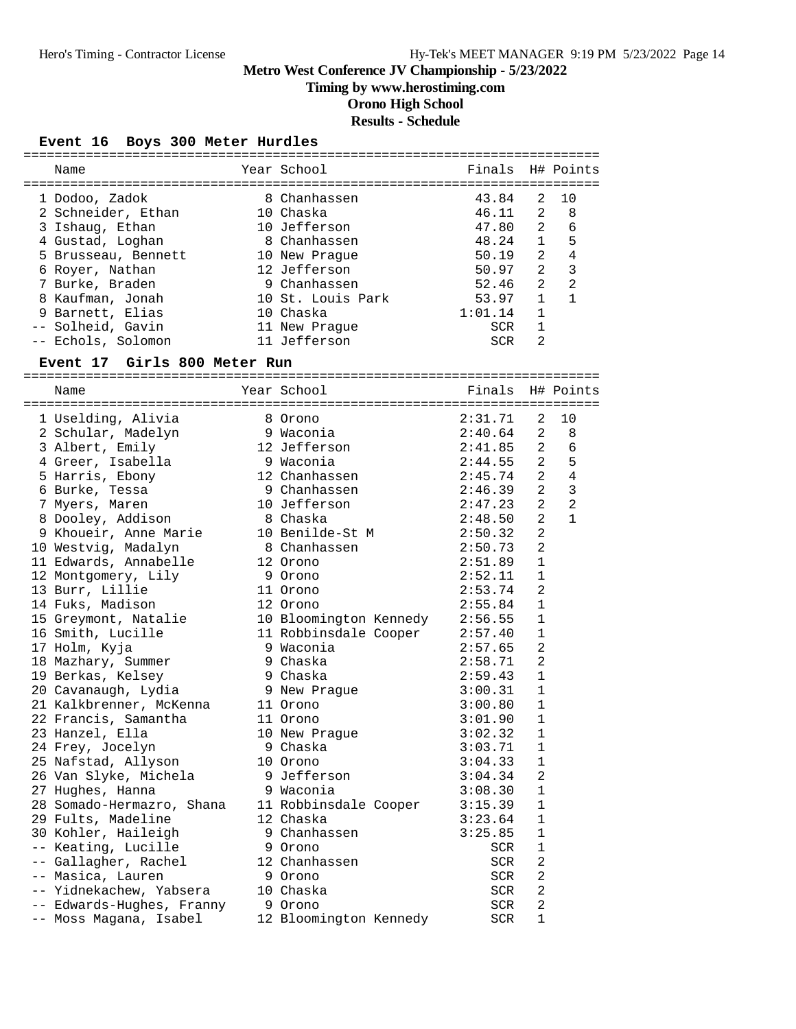# Metro West Conference JV Championship - 5/23/2022

**Timing by www.herostiming.com**

**Orono High School**

**Results - Schedule**

### Event 16 Boys 300 Meter Hurdles

| Place | Name | Year | School | Finals | H# | Points |
|---|---|---|---|---|---|---|
| 1 | Dodoo, Zadok | 8 | Chanhassen | 43.84 | 2 | 10 |
| 2 | Schneider, Ethan | 10 | Chaska | 46.11 | 2 | 8 |
| 3 | Ishaug, Ethan | 10 | Jefferson | 47.80 | 2 | 6 |
| 4 | Gustad, Loghan | 8 | Chanhassen | 48.24 | 1 | 5 |
| 5 | Brusseau, Bennett | 10 | New Prague | 50.19 | 2 | 4 |
| 6 | Royer, Nathan | 12 | Jefferson | 50.97 | 2 | 3 |
| 7 | Burke, Braden | 9 | Chanhassen | 52.46 | 2 | 2 |
| 8 | Kaufman, Jonah | 10 | St. Louis Park | 53.97 | 1 | 1 |
| 9 | Barnett, Elias | 10 | Chaska | 1:01.14 | 1 | |
| -- | Solheid, Gavin | 11 | New Prague | SCR | 1 | |
| -- | Echols, Solomon | 11 | Jefferson | SCR | 2 | |

### Event 17 Girls 800 Meter Run

| Place | Name | Year | School | Finals | H# | Points |
|---|---|---|---|---|---|---|
| 1 | Uselding, Alivia | 8 | Orono | 2:31.71 | 2 | 10 |
| 2 | Schular, Madelyn | 9 | Waconia | 2:40.64 | 2 | 8 |
| 3 | Albert, Emily | 12 | Jefferson | 2:41.85 | 2 | 6 |
| 4 | Greer, Isabella | 9 | Waconia | 2:44.55 | 2 | 5 |
| 5 | Harris, Ebony | 12 | Chanhassen | 2:45.74 | 2 | 4 |
| 6 | Burke, Tessa | 9 | Chanhassen | 2:46.39 | 2 | 3 |
| 7 | Myers, Maren | 10 | Jefferson | 2:47.23 | 2 | 2 |
| 8 | Dooley, Addison | 8 | Chaska | 2:48.50 | 2 | 1 |
| 9 | Khoueir, Anne Marie | 10 | Benilde-St M | 2:50.32 | 2 | |
| 10 | Westvig, Madalyn | 8 | Chanhassen | 2:50.73 | 2 | |
| 11 | Edwards, Annabelle | 12 | Orono | 2:51.89 | 1 | |
| 12 | Montgomery, Lily | 9 | Orono | 2:52.11 | 1 | |
| 13 | Burr, Lillie | 11 | Orono | 2:53.74 | 2 | |
| 14 | Fuks, Madison | 12 | Orono | 2:55.84 | 1 | |
| 15 | Greymont, Natalie | 10 | Bloomington Kennedy | 2:56.55 | 1 | |
| 16 | Smith, Lucille | 11 | Robbinsdale Cooper | 2:57.40 | 1 | |
| 17 | Holm, Kyja | 9 | Waconia | 2:57.65 | 2 | |
| 18 | Mazhary, Summer | 9 | Chaska | 2:58.71 | 2 | |
| 19 | Berkas, Kelsey | 9 | Chaska | 2:59.43 | 1 | |
| 20 | Cavanaugh, Lydia | 9 | New Prague | 3:00.31 | 1 | |
| 21 | Kalkbrenner, McKenna | 11 | Orono | 3:00.80 | 1 | |
| 22 | Francis, Samantha | 11 | Orono | 3:01.90 | 1 | |
| 23 | Hanzel, Ella | 10 | New Prague | 3:02.32 | 1 | |
| 24 | Frey, Jocelyn | 9 | Chaska | 3:03.71 | 1 | |
| 25 | Nafstad, Allyson | 10 | Orono | 3:04.33 | 1 | |
| 26 | Van Slyke, Michela | 9 | Jefferson | 3:04.34 | 2 | |
| 27 | Hughes, Hanna | 9 | Waconia | 3:08.30 | 1 | |
| 28 | Somado-Hermazro, Shana | 11 | Robbinsdale Cooper | 3:15.39 | 1 | |
| 29 | Fults, Madeline | 12 | Chaska | 3:23.64 | 1 | |
| 30 | Kohler, Haileigh | 9 | Chanhassen | 3:25.85 | 1 | |
| -- | Keating, Lucille | 9 | Orono | SCR | 1 | |
| -- | Gallagher, Rachel | 12 | Chanhassen | SCR | 2 | |
| -- | Masica, Lauren | 9 | Orono | SCR | 2 | |
| -- | Yidnekachew, Yabsera | 10 | Chaska | SCR | 2 | |
| -- | Edwards-Hughes, Franny | 9 | Orono | SCR | 2 | |
| -- | Moss Magana, Isabel | 12 | Bloomington Kennedy | SCR | 1 | |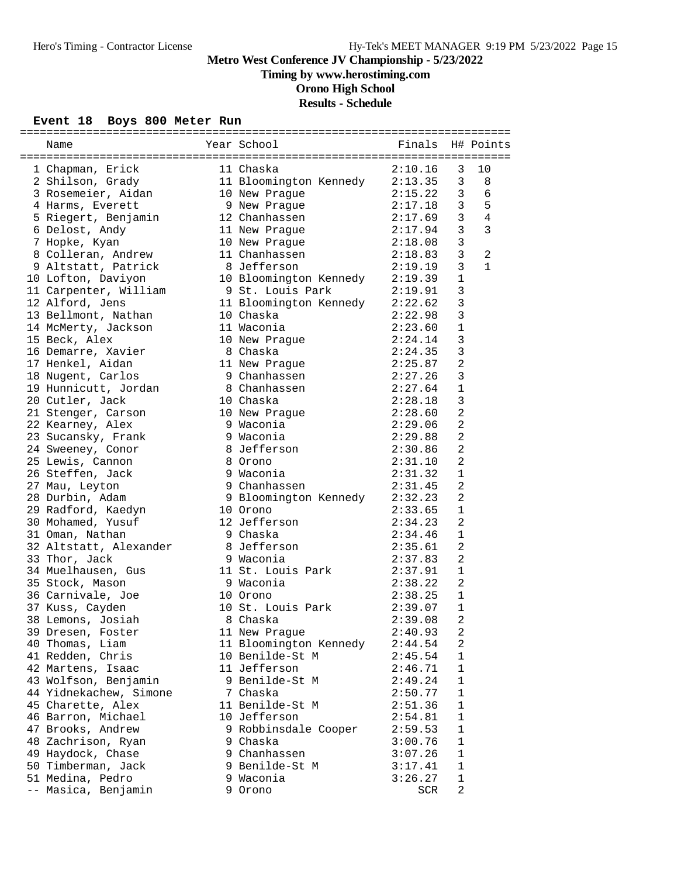# Metro West Conference JV Championship - 5/23/2022

**Timing by www.herostiming.com**

**Orono High School**

**Results - Schedule**

### Event 18 Boys 800 Meter Run

| Place | Name | Year | School | Finals | H# | Points |
|---|---|---|---|---|---|---|
| 1 | Chapman, Erick | 11 | Chaska | 2:10.16 | 3 | 10 |
| 2 | Shilson, Grady | 11 | Bloomington Kennedy | 2:13.35 | 3 | 8 |
| 3 | Rosemeier, Aidan | 10 | New Prague | 2:15.22 | 3 | 6 |
| 4 | Harms, Everett | 9 | New Prague | 2:17.18 | 3 | 5 |
| 5 | Riegert, Benjamin | 12 | Chanhassen | 2:17.69 | 3 | 4 |
| 6 | Delost, Andy | 11 | New Prague | 2:17.94 | 3 | 3 |
| 7 | Hopke, Kyan | 10 | New Prague | 2:18.08 | 3 | |
| 8 | Colleran, Andrew | 11 | Chanhassen | 2:18.83 | 3 | 2 |
| 9 | Altstatt, Patrick | 8 | Jefferson | 2:19.19 | 3 | 1 |
| 10 | Lofton, Daviyon | 10 | Bloomington Kennedy | 2:19.39 | 1 | |
| 11 | Carpenter, William | 9 | St. Louis Park | 2:19.91 | 3 | |
| 12 | Alford, Jens | 11 | Bloomington Kennedy | 2:22.62 | 3 | |
| 13 | Bellmont, Nathan | 10 | Chaska | 2:22.98 | 3 | |
| 14 | McMerty, Jackson | 11 | Waconia | 2:23.60 | 1 | |
| 15 | Beck, Alex | 10 | New Prague | 2:24.14 | 3 | |
| 16 | Demarre, Xavier | 8 | Chaska | 2:24.35 | 3 | |
| 17 | Henkel, Aidan | 11 | New Prague | 2:25.87 | 2 | |
| 18 | Nugent, Carlos | 9 | Chanhassen | 2:27.26 | 3 | |
| 19 | Hunnicutt, Jordan | 8 | Chanhassen | 2:27.64 | 1 | |
| 20 | Cutler, Jack | 10 | Chaska | 2:28.18 | 3 | |
| 21 | Stenger, Carson | 10 | New Prague | 2:28.60 | 2 | |
| 22 | Kearney, Alex | 9 | Waconia | 2:29.06 | 2 | |
| 23 | Sucansky, Frank | 9 | Waconia | 2:29.88 | 2 | |
| 24 | Sweeney, Conor | 8 | Jefferson | 2:30.86 | 2 | |
| 25 | Lewis, Cannon | 8 | Orono | 2:31.10 | 2 | |
| 26 | Steffen, Jack | 9 | Waconia | 2:31.32 | 1 | |
| 27 | Mau, Leyton | 9 | Chanhassen | 2:31.45 | 2 | |
| 28 | Durbin, Adam | 9 | Bloomington Kennedy | 2:32.23 | 2 | |
| 29 | Radford, Kaedyn | 10 | Orono | 2:33.65 | 1 | |
| 30 | Mohamed, Yusuf | 12 | Jefferson | 2:34.23 | 2 | |
| 31 | Oman, Nathan | 9 | Chaska | 2:34.46 | 1 | |
| 32 | Altstatt, Alexander | 8 | Jefferson | 2:35.61 | 2 | |
| 33 | Thor, Jack | 9 | Waconia | 2:37.83 | 2 | |
| 34 | Muelhausen, Gus | 11 | St. Louis Park | 2:37.91 | 1 | |
| 35 | Stock, Mason | 9 | Waconia | 2:38.22 | 2 | |
| 36 | Carnivale, Joe | 10 | Orono | 2:38.25 | 1 | |
| 37 | Kuss, Cayden | 10 | St. Louis Park | 2:39.07 | 1 | |
| 38 | Lemons, Josiah | 8 | Chaska | 2:39.08 | 2 | |
| 39 | Dresen, Foster | 11 | New Prague | 2:40.93 | 2 | |
| 40 | Thomas, Liam | 11 | Bloomington Kennedy | 2:44.54 | 2 | |
| 41 | Redden, Chris | 10 | Benilde-St M | 2:45.54 | 1 | |
| 42 | Martens, Isaac | 11 | Jefferson | 2:46.71 | 1 | |
| 43 | Wolfson, Benjamin | 9 | Benilde-St M | 2:49.24 | 1 | |
| 44 | Yidnekachew, Simone | 7 | Chaska | 2:50.77 | 1 | |
| 45 | Charette, Alex | 11 | Benilde-St M | 2:51.36 | 1 | |
| 46 | Barron, Michael | 10 | Jefferson | 2:54.81 | 1 | |
| 47 | Brooks, Andrew | 9 | Robbinsdale Cooper | 2:59.53 | 1 | |
| 48 | Zachrison, Ryan | 9 | Chaska | 3:00.76 | 1 | |
| 49 | Haydock, Chase | 9 | Chanhassen | 3:07.26 | 1 | |
| 50 | Timberman, Jack | 9 | Benilde-St M | 3:17.41 | 1 | |
| 51 | Medina, Pedro | 9 | Waconia | 3:26.27 | 1 | |
| -- | Masica, Benjamin | 9 | Orono | SCR | 2 | |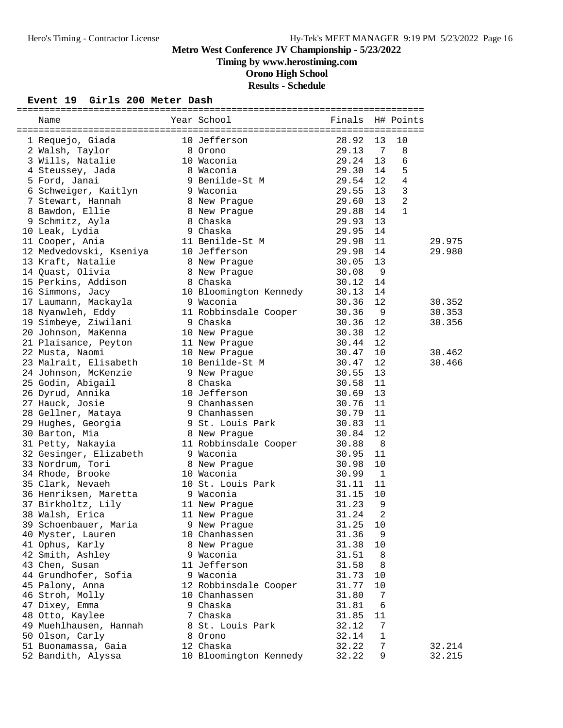# Metro West Conference JV Championship - 5/23/2022

**Timing by www.herostiming.com**

**Orono High School**

**Results - Schedule**

### Event 19 Girls 200 Meter Dash

| Place | Name | Year | School | Finals | H# | Points | |
|---|---|---|---|---|---|---|---|
| 1 | Requejo, Giada | 10 | Jefferson | 28.92 | 13 | 10 | |
| 2 | Walsh, Taylor | 8 | Orono | 29.13 | 7 | 8 | |
| 3 | Wills, Natalie | 10 | Waconia | 29.24 | 13 | 6 | |
| 4 | Steussey, Jada | 8 | Waconia | 29.30 | 14 | 5 | |
| 5 | Ford, Janai | 9 | Benilde-St M | 29.54 | 12 | 4 | |
| 6 | Schweiger, Kaitlyn | 9 | Waconia | 29.55 | 13 | 3 | |
| 7 | Stewart, Hannah | 8 | New Prague | 29.60 | 13 | 2 | |
| 8 | Bawdon, Ellie | 8 | New Prague | 29.88 | 14 | 1 | |
| 9 | Schmitz, Ayla | 8 | Chaska | 29.93 | 13 | | |
| 10 | Leak, Lydia | 9 | Chaska | 29.95 | 14 | | |
| 11 | Cooper, Ania | 11 | Benilde-St M | 29.98 | 11 | | 29.975 |
| 12 | Medvedovski, Kseniya | 10 | Jefferson | 29.98 | 14 | | 29.980 |
| 13 | Kraft, Natalie | 8 | New Prague | 30.05 | 13 | | |
| 14 | Quast, Olivia | 8 | New Prague | 30.08 | 9 | | |
| 15 | Perkins, Addison | 8 | Chaska | 30.12 | 14 | | |
| 16 | Simmons, Jacy | 10 | Bloomington Kennedy | 30.13 | 14 | | |
| 17 | Laumann, Mackayla | 9 | Waconia | 30.36 | 12 | | 30.352 |
| 18 | Nyanwleh, Eddy | 11 | Robbinsdale Cooper | 30.36 | 9 | | 30.353 |
| 19 | Simbeye, Ziwilani | 9 | Chaska | 30.36 | 12 | | 30.356 |
| 20 | Johnson, MaKenna | 10 | New Prague | 30.38 | 12 | | |
| 21 | Plaisance, Peyton | 11 | New Prague | 30.44 | 12 | | |
| 22 | Musta, Naomi | 10 | New Prague | 30.47 | 10 | | 30.462 |
| 23 | Malrait, Elisabeth | 10 | Benilde-St M | 30.47 | 12 | | 30.466 |
| 24 | Johnson, McKenzie | 9 | New Prague | 30.55 | 13 | | |
| 25 | Godin, Abigail | 8 | Chaska | 30.58 | 11 | | |
| 26 | Dyrud, Annika | 10 | Jefferson | 30.69 | 13 | | |
| 27 | Hauck, Josie | 9 | Chanhassen | 30.76 | 11 | | |
| 28 | Gellner, Mataya | 9 | Chanhassen | 30.79 | 11 | | |
| 29 | Hughes, Georgia | 9 | St. Louis Park | 30.83 | 11 | | |
| 30 | Barton, Mia | 8 | New Prague | 30.84 | 12 | | |
| 31 | Petty, Nakayia | 11 | Robbinsdale Cooper | 30.88 | 8 | | |
| 32 | Gesinger, Elizabeth | 9 | Waconia | 30.95 | 11 | | |
| 33 | Nordrum, Tori | 8 | New Prague | 30.98 | 10 | | |
| 34 | Rhode, Brooke | 10 | Waconia | 30.99 | 1 | | |
| 35 | Clark, Nevaeh | 10 | St. Louis Park | 31.11 | 11 | | |
| 36 | Henriksen, Maretta | 9 | Waconia | 31.15 | 10 | | |
| 37 | Birkholtz, Lily | 11 | New Prague | 31.23 | 9 | | |
| 38 | Walsh, Erica | 11 | New Prague | 31.24 | 2 | | |
| 39 | Schoenbauer, Maria | 9 | New Prague | 31.25 | 10 | | |
| 40 | Myster, Lauren | 10 | Chanhassen | 31.36 | 9 | | |
| 41 | Ophus, Karly | 8 | New Prague | 31.38 | 10 | | |
| 42 | Smith, Ashley | 9 | Waconia | 31.51 | 8 | | |
| 43 | Chen, Susan | 11 | Jefferson | 31.58 | 8 | | |
| 44 | Grundhofer, Sofia | 9 | Waconia | 31.73 | 10 | | |
| 45 | Palony, Anna | 12 | Robbinsdale Cooper | 31.77 | 10 | | |
| 46 | Stroh, Molly | 10 | Chanhassen | 31.80 | 7 | | |
| 47 | Dixey, Emma | 9 | Chaska | 31.81 | 6 | | |
| 48 | Otto, Kaylee | 7 | Chaska | 31.85 | 11 | | |
| 49 | Muehlhausen, Hannah | 8 | St. Louis Park | 32.12 | 7 | | |
| 50 | Olson, Carly | 8 | Orono | 32.14 | 1 | | |
| 51 | Buonamassa, Gaia | 12 | Chaska | 32.22 | 7 | | 32.214 |
| 52 | Bandith, Alyssa | 10 | Bloomington Kennedy | 32.22 | 9 | | 32.215 |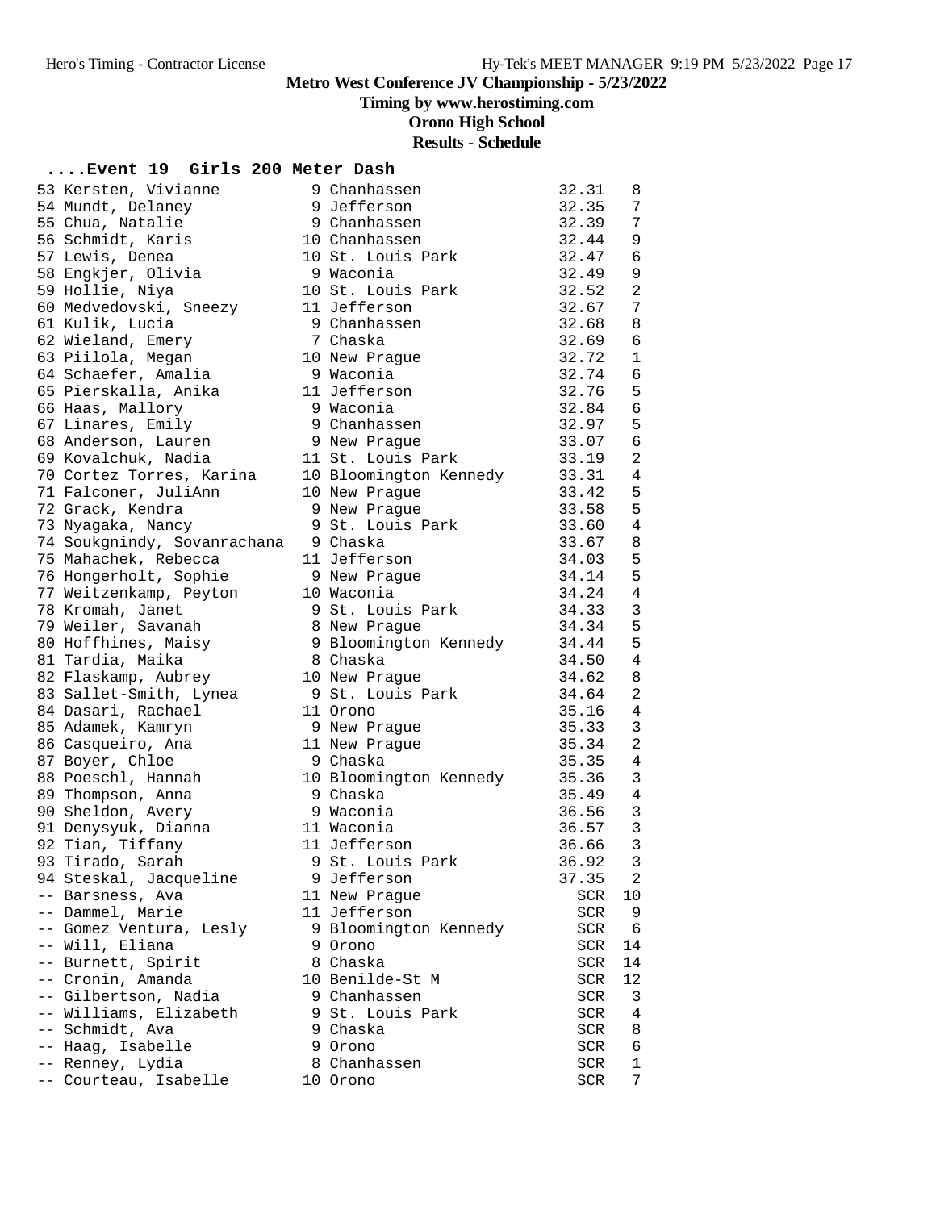# Metro West Conference JV Championship - 5/23/2022

**Timing by www.herostiming.com**

**Orono High School**

**Results - Schedule**

## ....Event 19 Girls 200 Meter Dash

| Place | Name | Year | School | Time | Heat |
|---|---|---|---|---|---|
| 53 | Kersten, Vivianne | 9 | Chanhassen | 32.31 | 8 |
| 54 | Mundt, Delaney | 9 | Jefferson | 32.35 | 7 |
| 55 | Chua, Natalie | 9 | Chanhassen | 32.39 | 7 |
| 56 | Schmidt, Karis | 10 | Chanhassen | 32.44 | 9 |
| 57 | Lewis, Denea | 10 | St. Louis Park | 32.47 | 6 |
| 58 | Engkjer, Olivia | 9 | Waconia | 32.49 | 9 |
| 59 | Hollie, Niya | 10 | St. Louis Park | 32.52 | 2 |
| 60 | Medvedovski, Sneezy | 11 | Jefferson | 32.67 | 7 |
| 61 | Kulik, Lucia | 9 | Chanhassen | 32.68 | 8 |
| 62 | Wieland, Emery | 7 | Chaska | 32.69 | 6 |
| 63 | Piilola, Megan | 10 | New Prague | 32.72 | 1 |
| 64 | Schaefer, Amalia | 9 | Waconia | 32.74 | 6 |
| 65 | Pierskalla, Anika | 11 | Jefferson | 32.76 | 5 |
| 66 | Haas, Mallory | 9 | Waconia | 32.84 | 6 |
| 67 | Linares, Emily | 9 | Chanhassen | 32.97 | 5 |
| 68 | Anderson, Lauren | 9 | New Prague | 33.07 | 6 |
| 69 | Kovalchuk, Nadia | 11 | St. Louis Park | 33.19 | 2 |
| 70 | Cortez Torres, Karina | 10 | Bloomington Kennedy | 33.31 | 4 |
| 71 | Falconer, JuliAnn | 10 | New Prague | 33.42 | 5 |
| 72 | Grack, Kendra | 9 | New Prague | 33.58 | 5 |
| 73 | Nyagaka, Nancy | 9 | St. Louis Park | 33.60 | 4 |
| 74 | Soukgnindy, Sovanrachana | 9 | Chaska | 33.67 | 8 |
| 75 | Mahachek, Rebecca | 11 | Jefferson | 34.03 | 5 |
| 76 | Hongerholt, Sophie | 9 | New Prague | 34.14 | 5 |
| 77 | Weitzenkamp, Peyton | 10 | Waconia | 34.24 | 4 |
| 78 | Kromah, Janet | 9 | St. Louis Park | 34.33 | 3 |
| 79 | Weiler, Savanah | 8 | New Prague | 34.34 | 5 |
| 80 | Hoffhines, Maisy | 9 | Bloomington Kennedy | 34.44 | 5 |
| 81 | Tardia, Maika | 8 | Chaska | 34.50 | 4 |
| 82 | Flaskamp, Aubrey | 10 | New Prague | 34.62 | 8 |
| 83 | Sallet-Smith, Lynea | 9 | St. Louis Park | 34.64 | 2 |
| 84 | Dasari, Rachael | 11 | Orono | 35.16 | 4 |
| 85 | Adamek, Kamryn | 9 | New Prague | 35.33 | 3 |
| 86 | Casqueiro, Ana | 11 | New Prague | 35.34 | 2 |
| 87 | Boyer, Chloe | 9 | Chaska | 35.35 | 4 |
| 88 | Poeschl, Hannah | 10 | Bloomington Kennedy | 35.36 | 3 |
| 89 | Thompson, Anna | 9 | Chaska | 35.49 | 4 |
| 90 | Sheldon, Avery | 9 | Waconia | 36.56 | 3 |
| 91 | Denysyuk, Dianna | 11 | Waconia | 36.57 | 3 |
| 92 | Tian, Tiffany | 11 | Jefferson | 36.66 | 3 |
| 93 | Tirado, Sarah | 9 | St. Louis Park | 36.92 | 3 |
| 94 | Steskal, Jacqueline | 9 | Jefferson | 37.35 | 2 |
| -- | Barsness, Ava | 11 | New Prague | SCR | 10 |
| -- | Dammel, Marie | 11 | Jefferson | SCR | 9 |
| -- | Gomez Ventura, Lesly | 9 | Bloomington Kennedy | SCR | 6 |
| -- | Will, Eliana | 9 | Orono | SCR | 14 |
| -- | Burnett, Spirit | 8 | Chaska | SCR | 14 |
| -- | Cronin, Amanda | 10 | Benilde-St M | SCR | 12 |
| -- | Gilbertson, Nadia | 9 | Chanhassen | SCR | 3 |
| -- | Williams, Elizabeth | 9 | St. Louis Park | SCR | 4 |
| -- | Schmidt, Ava | 9 | Chaska | SCR | 8 |
| -- | Haag, Isabelle | 9 | Orono | SCR | 6 |
| -- | Renney, Lydia | 8 | Chanhassen | SCR | 1 |
| -- | Courteau, Isabelle | 10 | Orono | SCR | 7 |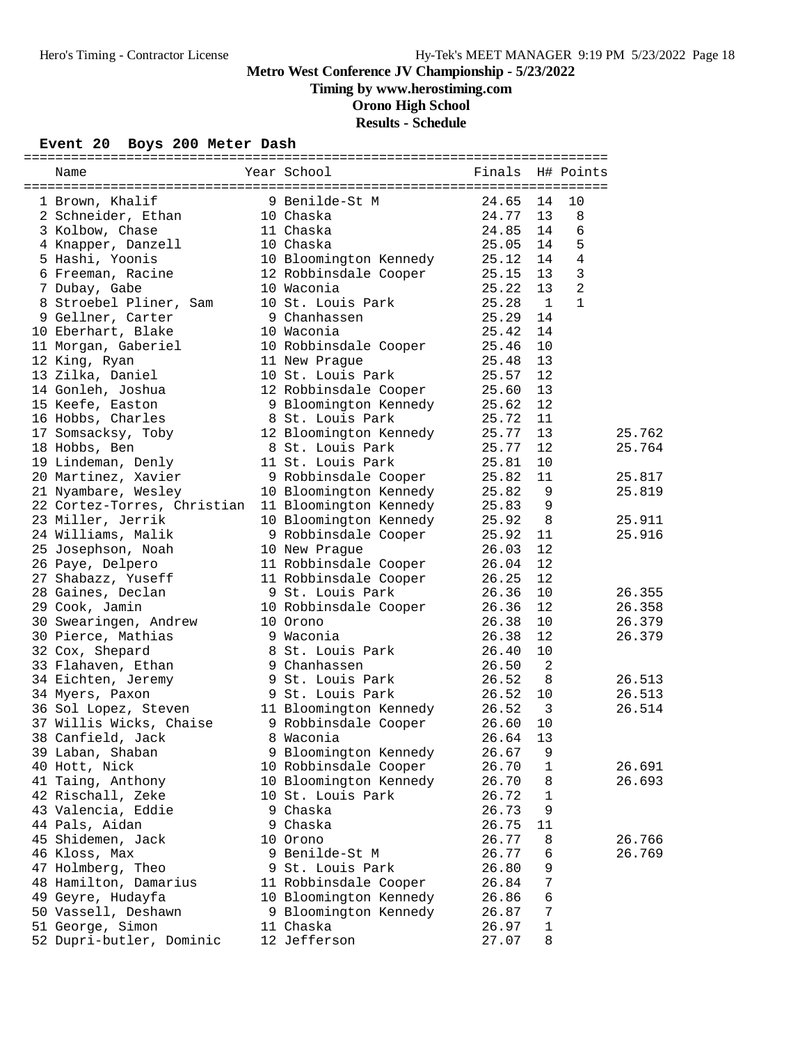Hero's Timing - Contractor License

Hy-Tek's MEET MANAGER 9:19 PM 5/23/2022

# Metro West Conference JV Championship - 5/23/2022

**Timing by www.herostiming.com**

**Orono High School**

**Results - Schedule**

## Event 20 Boys 200 Meter Dash

| Place | Name | Year | School | Finals | H# | Points | |
|---|---|---|---|---|---|---|---|
| 1 | Brown, Khalif | 9 | Benilde-St M | 24.65 | 14 | 10 | |
| 2 | Schneider, Ethan | 10 | Chaska | 24.77 | 13 | 8 | |
| 3 | Kolbow, Chase | 11 | Chaska | 24.85 | 14 | 6 | |
| 4 | Knapper, Danzell | 10 | Chaska | 25.05 | 14 | 5 | |
| 5 | Hashi, Yoonis | 10 | Bloomington Kennedy | 25.12 | 14 | 4 | |
| 6 | Freeman, Racine | 12 | Robbinsdale Cooper | 25.15 | 13 | 3 | |
| 7 | Dubay, Gabe | 10 | Waconia | 25.22 | 13 | 2 | |
| 8 | Stroebel Pliner, Sam | 10 | St. Louis Park | 25.28 | 1 | 1 | |
| 9 | Gellner, Carter | 9 | Chanhassen | 25.29 | 14 | | |
| 10 | Eberhart, Blake | 10 | Waconia | 25.42 | 14 | | |
| 11 | Morgan, Gaberiel | 10 | Robbinsdale Cooper | 25.46 | 10 | | |
| 12 | King, Ryan | 11 | New Prague | 25.48 | 13 | | |
| 13 | Zilka, Daniel | 10 | St. Louis Park | 25.57 | 12 | | |
| 14 | Gonleh, Joshua | 12 | Robbinsdale Cooper | 25.60 | 13 | | |
| 15 | Keefe, Easton | 9 | Bloomington Kennedy | 25.62 | 12 | | |
| 16 | Hobbs, Charles | 8 | St. Louis Park | 25.72 | 11 | | |
| 17 | Somsacksy, Toby | 12 | Bloomington Kennedy | 25.77 | 13 | | 25.762 |
| 18 | Hobbs, Ben | 8 | St. Louis Park | 25.77 | 12 | | 25.764 |
| 19 | Lindeman, Denly | 11 | St. Louis Park | 25.81 | 10 | | |
| 20 | Martinez, Xavier | 9 | Robbinsdale Cooper | 25.82 | 11 | | 25.817 |
| 21 | Nyambare, Wesley | 10 | Bloomington Kennedy | 25.82 | 9 | | 25.819 |
| 22 | Cortez-Torres, Christian | 11 | Bloomington Kennedy | 25.83 | 9 | | |
| 23 | Miller, Jerrik | 10 | Bloomington Kennedy | 25.92 | 8 | | 25.911 |
| 24 | Williams, Malik | 9 | Robbinsdale Cooper | 25.92 | 11 | | 25.916 |
| 25 | Josephson, Noah | 10 | New Prague | 26.03 | 12 | | |
| 26 | Paye, Delpero | 11 | Robbinsdale Cooper | 26.04 | 12 | | |
| 27 | Shabazz, Yuseff | 11 | Robbinsdale Cooper | 26.25 | 12 | | |
| 28 | Gaines, Declan | 9 | St. Louis Park | 26.36 | 10 | | 26.355 |
| 29 | Cook, Jamin | 10 | Robbinsdale Cooper | 26.36 | 12 | | 26.358 |
| 30 | Swearingen, Andrew | 10 | Orono | 26.38 | 10 | | 26.379 |
| 30 | Pierce, Mathias | 9 | Waconia | 26.38 | 12 | | 26.379 |
| 32 | Cox, Shepard | 8 | St. Louis Park | 26.40 | 10 | | |
| 33 | Flahaven, Ethan | 9 | Chanhassen | 26.50 | 2 | | |
| 34 | Eichten, Jeremy | 9 | St. Louis Park | 26.52 | 8 | | 26.513 |
| 34 | Myers, Paxon | 9 | St. Louis Park | 26.52 | 10 | | 26.513 |
| 36 | Sol Lopez, Steven | 11 | Bloomington Kennedy | 26.52 | 3 | | 26.514 |
| 37 | Willis Wicks, Chaise | 9 | Robbinsdale Cooper | 26.60 | 10 | | |
| 38 | Canfield, Jack | 8 | Waconia | 26.64 | 13 | | |
| 39 | Laban, Shaban | 9 | Bloomington Kennedy | 26.67 | 9 | | |
| 40 | Hott, Nick | 10 | Robbinsdale Cooper | 26.70 | 1 | | 26.691 |
| 41 | Taing, Anthony | 10 | Bloomington Kennedy | 26.70 | 8 | | 26.693 |
| 42 | Rischall, Zeke | 10 | St. Louis Park | 26.72 | 1 | | |
| 43 | Valencia, Eddie | 9 | Chaska | 26.73 | 9 | | |
| 44 | Pals, Aidan | 9 | Chaska | 26.75 | 11 | | |
| 45 | Shidemen, Jack | 10 | Orono | 26.77 | 8 | | 26.766 |
| 46 | Kloss, Max | 9 | Benilde-St M | 26.77 | 6 | | 26.769 |
| 47 | Holmberg, Theo | 9 | St. Louis Park | 26.80 | 9 | | |
| 48 | Hamilton, Damarius | 11 | Robbinsdale Cooper | 26.84 | 7 | | |
| 49 | Geyre, Hudayfa | 10 | Bloomington Kennedy | 26.86 | 6 | | |
| 50 | Vassell, Deshawn | 9 | Bloomington Kennedy | 26.87 | 7 | | |
| 51 | George, Simon | 11 | Chaska | 26.97 | 1 | | |
| 52 | Dupri-butler, Dominic | 12 | Jefferson | 27.07 | 8 | | |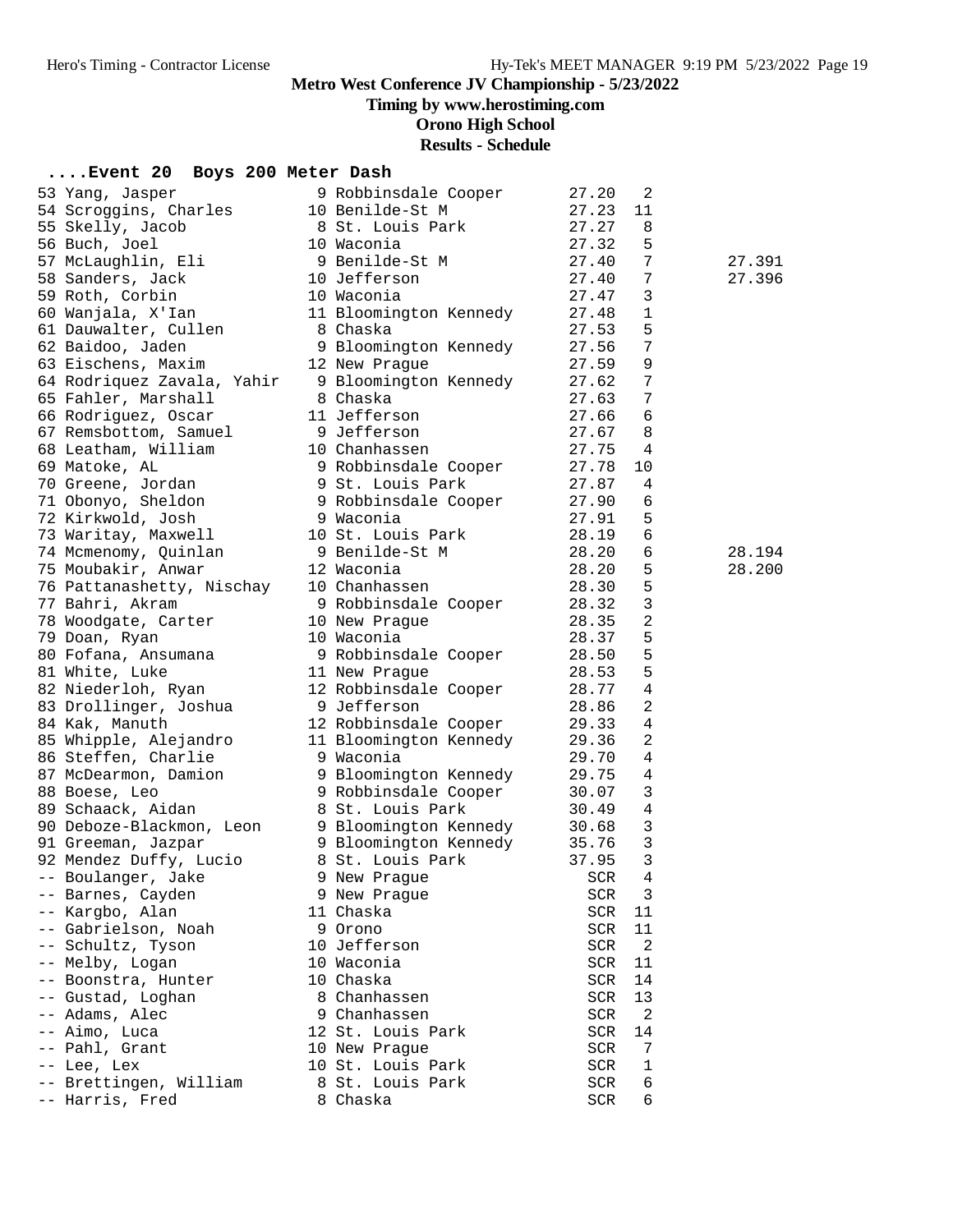# Metro West Conference JV Championship - 5/23/2022

**Timing by www.herostiming.com**

**Orono High School**

**Results - Schedule**

## ....Event 20 Boys 200 Meter Dash

| Place | Name | Yr | School | Time | Heat | Tiebreak |
|---|---|---|---|---|---|---|
| 53 | Yang, Jasper | 9 | Robbinsdale Cooper | 27.20 | 2 | |
| 54 | Scroggins, Charles | 10 | Benilde-St M | 27.23 | 11 | |
| 55 | Skelly, Jacob | 8 | St. Louis Park | 27.27 | 8 | |
| 56 | Buch, Joel | 10 | Waconia | 27.32 | 5 | |
| 57 | McLaughlin, Eli | 9 | Benilde-St M | 27.40 | 7 | 27.391 |
| 58 | Sanders, Jack | 10 | Jefferson | 27.40 | 7 | 27.396 |
| 59 | Roth, Corbin | 10 | Waconia | 27.47 | 3 | |
| 60 | Wanjala, X'Ian | 11 | Bloomington Kennedy | 27.48 | 1 | |
| 61 | Dauwalter, Cullen | 8 | Chaska | 27.53 | 5 | |
| 62 | Baidoo, Jaden | 9 | Bloomington Kennedy | 27.56 | 7 | |
| 63 | Eischens, Maxim | 12 | New Prague | 27.59 | 9 | |
| 64 | Rodriquez Zavala, Yahir | 9 | Bloomington Kennedy | 27.62 | 7 | |
| 65 | Fahler, Marshall | 8 | Chaska | 27.63 | 7 | |
| 66 | Rodriguez, Oscar | 11 | Jefferson | 27.66 | 6 | |
| 67 | Remsbottom, Samuel | 9 | Jefferson | 27.67 | 8 | |
| 68 | Leatham, William | 10 | Chanhassen | 27.75 | 4 | |
| 69 | Matoke, AL | 9 | Robbinsdale Cooper | 27.78 | 10 | |
| 70 | Greene, Jordan | 9 | St. Louis Park | 27.87 | 4 | |
| 71 | Obonyo, Sheldon | 9 | Robbinsdale Cooper | 27.90 | 6 | |
| 72 | Kirkwold, Josh | 9 | Waconia | 27.91 | 5 | |
| 73 | Waritay, Maxwell | 10 | St. Louis Park | 28.19 | 6 | |
| 74 | Mcmenomy, Quinlan | 9 | Benilde-St M | 28.20 | 6 | 28.194 |
| 75 | Moubakir, Anwar | 12 | Waconia | 28.20 | 5 | 28.200 |
| 76 | Pattanashetty, Nischay | 10 | Chanhassen | 28.30 | 5 | |
| 77 | Bahri, Akram | 9 | Robbinsdale Cooper | 28.32 | 3 | |
| 78 | Woodgate, Carter | 10 | New Prague | 28.35 | 2 | |
| 79 | Doan, Ryan | 10 | Waconia | 28.37 | 5 | |
| 80 | Fofana, Ansumana | 9 | Robbinsdale Cooper | 28.50 | 5 | |
| 81 | White, Luke | 11 | New Prague | 28.53 | 5 | |
| 82 | Niederloh, Ryan | 12 | Robbinsdale Cooper | 28.77 | 4 | |
| 83 | Drollinger, Joshua | 9 | Jefferson | 28.86 | 2 | |
| 84 | Kak, Manuth | 12 | Robbinsdale Cooper | 29.33 | 4 | |
| 85 | Whipple, Alejandro | 11 | Bloomington Kennedy | 29.36 | 2 | |
| 86 | Steffen, Charlie | 9 | Waconia | 29.70 | 4 | |
| 87 | McDearmon, Damion | 9 | Bloomington Kennedy | 29.75 | 4 | |
| 88 | Boese, Leo | 9 | Robbinsdale Cooper | 30.07 | 3 | |
| 89 | Schaack, Aidan | 8 | St. Louis Park | 30.49 | 4 | |
| 90 | Deboze-Blackmon, Leon | 9 | Bloomington Kennedy | 30.68 | 3 | |
| 91 | Greeman, Jazpar | 9 | Bloomington Kennedy | 35.76 | 3 | |
| 92 | Mendez Duffy, Lucio | 8 | St. Louis Park | 37.95 | 3 | |
| -- | Boulanger, Jake | 9 | New Prague | SCR | 4 | |
| -- | Barnes, Cayden | 9 | New Prague | SCR | 3 | |
| -- | Kargbo, Alan | 11 | Chaska | SCR | 11 | |
| -- | Gabrielson, Noah | 9 | Orono | SCR | 11 | |
| -- | Schultz, Tyson | 10 | Jefferson | SCR | 2 | |
| -- | Melby, Logan | 10 | Waconia | SCR | 11 | |
| -- | Boonstra, Hunter | 10 | Chaska | SCR | 14 | |
| -- | Gustad, Loghan | 8 | Chanhassen | SCR | 13 | |
| -- | Adams, Alec | 9 | Chanhassen | SCR | 2 | |
| -- | Aimo, Luca | 12 | St. Louis Park | SCR | 14 | |
| -- | Pahl, Grant | 10 | New Prague | SCR | 7 | |
| -- | Lee, Lex | 10 | St. Louis Park | SCR | 1 | |
| -- | Brettingen, William | 8 | St. Louis Park | SCR | 6 | |
| -- | Harris, Fred | 8 | Chaska | SCR | 6 | |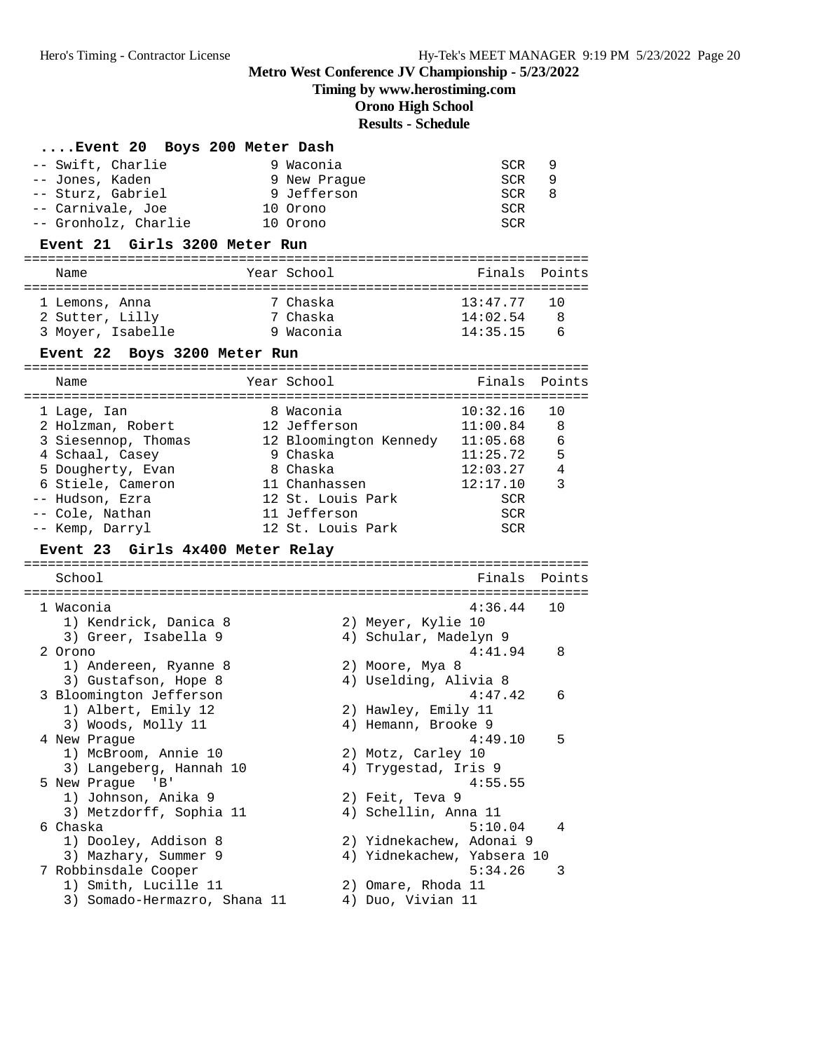## Metro West Conference JV Championship - 5/23/2022

**Timing by www.herostiming.com**

**Orono High School**

**Results - Schedule**

### ....Event 20 Boys 200 Meter Dash

| Place | Name | Year | School | Finals | Heat |
|---|---|---|---|---|---|
| -- | Swift, Charlie | 9 | Waconia | SCR | 9 |
| -- | Jones, Kaden | 9 | New Prague | SCR | 9 |
| -- | Sturz, Gabriel | 9 | Jefferson | SCR | 8 |
| -- | Carnivale, Joe | 10 | Orono | SCR | |
| -- | Gronholz, Charlie | 10 | Orono | SCR | |

### Event 21 Girls 3200 Meter Run

| Place | Name | Year | School | Finals | Points |
|---|---|---|---|---|---|
| 1 | Lemons, Anna | 7 | Chaska | 13:47.77 | 10 |
| 2 | Sutter, Lilly | 7 | Chaska | 14:02.54 | 8 |
| 3 | Moyer, Isabelle | 9 | Waconia | 14:35.15 | 6 |

### Event 22 Boys 3200 Meter Run

| Place | Name | Year | School | Finals | Points |
|---|---|---|---|---|---|
| 1 | Lage, Ian | 8 | Waconia | 10:32.16 | 10 |
| 2 | Holzman, Robert | 12 | Jefferson | 11:00.84 | 8 |
| 3 | Siesennop, Thomas | 12 | Bloomington Kennedy | 11:05.68 | 6 |
| 4 | Schaal, Casey | 9 | Chaska | 11:25.72 | 5 |
| 5 | Dougherty, Evan | 8 | Chaska | 12:03.27 | 4 |
| 6 | Stiele, Cameron | 11 | Chanhassen | 12:17.10 | 3 |
| -- | Hudson, Ezra | 12 | St. Louis Park | SCR | |
| -- | Cole, Nathan | 11 | Jefferson | SCR | |
| -- | Kemp, Darryl | 12 | St. Louis Park | SCR | |

### Event 23 Girls 4x400 Meter Relay

| Place | School | Finals | Points |
|---|---|---|---|
| 1 | Waconia | 4:36.44 | 10 |
| | 1) Kendrick, Danica 8; 2) Meyer, Kylie 10; 3) Greer, Isabella 9; 4) Schular, Madelyn 9 | | |
| 2 | Orono | 4:41.94 | 8 |
| | 1) Andereen, Ryanne 8; 2) Moore, Mya 8; 3) Gustafson, Hope 8; 4) Uselding, Alivia 8 | | |
| 3 | Bloomington Jefferson | 4:47.42 | 6 |
| | 1) Albert, Emily 12; 2) Hawley, Emily 11; 3) Woods, Molly 11; 4) Hemann, Brooke 9 | | |
| 4 | New Prague | 4:49.10 | 5 |
| | 1) McBroom, Annie 10; 2) Motz, Carley 10; 3) Langeberg, Hannah 10; 4) Trygestad, Iris 9 | | |
| 5 | New Prague 'B' | 4:55.55 | |
| | 1) Johnson, Anika 9; 2) Feit, Teva 9; 3) Metzdorff, Sophia 11; 4) Schellin, Anna 11 | | |
| 6 | Chaska | 5:10.04 | 4 |
| | 1) Dooley, Addison 8; 2) Yidnekachew, Adonai 9; 3) Mazhary, Summer 9; 4) Yidnekachew, Yabsera 10 | | |
| 7 | Robbinsdale Cooper | 5:34.26 | 3 |
| | 1) Smith, Lucille 11; 2) Omare, Rhoda 11; 3) Somado-Hermazro, Shana 11; 4) Duo, Vivian 11 | | |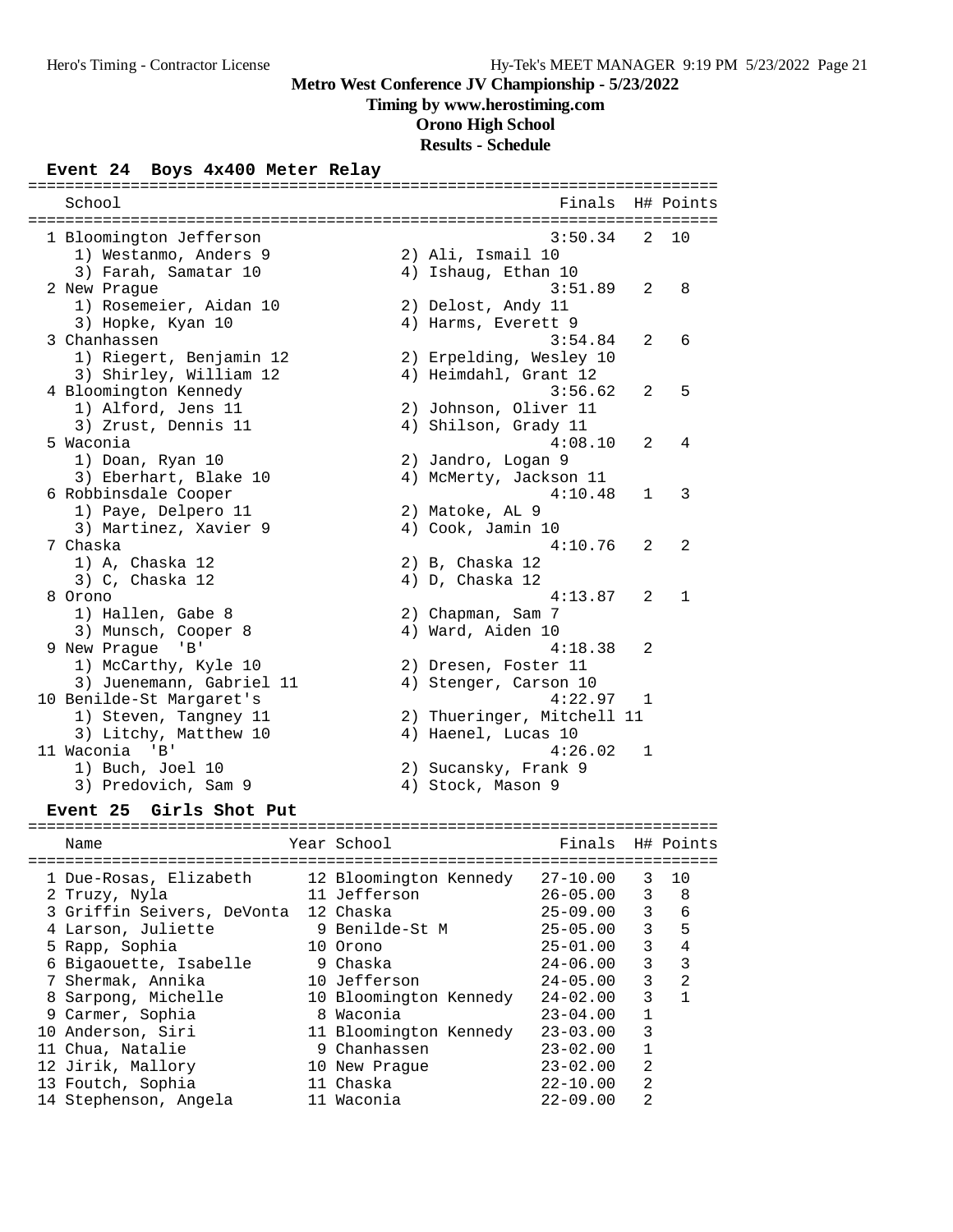# Metro West Conference JV Championship - 5/23/2022

**Timing by www.herostiming.com**

**Orono High School**

**Results - Schedule**

## Event 24 Boys 4x400 Meter Relay

| Place | School | Finals | H# | Points |
|---|---|---|---|---|
| 1 | Bloomington Jefferson | 3:50.34 | 2 | 10 |
| | 1) Westanmo, Anders 9; 2) Ali, Ismail 10; 3) Farah, Samatar 10; 4) Ishaug, Ethan 10 | | | |
| 2 | New Prague | 3:51.89 | 2 | 8 |
| | 1) Rosemeier, Aidan 10; 2) Delost, Andy 11; 3) Hopke, Kyan 10; 4) Harms, Everett 9 | | | |
| 3 | Chanhassen | 3:54.84 | 2 | 6 |
| | 1) Riegert, Benjamin 12; 2) Erpelding, Wesley 10; 3) Shirley, William 12; 4) Heimdahl, Grant 12 | | | |
| 4 | Bloomington Kennedy | 3:56.62 | 2 | 5 |
| | 1) Alford, Jens 11; 2) Johnson, Oliver 11; 3) Zrust, Dennis 11; 4) Shilson, Grady 11 | | | |
| 5 | Waconia | 4:08.10 | 2 | 4 |
| | 1) Doan, Ryan 10; 2) Jandro, Logan 9; 3) Eberhart, Blake 10; 4) McMerty, Jackson 11 | | | |
| 6 | Robbinsdale Cooper | 4:10.48 | 1 | 3 |
| | 1) Paye, Delpero 11; 2) Matoke, AL 9; 3) Martinez, Xavier 9; 4) Cook, Jamin 10 | | | |
| 7 | Chaska | 4:10.76 | 2 | 2 |
| | 1) A, Chaska 12; 2) B, Chaska 12; 3) C, Chaska 12; 4) D, Chaska 12 | | | |
| 8 | Orono | 4:13.87 | 2 | 1 |
| | 1) Hallen, Gabe 8; 2) Chapman, Sam 7; 3) Munsch, Cooper 8; 4) Ward, Aiden 10 | | | |
| 9 | New Prague 'B' | 4:18.38 | 2 | |
| | 1) McCarthy, Kyle 10; 2) Dresen, Foster 11; 3) Juenemann, Gabriel 11; 4) Stenger, Carson 10 | | | |
| 10 | Benilde-St Margaret's | 4:22.97 | 1 | |
| | 1) Steven, Tangney 11; 2) Thueringer, Mitchell 11; 3) Litchy, Matthew 10; 4) Haenel, Lucas 10 | | | |
| 11 | Waconia 'B' | 4:26.02 | 1 | |
| | 1) Buch, Joel 10; 2) Sucansky, Frank 9; 3) Predovich, Sam 9; 4) Stock, Mason 9 | | | |

## Event 25 Girls Shot Put

| Place | Name | Year | School | Finals | H# | Points |
|---|---|---|---|---|---|---|
| 1 | Due-Rosas, Elizabeth | 12 | Bloomington Kennedy | 27-10.00 | 3 | 10 |
| 2 | Truzy, Nyla | 11 | Jefferson | 26-05.00 | 3 | 8 |
| 3 | Griffin Seivers, DeVonta | 12 | Chaska | 25-09.00 | 3 | 6 |
| 4 | Larson, Juliette | 9 | Benilde-St M | 25-05.00 | 3 | 5 |
| 5 | Rapp, Sophia | 10 | Orono | 25-01.00 | 3 | 4 |
| 6 | Bigaouette, Isabelle | 9 | Chaska | 24-06.00 | 3 | 3 |
| 7 | Shermak, Annika | 10 | Jefferson | 24-05.00 | 3 | 2 |
| 8 | Sarpong, Michelle | 10 | Bloomington Kennedy | 24-02.00 | 3 | 1 |
| 9 | Carmer, Sophia | 8 | Waconia | 23-04.00 | 1 | |
| 10 | Anderson, Siri | 11 | Bloomington Kennedy | 23-03.00 | 3 | |
| 11 | Chua, Natalie | 9 | Chanhassen | 23-02.00 | 1 | |
| 12 | Jirik, Mallory | 10 | New Prague | 23-02.00 | 2 | |
| 13 | Foutch, Sophia | 11 | Chaska | 22-10.00 | 2 | |
| 14 | Stephenson, Angela | 11 | Waconia | 22-09.00 | 2 | |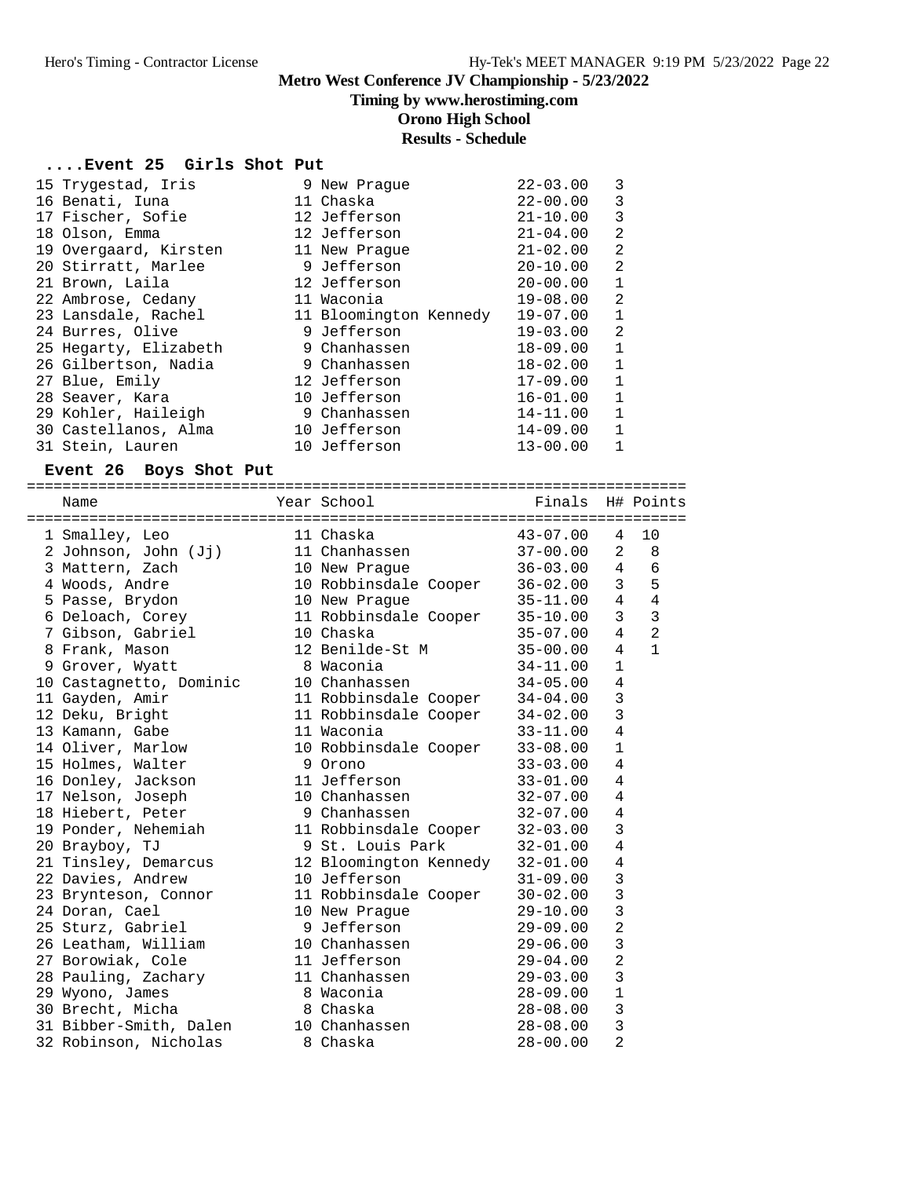# Metro West Conference JV Championship - 5/23/2022

**Timing by www.herostiming.com**

**Orono High School**

**Results - Schedule**

### ....Event 25 Girls Shot Put

| Place | Name | Year | School | Finals | H# | Points |
|---|---|---|---|---|---|---|
| 15 | Trygestad, Iris | 9 | New Prague | 22-03.00 | 3 | |
| 16 | Benati, Iuna | 11 | Chaska | 22-00.00 | 3 | |
| 17 | Fischer, Sofie | 12 | Jefferson | 21-10.00 | 3 | |
| 18 | Olson, Emma | 12 | Jefferson | 21-04.00 | 2 | |
| 19 | Overgaard, Kirsten | 11 | New Prague | 21-02.00 | 2 | |
| 20 | Stirratt, Marlee | 9 | Jefferson | 20-10.00 | 2 | |
| 21 | Brown, Laila | 12 | Jefferson | 20-00.00 | 1 | |
| 22 | Ambrose, Cedany | 11 | Waconia | 19-08.00 | 2 | |
| 23 | Lansdale, Rachel | 11 | Bloomington Kennedy | 19-07.00 | 1 | |
| 24 | Burres, Olive | 9 | Jefferson | 19-03.00 | 2 | |
| 25 | Hegarty, Elizabeth | 9 | Chanhassen | 18-09.00 | 1 | |
| 26 | Gilbertson, Nadia | 9 | Chanhassen | 18-02.00 | 1 | |
| 27 | Blue, Emily | 12 | Jefferson | 17-09.00 | 1 | |
| 28 | Seaver, Kara | 10 | Jefferson | 16-01.00 | 1 | |
| 29 | Kohler, Haileigh | 9 | Chanhassen | 14-11.00 | 1 | |
| 30 | Castellanos, Alma | 10 | Jefferson | 14-09.00 | 1 | |
| 31 | Stein, Lauren | 10 | Jefferson | 13-00.00 | 1 | |

### Event 26 Boys Shot Put

| Place | Name | Year | School | Finals | H# | Points |
|---|---|---|---|---|---|---|
| 1 | Smalley, Leo | 11 | Chaska | 43-07.00 | 4 | 10 |
| 2 | Johnson, John (Jj) | 11 | Chanhassen | 37-00.00 | 2 | 8 |
| 3 | Mattern, Zach | 10 | New Prague | 36-03.00 | 4 | 6 |
| 4 | Woods, Andre | 10 | Robbinsdale Cooper | 36-02.00 | 3 | 5 |
| 5 | Passe, Brydon | 10 | New Prague | 35-11.00 | 4 | 4 |
| 6 | Deloach, Corey | 11 | Robbinsdale Cooper | 35-10.00 | 3 | 3 |
| 7 | Gibson, Gabriel | 10 | Chaska | 35-07.00 | 4 | 2 |
| 8 | Frank, Mason | 12 | Benilde-St M | 35-00.00 | 4 | 1 |
| 9 | Grover, Wyatt | 8 | Waconia | 34-11.00 | 1 | |
| 10 | Castagnetto, Dominic | 10 | Chanhassen | 34-05.00 | 4 | |
| 11 | Gayden, Amir | 11 | Robbinsdale Cooper | 34-04.00 | 3 | |
| 12 | Deku, Bright | 11 | Robbinsdale Cooper | 34-02.00 | 3 | |
| 13 | Kamann, Gabe | 11 | Waconia | 33-11.00 | 4 | |
| 14 | Oliver, Marlow | 10 | Robbinsdale Cooper | 33-08.00 | 1 | |
| 15 | Holmes, Walter | 9 | Orono | 33-03.00 | 4 | |
| 16 | Donley, Jackson | 11 | Jefferson | 33-01.00 | 4 | |
| 17 | Nelson, Joseph | 10 | Chanhassen | 32-07.00 | 4 | |
| 18 | Hiebert, Peter | 9 | Chanhassen | 32-07.00 | 4 | |
| 19 | Ponder, Nehemiah | 11 | Robbinsdale Cooper | 32-03.00 | 3 | |
| 20 | Brayboy, TJ | 9 | St. Louis Park | 32-01.00 | 4 | |
| 21 | Tinsley, Demarcus | 12 | Bloomington Kennedy | 32-01.00 | 4 | |
| 22 | Davies, Andrew | 10 | Jefferson | 31-09.00 | 3 | |
| 23 | Brynteson, Connor | 11 | Robbinsdale Cooper | 30-02.00 | 3 | |
| 24 | Doran, Cael | 10 | New Prague | 29-10.00 | 3 | |
| 25 | Sturz, Gabriel | 9 | Jefferson | 29-09.00 | 2 | |
| 26 | Leatham, William | 10 | Chanhassen | 29-06.00 | 3 | |
| 27 | Borowiak, Cole | 11 | Jefferson | 29-04.00 | 2 | |
| 28 | Pauling, Zachary | 11 | Chanhassen | 29-03.00 | 3 | |
| 29 | Wyono, James | 8 | Waconia | 28-09.00 | 1 | |
| 30 | Brecht, Micha | 8 | Chaska | 28-08.00 | 3 | |
| 31 | Bibber-Smith, Dalen | 10 | Chanhassen | 28-08.00 | 3 | |
| 32 | Robinson, Nicholas | 8 | Chaska | 28-00.00 | 2 | |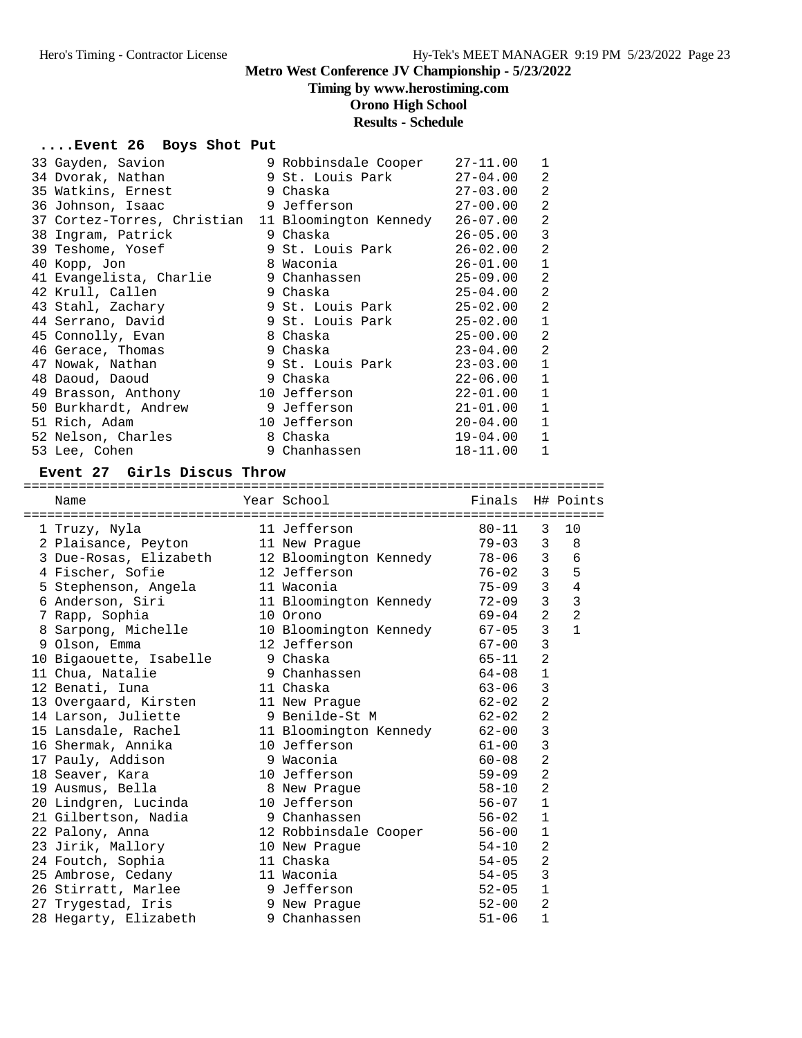# Metro West Conference JV Championship - 5/23/2022

## Timing by www.herostiming.com

## Orono High School

## Results - Schedule

### ....Event 26 Boys Shot Put

| Place | Name | Year | School | Finals | H# |
|---|---|---|---|---|---|
| 33 | Gayden, Savion | 9 | Robbinsdale Cooper | 27-11.00 | 1 |
| 34 | Dvorak, Nathan | 9 | St. Louis Park | 27-04.00 | 2 |
| 35 | Watkins, Ernest | 9 | Chaska | 27-03.00 | 2 |
| 36 | Johnson, Isaac | 9 | Jefferson | 27-00.00 | 2 |
| 37 | Cortez-Torres, Christian | 11 | Bloomington Kennedy | 26-07.00 | 2 |
| 38 | Ingram, Patrick | 9 | Chaska | 26-05.00 | 3 |
| 39 | Teshome, Yosef | 9 | St. Louis Park | 26-02.00 | 2 |
| 40 | Kopp, Jon | 8 | Waconia | 26-01.00 | 1 |
| 41 | Evangelista, Charlie | 9 | Chanhassen | 25-09.00 | 2 |
| 42 | Krull, Callen | 9 | Chaska | 25-04.00 | 2 |
| 43 | Stahl, Zachary | 9 | St. Louis Park | 25-02.00 | 2 |
| 44 | Serrano, David | 9 | St. Louis Park | 25-02.00 | 1 |
| 45 | Connolly, Evan | 8 | Chaska | 25-00.00 | 2 |
| 46 | Gerace, Thomas | 9 | Chaska | 23-04.00 | 2 |
| 47 | Nowak, Nathan | 9 | St. Louis Park | 23-03.00 | 1 |
| 48 | Daoud, Daoud | 9 | Chaska | 22-06.00 | 1 |
| 49 | Brasson, Anthony | 10 | Jefferson | 22-01.00 | 1 |
| 50 | Burkhardt, Andrew | 9 | Jefferson | 21-01.00 | 1 |
| 51 | Rich, Adam | 10 | Jefferson | 20-04.00 | 1 |
| 52 | Nelson, Charles | 8 | Chaska | 19-04.00 | 1 |
| 53 | Lee, Cohen | 9 | Chanhassen | 18-11.00 | 1 |

### Event 27 Girls Discus Throw

| Place | Name | Year | School | Finals | H# | Points |
|---|---|---|---|---|---|---|
| 1 | Truzy, Nyla | 11 | Jefferson | 80-11 | 3 | 10 |
| 2 | Plaisance, Peyton | 11 | New Prague | 79-03 | 3 | 8 |
| 3 | Due-Rosas, Elizabeth | 12 | Bloomington Kennedy | 78-06 | 3 | 6 |
| 4 | Fischer, Sofie | 12 | Jefferson | 76-02 | 3 | 5 |
| 5 | Stephenson, Angela | 11 | Waconia | 75-09 | 3 | 4 |
| 6 | Anderson, Siri | 11 | Bloomington Kennedy | 72-09 | 3 | 3 |
| 7 | Rapp, Sophia | 10 | Orono | 69-04 | 2 | 2 |
| 8 | Sarpong, Michelle | 10 | Bloomington Kennedy | 67-05 | 3 | 1 |
| 9 | Olson, Emma | 12 | Jefferson | 67-00 | 3 | |
| 10 | Bigaouette, Isabelle | 9 | Chaska | 65-11 | 2 | |
| 11 | Chua, Natalie | 9 | Chanhassen | 64-08 | 1 | |
| 12 | Benati, Iuna | 11 | Chaska | 63-06 | 3 | |
| 13 | Overgaard, Kirsten | 11 | New Prague | 62-02 | 2 | |
| 14 | Larson, Juliette | 9 | Benilde-St M | 62-02 | 2 | |
| 15 | Lansdale, Rachel | 11 | Bloomington Kennedy | 62-00 | 3 | |
| 16 | Shermak, Annika | 10 | Jefferson | 61-00 | 3 | |
| 17 | Pauly, Addison | 9 | Waconia | 60-08 | 2 | |
| 18 | Seaver, Kara | 10 | Jefferson | 59-09 | 2 | |
| 19 | Ausmus, Bella | 8 | New Prague | 58-10 | 2 | |
| 20 | Lindgren, Lucinda | 10 | Jefferson | 56-07 | 1 | |
| 21 | Gilbertson, Nadia | 9 | Chanhassen | 56-02 | 1 | |
| 22 | Palony, Anna | 12 | Robbinsdale Cooper | 56-00 | 1 | |
| 23 | Jirik, Mallory | 10 | New Prague | 54-10 | 2 | |
| 24 | Foutch, Sophia | 11 | Chaska | 54-05 | 2 | |
| 25 | Ambrose, Cedany | 11 | Waconia | 54-05 | 3 | |
| 26 | Stirratt, Marlee | 9 | Jefferson | 52-05 | 1 | |
| 27 | Trygestad, Iris | 9 | New Prague | 52-00 | 2 | |
| 28 | Hegarty, Elizabeth | 9 | Chanhassen | 51-06 | 1 | |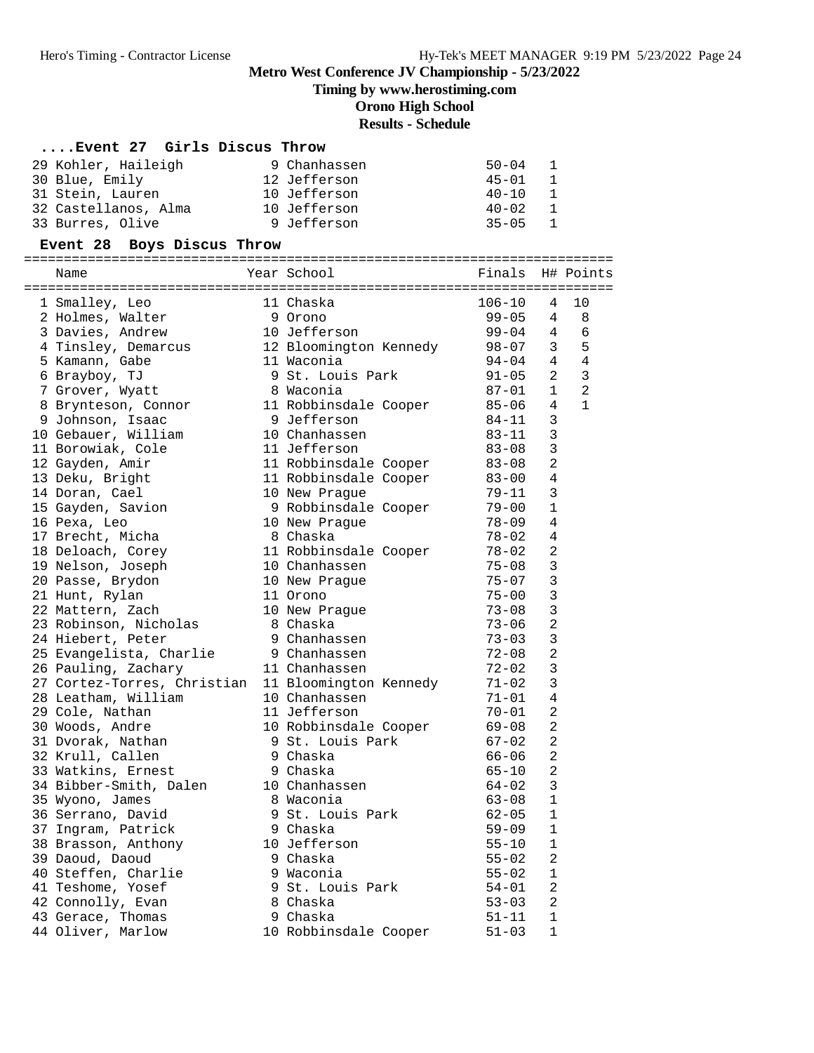## Metro West Conference JV Championship - 5/23/2022

### Timing by www.herostiming.com

### Orono High School

### Results - Schedule

#### ....Event 27 Girls Discus Throw

| | Name | Year | School | Finals | H# | Points |
|---|---|---|---|---|---|---|
| 29 | Kohler, Haileigh | 9 | Chanhassen | 50-04 | 1 | |
| 30 | Blue, Emily | 12 | Jefferson | 45-01 | 1 | |
| 31 | Stein, Lauren | 10 | Jefferson | 40-10 | 1 | |
| 32 | Castellanos, Alma | 10 | Jefferson | 40-02 | 1 | |
| 33 | Burres, Olive | 9 | Jefferson | 35-05 | 1 | |

#### Event 28 Boys Discus Throw

| | Name | Year | School | Finals | H# | Points |
|---|---|---|---|---|---|---|
| 1 | Smalley, Leo | 11 | Chaska | 106-10 | 4 | 10 |
| 2 | Holmes, Walter | 9 | Orono | 99-05 | 4 | 8 |
| 3 | Davies, Andrew | 10 | Jefferson | 99-04 | 4 | 6 |
| 4 | Tinsley, Demarcus | 12 | Bloomington Kennedy | 98-07 | 3 | 5 |
| 5 | Kamann, Gabe | 11 | Waconia | 94-04 | 4 | 4 |
| 6 | Brayboy, TJ | 9 | St. Louis Park | 91-05 | 2 | 3 |
| 7 | Grover, Wyatt | 8 | Waconia | 87-01 | 1 | 2 |
| 8 | Brynteson, Connor | 11 | Robbinsdale Cooper | 85-06 | 4 | 1 |
| 9 | Johnson, Isaac | 9 | Jefferson | 84-11 | 3 | |
| 10 | Gebauer, William | 10 | Chanhassen | 83-11 | 3 | |
| 11 | Borowiak, Cole | 11 | Jefferson | 83-08 | 3 | |
| 12 | Gayden, Amir | 11 | Robbinsdale Cooper | 83-08 | 2 | |
| 13 | Deku, Bright | 11 | Robbinsdale Cooper | 83-00 | 4 | |
| 14 | Doran, Cael | 10 | New Prague | 79-11 | 3 | |
| 15 | Gayden, Savion | 9 | Robbinsdale Cooper | 79-00 | 1 | |
| 16 | Pexa, Leo | 10 | New Prague | 78-09 | 4 | |
| 17 | Brecht, Micha | 8 | Chaska | 78-02 | 4 | |
| 18 | Deloach, Corey | 11 | Robbinsdale Cooper | 78-02 | 2 | |
| 19 | Nelson, Joseph | 10 | Chanhassen | 75-08 | 3 | |
| 20 | Passe, Brydon | 10 | New Prague | 75-07 | 3 | |
| 21 | Hunt, Rylan | 11 | Orono | 75-00 | 3 | |
| 22 | Mattern, Zach | 10 | New Prague | 73-08 | 3 | |
| 23 | Robinson, Nicholas | 8 | Chaska | 73-06 | 2 | |
| 24 | Hiebert, Peter | 9 | Chanhassen | 73-03 | 3 | |
| 25 | Evangelista, Charlie | 9 | Chanhassen | 72-08 | 2 | |
| 26 | Pauling, Zachary | 11 | Chanhassen | 72-02 | 3 | |
| 27 | Cortez-Torres, Christian | 11 | Bloomington Kennedy | 71-02 | 3 | |
| 28 | Leatham, William | 10 | Chanhassen | 71-01 | 4 | |
| 29 | Cole, Nathan | 11 | Jefferson | 70-01 | 2 | |
| 30 | Woods, Andre | 10 | Robbinsdale Cooper | 69-08 | 2 | |
| 31 | Dvorak, Nathan | 9 | St. Louis Park | 67-02 | 2 | |
| 32 | Krull, Callen | 9 | Chaska | 66-06 | 2 | |
| 33 | Watkins, Ernest | 9 | Chaska | 65-10 | 2 | |
| 34 | Bibber-Smith, Dalen | 10 | Chanhassen | 64-02 | 3 | |
| 35 | Wyono, James | 8 | Waconia | 63-08 | 1 | |
| 36 | Serrano, David | 9 | St. Louis Park | 62-05 | 1 | |
| 37 | Ingram, Patrick | 9 | Chaska | 59-09 | 1 | |
| 38 | Brasson, Anthony | 10 | Jefferson | 55-10 | 1 | |
| 39 | Daoud, Daoud | 9 | Chaska | 55-02 | 2 | |
| 40 | Steffen, Charlie | 9 | Waconia | 55-02 | 1 | |
| 41 | Teshome, Yosef | 9 | St. Louis Park | 54-01 | 2 | |
| 42 | Connolly, Evan | 8 | Chaska | 53-03 | 2 | |
| 43 | Gerace, Thomas | 9 | Chaska | 51-11 | 1 | |
| 44 | Oliver, Marlow | 10 | Robbinsdale Cooper | 51-03 | 1 | |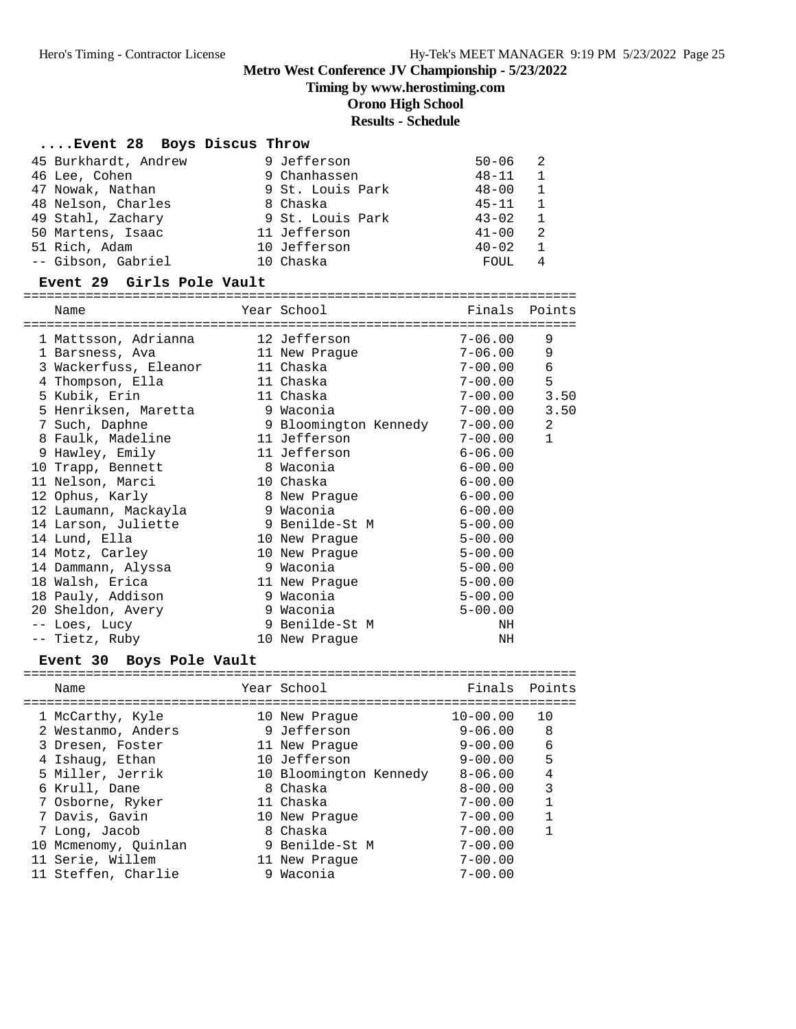# Metro West Conference JV Championship - 5/23/2022

**Timing by www.herostiming.com**

**Orono High School**

**Results - Schedule**

### ....Event 28 Boys Discus Throw

| Place | Name | Year | School | Finals | Points |
|---|---|---|---|---|---|
| 45 | Burkhardt, Andrew | 9 | Jefferson | 50-06 | 2 |
| 46 | Lee, Cohen | 9 | Chanhassen | 48-11 | 1 |
| 47 | Nowak, Nathan | 9 | St. Louis Park | 48-00 | 1 |
| 48 | Nelson, Charles | 8 | Chaska | 45-11 | 1 |
| 49 | Stahl, Zachary | 9 | St. Louis Park | 43-02 | 1 |
| 50 | Martens, Isaac | 11 | Jefferson | 41-00 | 2 |
| 51 | Rich, Adam | 10 | Jefferson | 40-02 | 1 |
| -- | Gibson, Gabriel | 10 | Chaska | FOUL | 4 |

### Event 29 Girls Pole Vault

| Place | Name | Year | School | Finals | Points |
|---|---|---|---|---|---|
| 1 | Mattsson, Adrianna | 12 | Jefferson | 7-06.00 | 9 |
| 1 | Barsness, Ava | 11 | New Prague | 7-06.00 | 9 |
| 3 | Wackerfuss, Eleanor | 11 | Chaska | 7-00.00 | 6 |
| 4 | Thompson, Ella | 11 | Chaska | 7-00.00 | 5 |
| 5 | Kubik, Erin | 11 | Chaska | 7-00.00 | 3.50 |
| 5 | Henriksen, Maretta | 9 | Waconia | 7-00.00 | 3.50 |
| 7 | Such, Daphne | 9 | Bloomington Kennedy | 7-00.00 | 2 |
| 8 | Faulk, Madeline | 11 | Jefferson | 7-00.00 | 1 |
| 9 | Hawley, Emily | 11 | Jefferson | 6-06.00 | |
| 10 | Trapp, Bennett | 8 | Waconia | 6-00.00 | |
| 11 | Nelson, Marci | 10 | Chaska | 6-00.00 | |
| 12 | Ophus, Karly | 8 | New Prague | 6-00.00 | |
| 12 | Laumann, Mackayla | 9 | Waconia | 6-00.00 | |
| 14 | Larson, Juliette | 9 | Benilde-St M | 5-00.00 | |
| 14 | Lund, Ella | 10 | New Prague | 5-00.00 | |
| 14 | Motz, Carley | 10 | New Prague | 5-00.00 | |
| 14 | Dammann, Alyssa | 9 | Waconia | 5-00.00 | |
| 18 | Walsh, Erica | 11 | New Prague | 5-00.00 | |
| 18 | Pauly, Addison | 9 | Waconia | 5-00.00 | |
| 20 | Sheldon, Avery | 9 | Waconia | 5-00.00 | |
| -- | Loes, Lucy | 9 | Benilde-St M | NH | |
| -- | Tietz, Ruby | 10 | New Prague | NH | |

### Event 30 Boys Pole Vault

| Place | Name | Year | School | Finals | Points |
|---|---|---|---|---|---|
| 1 | McCarthy, Kyle | 10 | New Prague | 10-00.00 | 10 |
| 2 | Westanmo, Anders | 9 | Jefferson | 9-06.00 | 8 |
| 3 | Dresen, Foster | 11 | New Prague | 9-00.00 | 6 |
| 4 | Ishaug, Ethan | 10 | Jefferson | 9-00.00 | 5 |
| 5 | Miller, Jerrik | 10 | Bloomington Kennedy | 8-06.00 | 4 |
| 6 | Krull, Dane | 8 | Chaska | 8-00.00 | 3 |
| 7 | Osborne, Ryker | 11 | Chaska | 7-00.00 | 1 |
| 7 | Davis, Gavin | 10 | New Prague | 7-00.00 | 1 |
| 7 | Long, Jacob | 8 | Chaska | 7-00.00 | 1 |
| 10 | Mcmenomy, Quinlan | 9 | Benilde-St M | 7-00.00 | |
| 11 | Serie, Willem | 11 | New Prague | 7-00.00 | |
| 11 | Steffen, Charlie | 9 | Waconia | 7-00.00 | |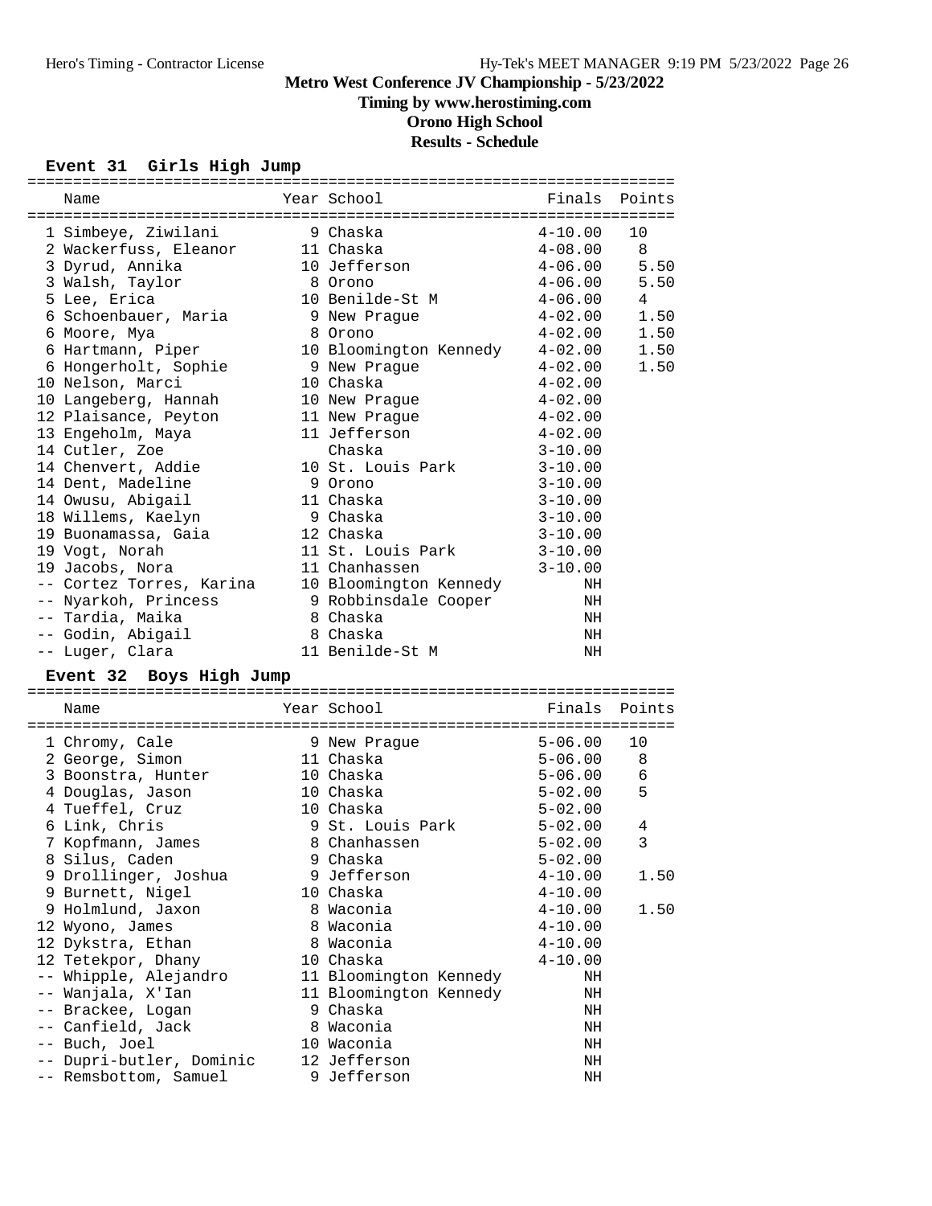# Metro West Conference JV Championship - 5/23/2022

## Timing by www.herostiming.com

## Orono High School

## Results - Schedule

### Event 31 Girls High Jump

| Place | Name | Year | School | Finals | Points |
|---|---|---|---|---|---|
| 1 | Simbeye, Ziwilani | 9 | Chaska | 4-10.00 | 10 |
| 2 | Wackerfuss, Eleanor | 11 | Chaska | 4-08.00 | 8 |
| 3 | Dyrud, Annika | 10 | Jefferson | 4-06.00 | 5.50 |
| 3 | Walsh, Taylor | 8 | Orono | 4-06.00 | 5.50 |
| 5 | Lee, Erica | 10 | Benilde-St M | 4-06.00 | 4 |
| 6 | Schoenbauer, Maria | 9 | New Prague | 4-02.00 | 1.50 |
| 6 | Moore, Mya | 8 | Orono | 4-02.00 | 1.50 |
| 6 | Hartmann, Piper | 10 | Bloomington Kennedy | 4-02.00 | 1.50 |
| 6 | Hongerholt, Sophie | 9 | New Prague | 4-02.00 | 1.50 |
| 10 | Nelson, Marci | 10 | Chaska | 4-02.00 | |
| 10 | Langeberg, Hannah | 10 | New Prague | 4-02.00 | |
| 12 | Plaisance, Peyton | 11 | New Prague | 4-02.00 | |
| 13 | Engeholm, Maya | 11 | Jefferson | 4-02.00 | |
| 14 | Cutler, Zoe | | Chaska | 3-10.00 | |
| 14 | Chenvert, Addie | 10 | St. Louis Park | 3-10.00 | |
| 14 | Dent, Madeline | 9 | Orono | 3-10.00 | |
| 14 | Owusu, Abigail | 11 | Chaska | 3-10.00 | |
| 18 | Willems, Kaelyn | 9 | Chaska | 3-10.00 | |
| 19 | Buonamassa, Gaia | 12 | Chaska | 3-10.00 | |
| 19 | Vogt, Norah | 11 | St. Louis Park | 3-10.00 | |
| 19 | Jacobs, Nora | 11 | Chanhassen | 3-10.00 | |
| -- | Cortez Torres, Karina | 10 | Bloomington Kennedy | NH | |
| -- | Nyarkoh, Princess | 9 | Robbinsdale Cooper | NH | |
| -- | Tardia, Maika | 8 | Chaska | NH | |
| -- | Godin, Abigail | 8 | Chaska | NH | |
| -- | Luger, Clara | 11 | Benilde-St M | NH | |

### Event 32 Boys High Jump

| Place | Name | Year | School | Finals | Points |
|---|---|---|---|---|---|
| 1 | Chromy, Cale | 9 | New Prague | 5-06.00 | 10 |
| 2 | George, Simon | 11 | Chaska | 5-06.00 | 8 |
| 3 | Boonstra, Hunter | 10 | Chaska | 5-06.00 | 6 |
| 4 | Douglas, Jason | 10 | Chaska | 5-02.00 | 5 |
| 4 | Tueffel, Cruz | 10 | Chaska | 5-02.00 | |
| 6 | Link, Chris | 9 | St. Louis Park | 5-02.00 | 4 |
| 7 | Kopfmann, James | 8 | Chanhassen | 5-02.00 | 3 |
| 8 | Silus, Caden | 9 | Chaska | 5-02.00 | |
| 9 | Drollinger, Joshua | 9 | Jefferson | 4-10.00 | 1.50 |
| 9 | Burnett, Nigel | 10 | Chaska | 4-10.00 | |
| 9 | Holmlund, Jaxon | 8 | Waconia | 4-10.00 | 1.50 |
| 12 | Wyono, James | 8 | Waconia | 4-10.00 | |
| 12 | Dykstra, Ethan | 8 | Waconia | 4-10.00 | |
| 12 | Tetekpor, Dhany | 10 | Chaska | 4-10.00 | |
| -- | Whipple, Alejandro | 11 | Bloomington Kennedy | NH | |
| -- | Wanjala, X'Ian | 11 | Bloomington Kennedy | NH | |
| -- | Brackee, Logan | 9 | Chaska | NH | |
| -- | Canfield, Jack | 8 | Waconia | NH | |
| -- | Buch, Joel | 10 | Waconia | NH | |
| -- | Dupri-butler, Dominic | 12 | Jefferson | NH | |
| -- | Remsbottom, Samuel | 9 | Jefferson | NH | |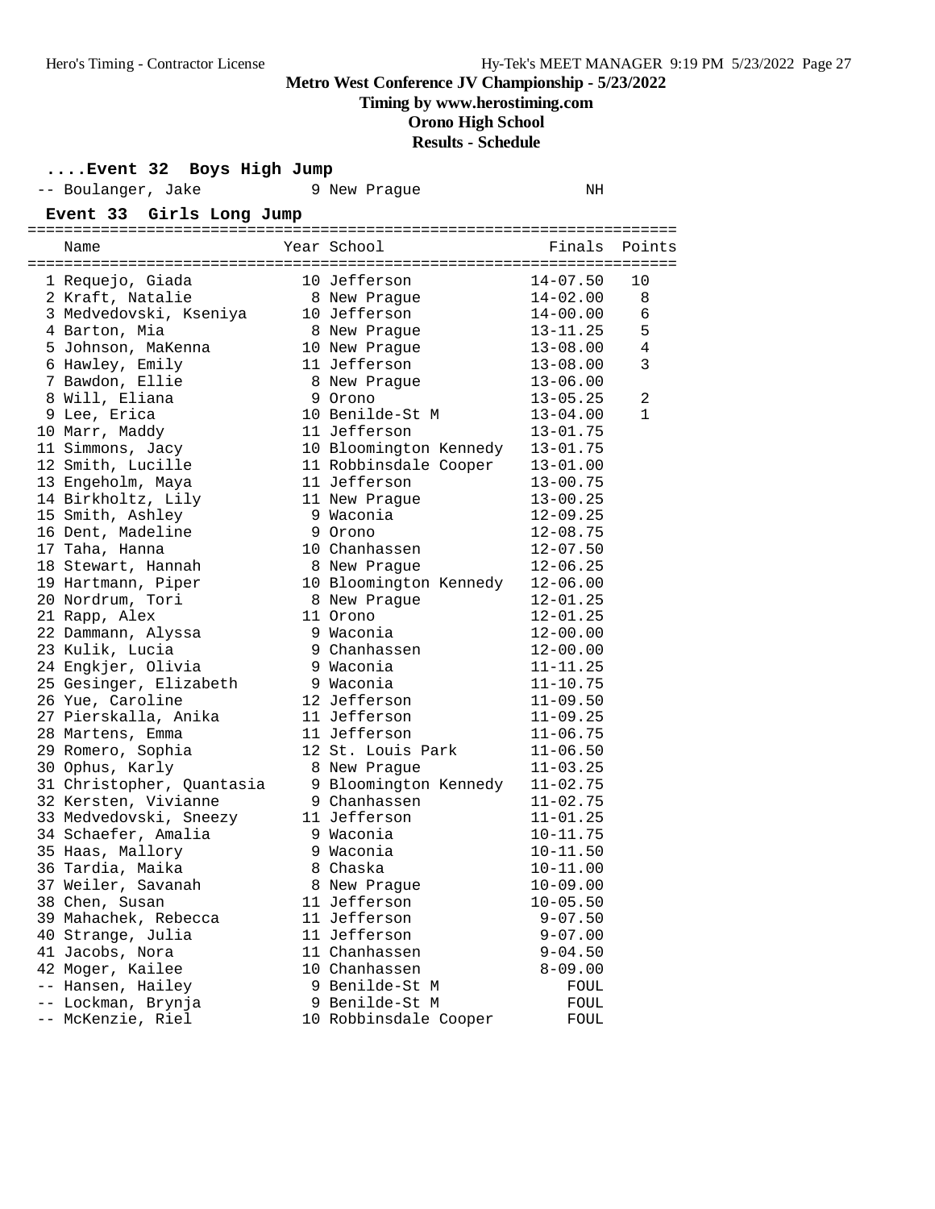## Metro West Conference JV Championship - 5/23/2022

**Timing by www.herostiming.com**

**Orono High School**

**Results - Schedule**

### ....Event 32 Boys High Jump

| Name | Year | School | Finals |
|---|---|---|---|
| -- Boulanger, Jake | 9 | New Prague | NH |

### Event 33 Girls Long Jump

| Name | Year | School | Finals | Points |
|---|---|---|---|---|
| 1 Requejo, Giada | 10 | Jefferson | 14-07.50 | 10 |
| 2 Kraft, Natalie | 8 | New Prague | 14-02.00 | 8 |
| 3 Medvedovski, Kseniya | 10 | Jefferson | 14-00.00 | 6 |
| 4 Barton, Mia | 8 | New Prague | 13-11.25 | 5 |
| 5 Johnson, MaKenna | 10 | New Prague | 13-08.00 | 4 |
| 6 Hawley, Emily | 11 | Jefferson | 13-08.00 | 3 |
| 7 Bawdon, Ellie | 8 | New Prague | 13-06.00 | |
| 8 Will, Eliana | 9 | Orono | 13-05.25 | 2 |
| 9 Lee, Erica | 10 | Benilde-St M | 13-04.00 | 1 |
| 10 Marr, Maddy | 11 | Jefferson | 13-01.75 | |
| 11 Simmons, Jacy | 10 | Bloomington Kennedy | 13-01.75 | |
| 12 Smith, Lucille | 11 | Robbinsdale Cooper | 13-01.00 | |
| 13 Engeholm, Maya | 11 | Jefferson | 13-00.75 | |
| 14 Birkholtz, Lily | 11 | New Prague | 13-00.25 | |
| 15 Smith, Ashley | 9 | Waconia | 12-09.25 | |
| 16 Dent, Madeline | 9 | Orono | 12-08.75 | |
| 17 Taha, Hanna | 10 | Chanhassen | 12-07.50 | |
| 18 Stewart, Hannah | 8 | New Prague | 12-06.25 | |
| 19 Hartmann, Piper | 10 | Bloomington Kennedy | 12-06.00 | |
| 20 Nordrum, Tori | 8 | New Prague | 12-01.25 | |
| 21 Rapp, Alex | 11 | Orono | 12-01.25 | |
| 22 Dammann, Alyssa | 9 | Waconia | 12-00.00 | |
| 23 Kulik, Lucia | 9 | Chanhassen | 12-00.00 | |
| 24 Engkjer, Olivia | 9 | Waconia | 11-11.25 | |
| 25 Gesinger, Elizabeth | 9 | Waconia | 11-10.75 | |
| 26 Yue, Caroline | 12 | Jefferson | 11-09.50 | |
| 27 Pierskalla, Anika | 11 | Jefferson | 11-09.25 | |
| 28 Martens, Emma | 11 | Jefferson | 11-06.75 | |
| 29 Romero, Sophia | 12 | St. Louis Park | 11-06.50 | |
| 30 Ophus, Karly | 8 | New Prague | 11-03.25 | |
| 31 Christopher, Quantasia | 9 | Bloomington Kennedy | 11-02.75 | |
| 32 Kersten, Vivianne | 9 | Chanhassen | 11-02.75 | |
| 33 Medvedovski, Sneezy | 11 | Jefferson | 11-01.25 | |
| 34 Schaefer, Amalia | 9 | Waconia | 10-11.75 | |
| 35 Haas, Mallory | 9 | Waconia | 10-11.50 | |
| 36 Tardia, Maika | 8 | Chaska | 10-11.00 | |
| 37 Weiler, Savanah | 8 | New Prague | 10-09.00 | |
| 38 Chen, Susan | 11 | Jefferson | 10-05.50 | |
| 39 Mahachek, Rebecca | 11 | Jefferson | 9-07.50 | |
| 40 Strange, Julia | 11 | Jefferson | 9-07.00 | |
| 41 Jacobs, Nora | 11 | Chanhassen | 9-04.50 | |
| 42 Moger, Kailee | 10 | Chanhassen | 8-09.00 | |
| -- Hansen, Hailey | 9 | Benilde-St M | FOUL | |
| -- Lockman, Brynja | 9 | Benilde-St M | FOUL | |
| -- McKenzie, Riel | 10 | Robbinsdale Cooper | FOUL | |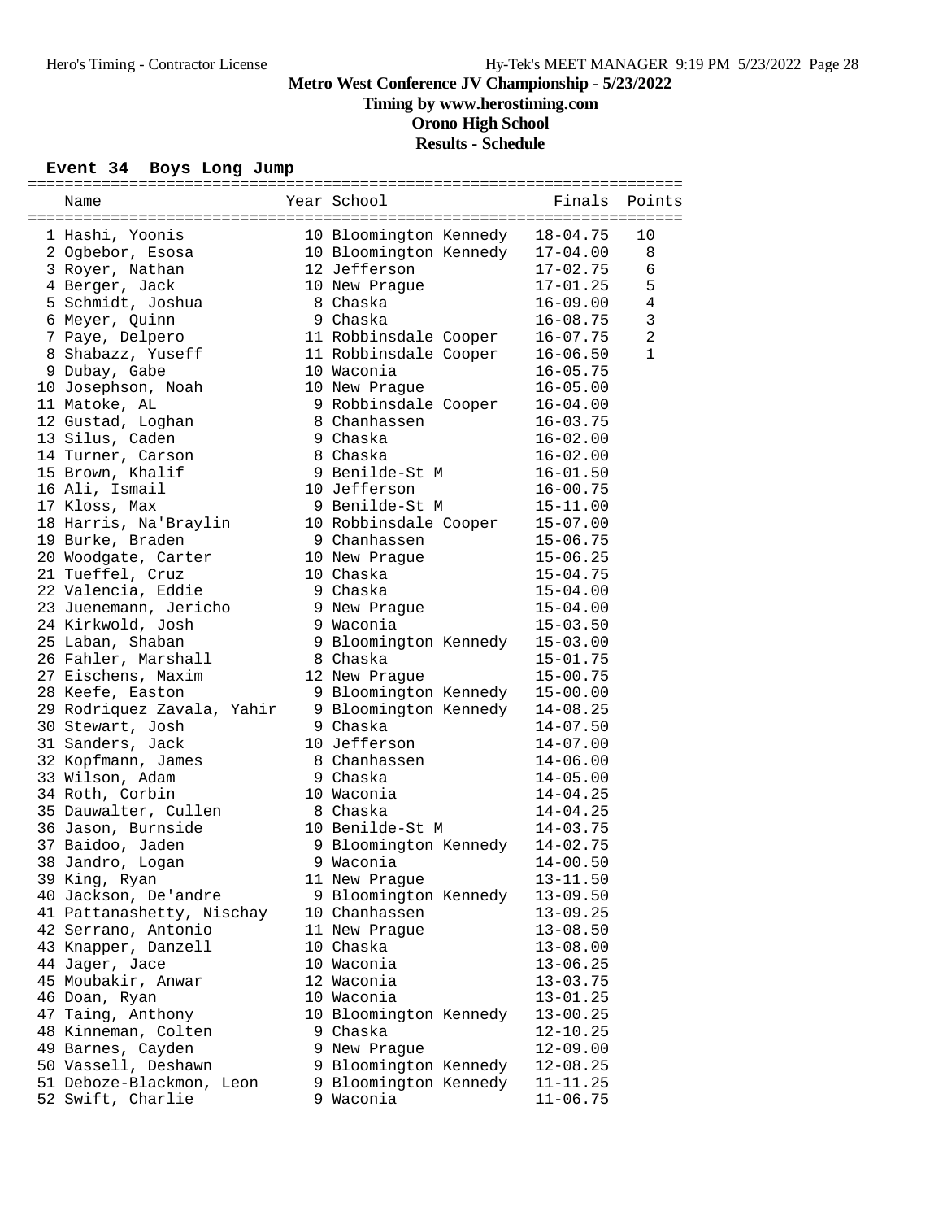# Metro West Conference JV Championship - 5/23/2022

**Timing by www.herostiming.com**

**Orono High School**

**Results - Schedule**

## Event 34 Boys Long Jump

| | Name | Year | School | Finals | Points |
|---|---|---|---|---|---|
| 1 | Hashi, Yoonis | 10 | Bloomington Kennedy | 18-04.75 | 10 |
| 2 | Ogbebor, Esosa | 10 | Bloomington Kennedy | 17-04.00 | 8 |
| 3 | Royer, Nathan | 12 | Jefferson | 17-02.75 | 6 |
| 4 | Berger, Jack | 10 | New Prague | 17-01.25 | 5 |
| 5 | Schmidt, Joshua | 8 | Chaska | 16-09.00 | 4 |
| 6 | Meyer, Quinn | 9 | Chaska | 16-08.75 | 3 |
| 7 | Paye, Delpero | 11 | Robbinsdale Cooper | 16-07.75 | 2 |
| 8 | Shabazz, Yuseff | 11 | Robbinsdale Cooper | 16-06.50 | 1 |
| 9 | Dubay, Gabe | 10 | Waconia | 16-05.75 | |
| 10 | Josephson, Noah | 10 | New Prague | 16-05.00 | |
| 11 | Matoke, AL | 9 | Robbinsdale Cooper | 16-04.00 | |
| 12 | Gustad, Loghan | 8 | Chanhassen | 16-03.75 | |
| 13 | Silus, Caden | 9 | Chaska | 16-02.00 | |
| 14 | Turner, Carson | 8 | Chaska | 16-02.00 | |
| 15 | Brown, Khalif | 9 | Benilde-St M | 16-01.50 | |
| 16 | Ali, Ismail | 10 | Jefferson | 16-00.75 | |
| 17 | Kloss, Max | 9 | Benilde-St M | 15-11.00 | |
| 18 | Harris, Na'Braylin | 10 | Robbinsdale Cooper | 15-07.00 | |
| 19 | Burke, Braden | 9 | Chanhassen | 15-06.75 | |
| 20 | Woodgate, Carter | 10 | New Prague | 15-06.25 | |
| 21 | Tueffel, Cruz | 10 | Chaska | 15-04.75 | |
| 22 | Valencia, Eddie | 9 | Chaska | 15-04.00 | |
| 23 | Juenemann, Jericho | 9 | New Prague | 15-04.00 | |
| 24 | Kirkwold, Josh | 9 | Waconia | 15-03.50 | |
| 25 | Laban, Shaban | 9 | Bloomington Kennedy | 15-03.00 | |
| 26 | Fahler, Marshall | 8 | Chaska | 15-01.75 | |
| 27 | Eischens, Maxim | 12 | New Prague | 15-00.75 | |
| 28 | Keefe, Easton | 9 | Bloomington Kennedy | 15-00.00 | |
| 29 | Rodriquez Zavala, Yahir | 9 | Bloomington Kennedy | 14-08.25 | |
| 30 | Stewart, Josh | 9 | Chaska | 14-07.50 | |
| 31 | Sanders, Jack | 10 | Jefferson | 14-07.00 | |
| 32 | Kopfmann, James | 8 | Chanhassen | 14-06.00 | |
| 33 | Wilson, Adam | 9 | Chaska | 14-05.00 | |
| 34 | Roth, Corbin | 10 | Waconia | 14-04.25 | |
| 35 | Dauwalter, Cullen | 8 | Chaska | 14-04.25 | |
| 36 | Jason, Burnside | 10 | Benilde-St M | 14-03.75 | |
| 37 | Baidoo, Jaden | 9 | Bloomington Kennedy | 14-02.75 | |
| 38 | Jandro, Logan | 9 | Waconia | 14-00.50 | |
| 39 | King, Ryan | 11 | New Prague | 13-11.50 | |
| 40 | Jackson, De'andre | 9 | Bloomington Kennedy | 13-09.50 | |
| 41 | Pattanashetty, Nischay | 10 | Chanhassen | 13-09.25 | |
| 42 | Serrano, Antonio | 11 | New Prague | 13-08.50 | |
| 43 | Knapper, Danzell | 10 | Chaska | 13-08.00 | |
| 44 | Jager, Jace | 10 | Waconia | 13-06.25 | |
| 45 | Moubakir, Anwar | 12 | Waconia | 13-03.75 | |
| 46 | Doan, Ryan | 10 | Waconia | 13-01.25 | |
| 47 | Taing, Anthony | 10 | Bloomington Kennedy | 13-00.25 | |
| 48 | Kinneman, Colten | 9 | Chaska | 12-10.25 | |
| 49 | Barnes, Cayden | 9 | New Prague | 12-09.00 | |
| 50 | Vassell, Deshawn | 9 | Bloomington Kennedy | 12-08.25 | |
| 51 | Deboze-Blackmon, Leon | 9 | Bloomington Kennedy | 11-11.25 | |
| 52 | Swift, Charlie | 9 | Waconia | 11-06.75 | |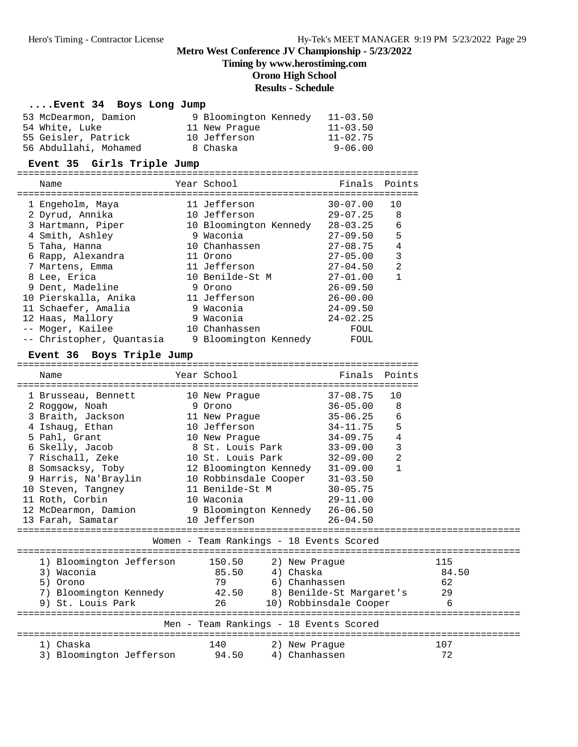# Metro West Conference JV Championship - 5/23/2022

**Timing by www.herostiming.com**

**Orono High School**

**Results - Schedule**

## ....Event 34 Boys Long Jump

| Name | Year | School | Finals |
|---|---|---|---|
| 53 McDearmon, Damion | 9 | Bloomington Kennedy | 11-03.50 |
| 54 White, Luke | 11 | New Prague | 11-03.50 |
| 55 Geisler, Patrick | 10 | Jefferson | 11-02.75 |
| 56 Abdullahi, Mohamed | 8 | Chaska | 9-06.00 |

## Event 35 Girls Triple Jump

| Name | Year | School | Finals | Points |
|---|---|---|---|---|
| 1 Engeholm, Maya | 11 | Jefferson | 30-07.00 | 10 |
| 2 Dyrud, Annika | 10 | Jefferson | 29-07.25 | 8 |
| 3 Hartmann, Piper | 10 | Bloomington Kennedy | 28-03.25 | 6 |
| 4 Smith, Ashley | 9 | Waconia | 27-09.50 | 5 |
| 5 Taha, Hanna | 10 | Chanhassen | 27-08.75 | 4 |
| 6 Rapp, Alexandra | 11 | Orono | 27-05.00 | 3 |
| 7 Martens, Emma | 11 | Jefferson | 27-04.50 | 2 |
| 8 Lee, Erica | 10 | Benilde-St M | 27-01.00 | 1 |
| 9 Dent, Madeline | 9 | Orono | 26-09.50 | |
| 10 Pierskalla, Anika | 11 | Jefferson | 26-00.00 | |
| 11 Schaefer, Amalia | 9 | Waconia | 24-09.50 | |
| 12 Haas, Mallory | 9 | Waconia | 24-02.25 | |
| -- Moger, Kailee | 10 | Chanhassen | FOUL | |
| -- Christopher, Quantasia | 9 | Bloomington Kennedy | FOUL | |

## Event 36 Boys Triple Jump

| Name | Year | School | Finals | Points |
|---|---|---|---|---|
| 1 Brusseau, Bennett | 10 | New Prague | 37-08.75 | 10 |
| 2 Roggow, Noah | 9 | Orono | 36-05.00 | 8 |
| 3 Braith, Jackson | 11 | New Prague | 35-06.25 | 6 |
| 4 Ishaug, Ethan | 10 | Jefferson | 34-11.75 | 5 |
| 5 Pahl, Grant | 10 | New Prague | 34-09.75 | 4 |
| 6 Skelly, Jacob | 8 | St. Louis Park | 33-09.00 | 3 |
| 7 Rischall, Zeke | 10 | St. Louis Park | 32-09.00 | 2 |
| 8 Somsacksy, Toby | 12 | Bloomington Kennedy | 31-09.00 | 1 |
| 9 Harris, Na'Braylin | 10 | Robbinsdale Cooper | 31-03.50 | |
| 10 Steven, Tangney | 11 | Benilde-St M | 30-05.75 | |
| 11 Roth, Corbin | 10 | Waconia | 29-11.00 | |
| 12 McDearmon, Damion | 9 | Bloomington Kennedy | 26-06.50 | |
| 13 Farah, Samatar | 10 | Jefferson | 26-04.50 | |

## Women - Team Rankings - 18 Events Scored

| Team | Points | Team | Points |
|---|---|---|---|
| 1) Bloomington Jefferson | 150.50 | 2) New Prague | 115 |
| 3) Waconia | 85.50 | 4) Chaska | 84.50 |
| 5) Orono | 79 | 6) Chanhassen | 62 |
| 7) Bloomington Kennedy | 42.50 | 8) Benilde-St Margaret's | 29 |
| 9) St. Louis Park | 26 | 10) Robbinsdale Cooper | 6 |

## Men - Team Rankings - 18 Events Scored

| Team | Points | Team | Points |
|---|---|---|---|
| 1) Chaska | 140 | 2) New Prague | 107 |
| 3) Bloomington Jefferson | 94.50 | 4) Chanhassen | 72 |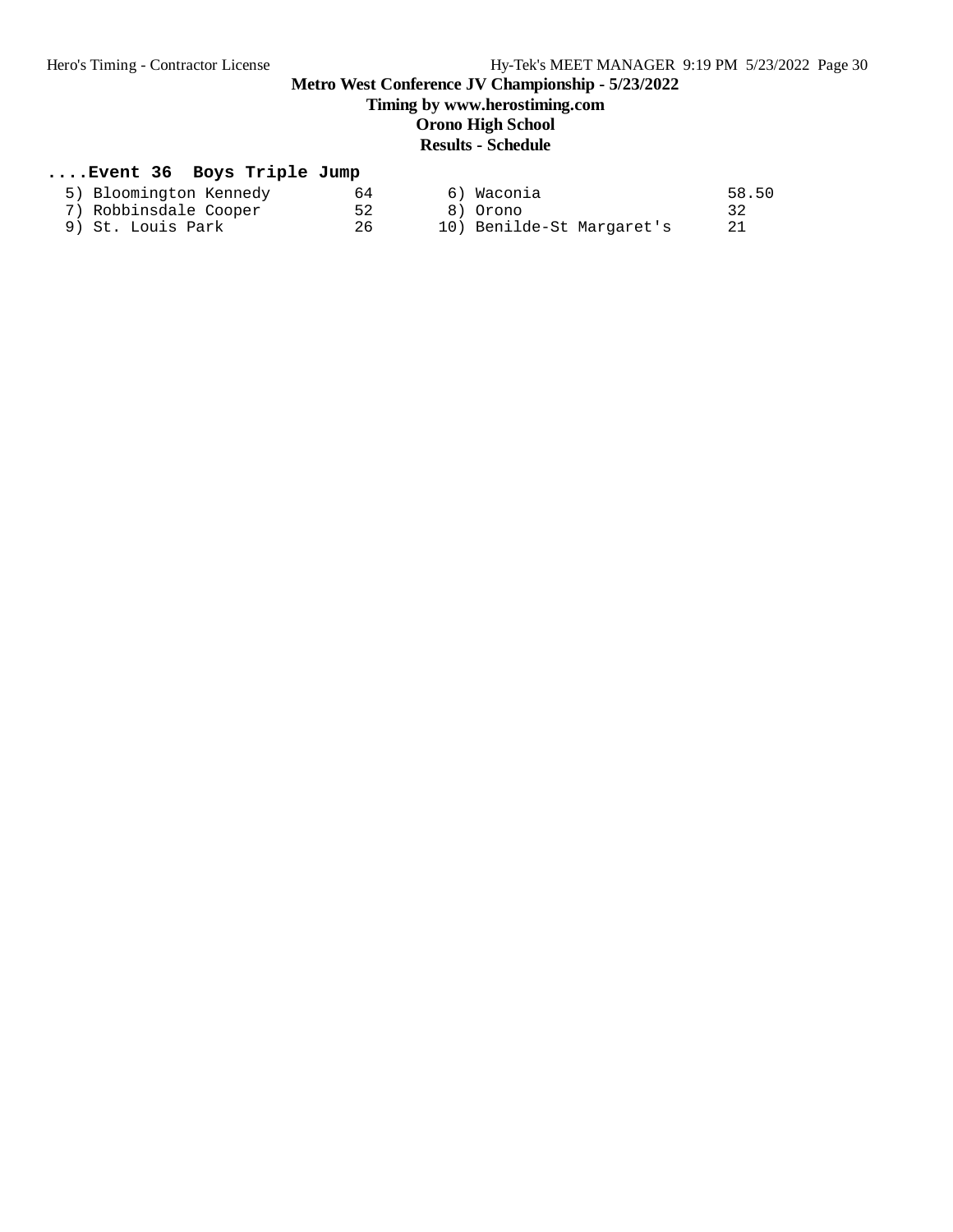Metro West Conference JV Championship - 5/23/2022

Timing by www.herostiming.com

Orono High School

Results - Schedule

### ....Event 36  Boys Triple Jump

| | | | |
|---|---|---|---|
| 5) Bloomington Kennedy | 64 | 6) Waconia | 58.50 |
| 7) Robbinsdale Cooper | 52 | 8) Orono | 32 |
| 9) St. Louis Park | 26 | 10) Benilde-St Margaret's | 21 |